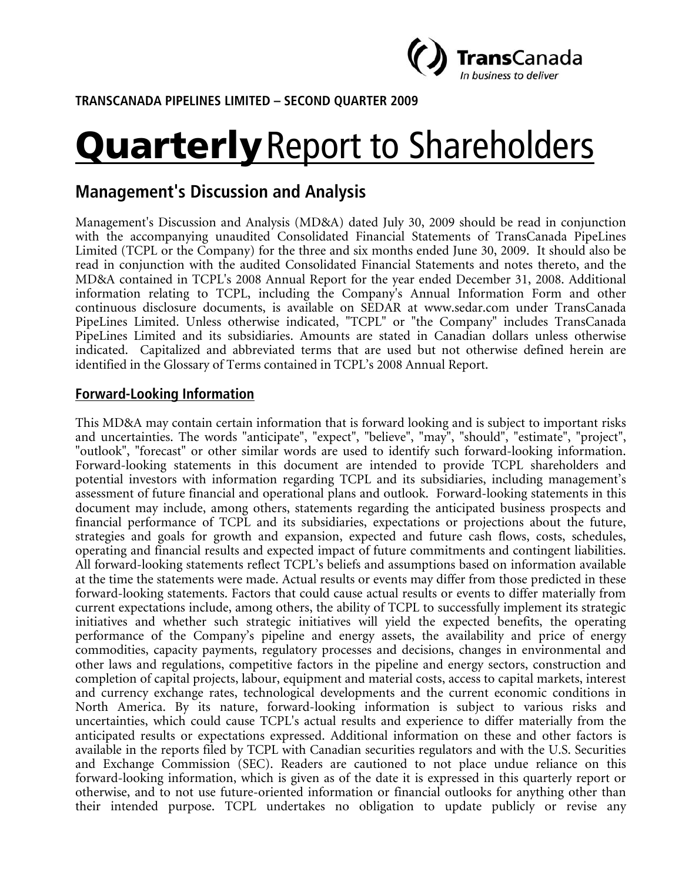**TRANSCANADA PIPELINES LIMITED – SECOND QUARTER 2009**

# **Quarterly** Report to Shareholders

## Management's Discussion and Analysis

Management's Discussion and Analysis (MD&A) dated July 30, 2009 should be read in conjunction with the accompanying unaudited Consolidated Financial Statements of TransCanada PipeLines Limited (TCPL or the Company) for the three and six months ended June 30, 2009. It should also be read in conjunction with the audited Consolidated Financial Statements and notes thereto, and the MD&A contained in TCPL's 2008 Annual Report for the year ended December 31, 2008. Additional information relating to TCPL, including the Company's Annual Information Form and other continuous disclosure documents, is available on SEDAR at www.sedar.com under TransCanada PipeLines Limited. Unless otherwise indicated, "TCPL" or "the Company" includes TransCanada PipeLines Limited and its subsidiaries. Amounts are stated in Canadian dollars unless otherwise indicated. Capitalized and abbreviated terms that are used but not otherwise defined herein are identified in the Glossary of Terms contained in TCPL's 2008 Annual Report.

### Forward-Looking Information

This MD&A may contain certain information that is forward looking and is subject to important risks and uncertainties. The words "anticipate", "expect", "believe", "may", "should", "estimate", "project", "outlook", "forecast" or other similar words are used to identify such forward-looking information. Forward-looking statements in this document are intended to provide TCPL shareholders and potential investors with information regarding TCPL and its subsidiaries, including management's assessment of future financial and operational plans and outlook. Forward-looking statements in this document may include, among others, statements regarding the anticipated business prospects and financial performance of TCPL and its subsidiaries, expectations or projections about the future, strategies and goals for growth and expansion, expected and future cash flows, costs, schedules, operating and financial results and expected impact of future commitments and contingent liabilities. All forward-looking statements reflect TCPL's beliefs and assumptions based on information available at the time the statements were made. Actual results or events may differ from those predicted in these forward-looking statements. Factors that could cause actual results or events to differ materially from current expectations include, among others, the ability of TCPL to successfully implement its strategic initiatives and whether such strategic initiatives will yield the expected benefits, the operating performance of the Company's pipeline and energy assets, the availability and price of energy commodities, capacity payments, regulatory processes and decisions, changes in environmental and other laws and regulations, competitive factors in the pipeline and energy sectors, construction and completion of capital projects, labour, equipment and material costs, access to capital markets, interest and currency exchange rates, technological developments and the current economic conditions in North America. By its nature, forward-looking information is subject to various risks and uncertainties, which could cause TCPL's actual results and experience to differ materially from the anticipated results or expectations expressed. Additional information on these and other factors is available in the reports filed by TCPL with Canadian securities regulators and with the U.S. Securities and Exchange Commission (SEC). Readers are cautioned to not place undue reliance on this forward-looking information, which is given as of the date it is expressed in this quarterly report or otherwise, and to not use future-oriented information or financial outlooks for anything other than their intended purpose. TCPL undertakes no obligation to update publicly or revise any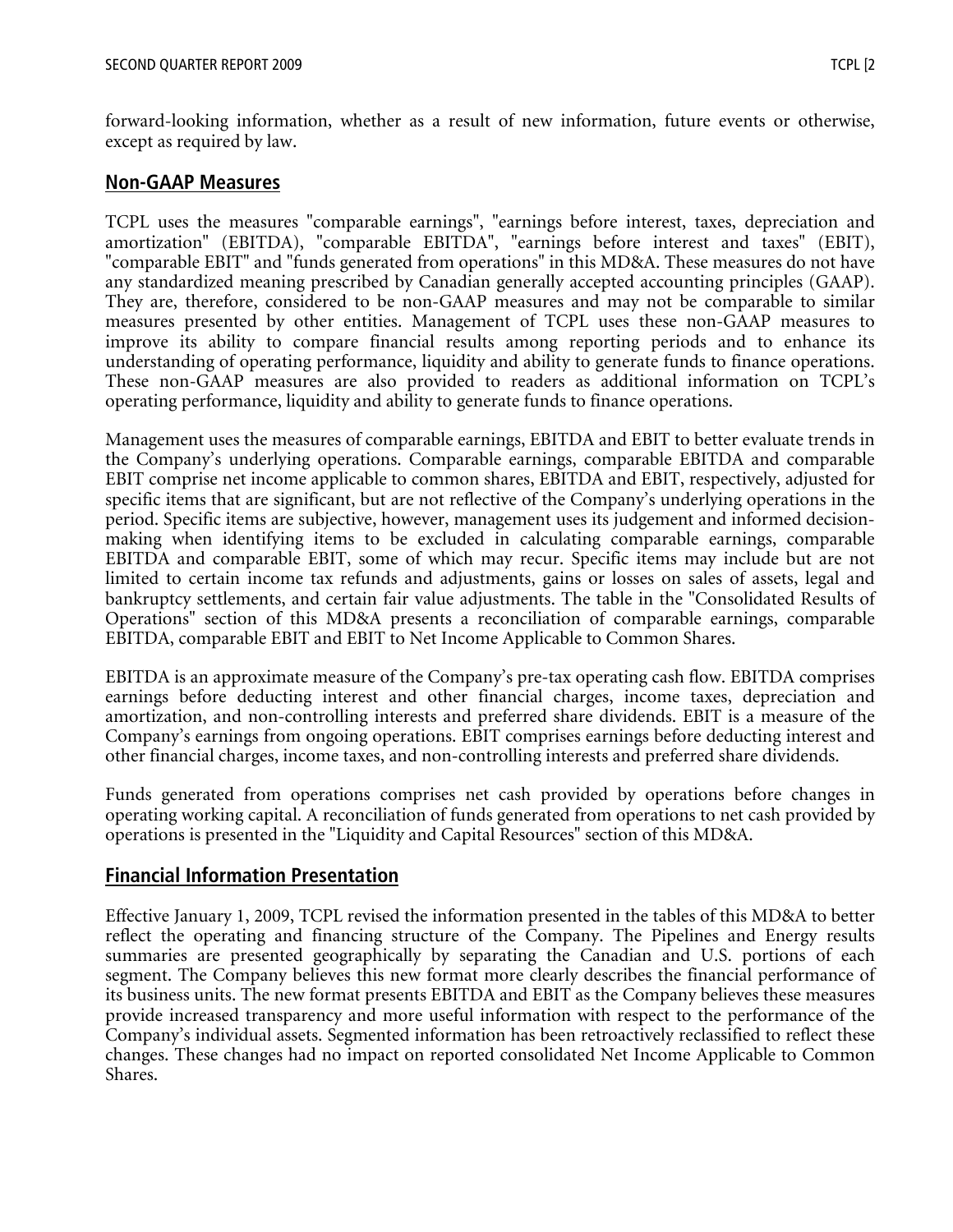forward-looking information, whether as a result of new information, future events or otherwise, except as required by law.

## Non-GAAP Measures

TCPL uses the measures "comparable earnings", "earnings before interest, taxes, depreciation and amortization" (EBITDA), "comparable EBITDA", "earnings before interest and taxes" (EBIT), "comparable EBIT" and "funds generated from operations" in this MD&A. These measures do not have any standardized meaning prescribed by Canadian generally accepted accounting principles (GAAP). They are, therefore, considered to be non-GAAP measures and may not be comparable to similar measures presented by other entities. Management of TCPL uses these non-GAAP measures to improve its ability to compare financial results among reporting periods and to enhance its understanding of operating performance, liquidity and ability to generate funds to finance operations. These non-GAAP measures are also provided to readers as additional information on TCPL's operating performance, liquidity and ability to generate funds to finance operations.

Management uses the measures of comparable earnings, EBITDA and EBIT to better evaluate trends in the Company's underlying operations. Comparable earnings, comparable EBITDA and comparable EBIT comprise net income applicable to common shares, EBITDA and EBIT, respectively, adjusted for specific items that are significant, but are not reflective of the Company's underlying operations in the period. Specific items are subjective, however, management uses its judgement and informed decision-making when identifying items to be excluded in calculating comparable earnings, comparable EBITDA and comparable EBIT, some of which may recur. Specific items may include but are not limited to certain income tax refunds and adjustments, gains or losses on sales of assets, legal and bankruptcy settlements, and certain fair value adjustments. The table in the "Consolidated Results of Operations" section of this MD&A presents a reconciliation of comparable earnings, comparable EBITDA, comparable EBIT and EBIT to Net Income Applicable to Common Shares.

EBITDA is an approximate measure of the Company's pre-tax operating cash flow. EBITDA comprises earnings before deducting interest and other financial charges, income taxes, depreciation and amortization, and non-controlling interests and preferred share dividends. EBIT is a measure of the Company's earnings from ongoing operations. EBIT comprises earnings before deducting interest and other financial charges, income taxes, and non-controlling interests and preferred share dividends.

Funds generated from operations comprises net cash provided by operations before changes in operating working capital. A reconciliation of funds generated from operations to net cash provided by operations is presented in the "Liquidity and Capital Resources" section of this MD&A.

## Financial Information Presentation

Effective January 1, 2009, TCPL revised the information presented in the tables of this MD&A to better reflect the operating and financing structure of the Company. The Pipelines and Energy results summaries are presented geographically by separating the Canadian and U.S. portions of each segment. The Company believes this new format more clearly describes the financial performance of its business units. The new format presents EBITDA and EBIT as the Company believes these measures provide increased transparency and more useful information with respect to the performance of the Company's individual assets. Segmented information has been retroactively reclassified to reflect these changes. These changes had no impact on reported consolidated Net Income Applicable to Common Shares.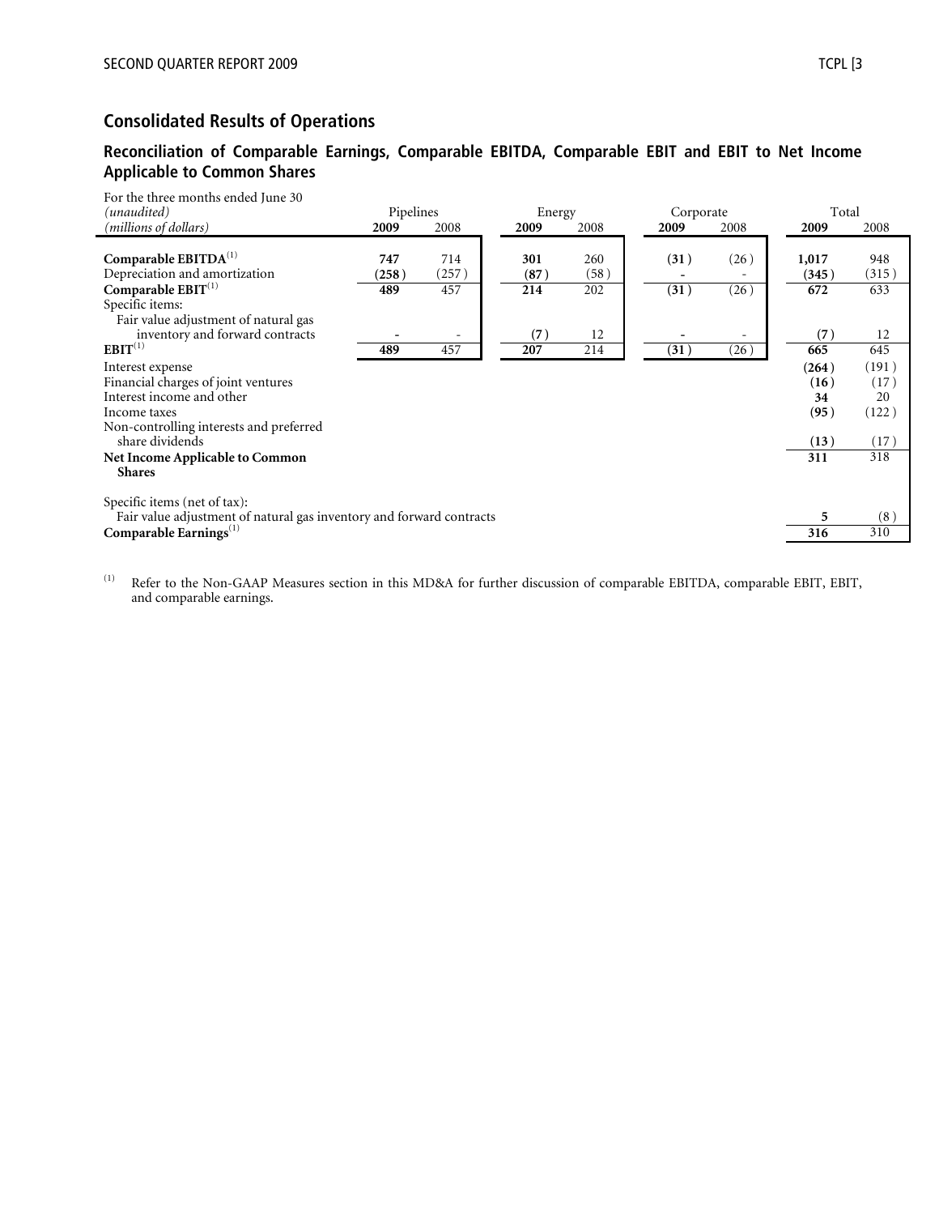## Consolidated Results of Operations

### Reconciliation of Comparable Earnings, Comparable EBITDA, Comparable EBIT and EBIT to Net Income Applicable to Common Shares

| For the three months ended June 30 *(unaudited)* *(millions of dollars)* | Pipelines | | Energy | | Corporate | | Total | |
|---|---|---|---|---|---|---|---|---|
| | **2009** | 2008 | **2009** | 2008 | **2009** | 2008 | **2009** | 2008 |
| **Comparable EBITDA**[1] | **747** | 714 | **301** | 260 | **(31)** | (26) | **1,017** | 948 |
| Depreciation and amortization | **(258)** | (257) | **(87)** | (58) | **-** | - | **(345)** | (315) |
| **Comparable EBIT**[1] | **489** | 457 | **214** | 202 | **(31)** | (26) | **672** | 633 |
| Specific items: | | | | | | | | |
| Fair value adjustment of natural gas inventory and forward contracts | **-** | - | **(7)** | 12 | **-** | - | **(7)** | 12 |
| **EBIT**[1] | **489** | 457 | **207** | 214 | **(31)** | (26) | **665** | 645 |
| Interest expense | | | | | | | **(264)** | (191) |
| Financial charges of joint ventures | | | | | | | **(16)** | (17) |
| Interest income and other | | | | | | | **34** | 20 |
| Income taxes | | | | | | | **(95)** | (122) |
| Non-controlling interests and preferred share dividends | | | | | | | **(13)** | (17) |
| **Net Income Applicable to Common Shares** | | | | | | | **311** | 318 |
| Specific items (net of tax): | | | | | | | | |
| Fair value adjustment of natural gas inventory and forward contracts | | | | | | | **5** | (8) |
| **Comparable Earnings**[1] | | | | | | | **316** | 310 |

(1) Refer to the Non-GAAP Measures section in this MD&A for further discussion of comparable EBITDA, comparable EBIT, EBIT, and comparable earnings.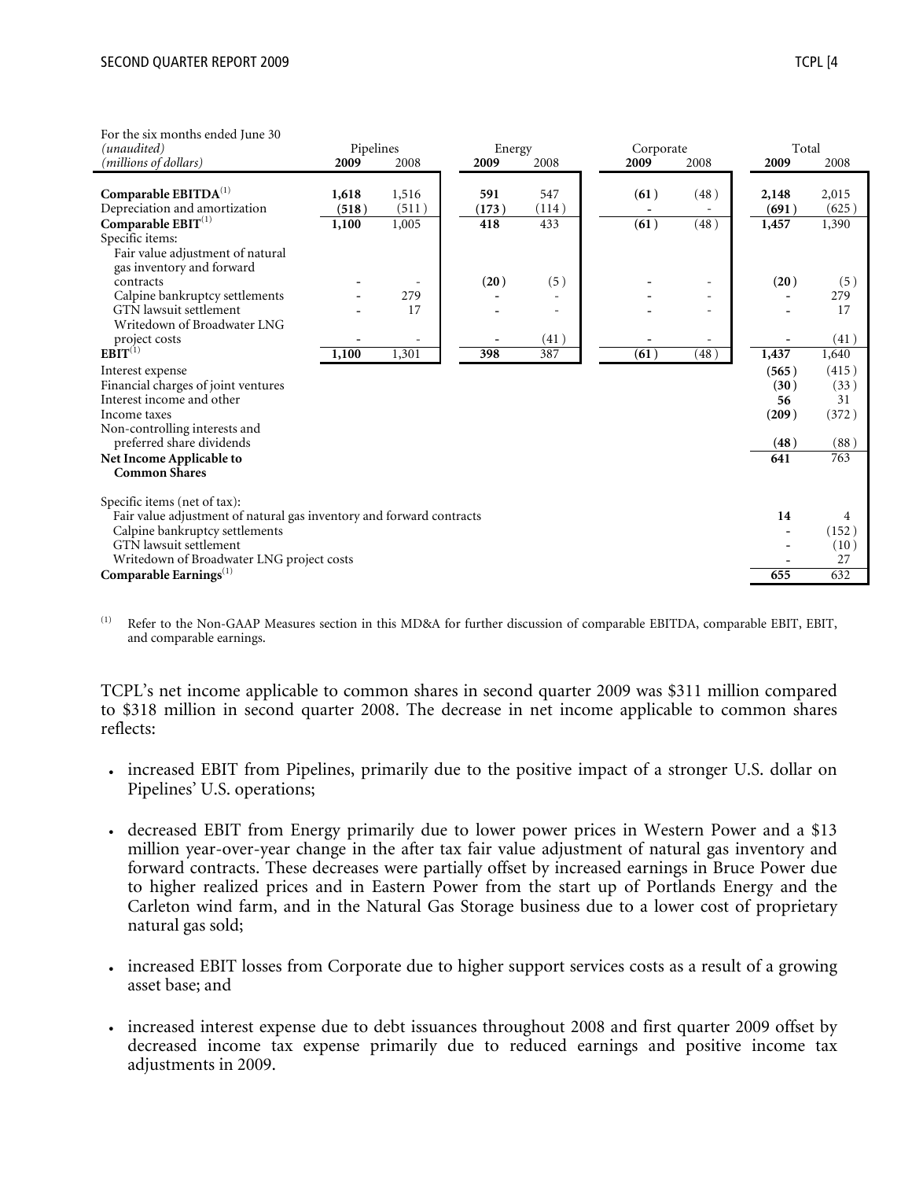| For the six months ended June 30 *(unaudited)* *(millions of dollars)* | Pipelines | | Energy | | Corporate | | Total | |
|---|---|---|---|---|---|---|---|---|
| | **2009** | 2008 | **2009** | 2008 | **2009** | 2008 | **2009** | 2008 |
| **Comparable EBITDA**[1] | **1,618** | 1,516 | **591** | 547 | **(61)** | (48) | **2,148** | 2,015 |
| Depreciation and amortization | **(518)** | (511) | **(173)** | (114) | **-** | - | **(691)** | (625) |
| **Comparable EBIT**[1] | **1,100** | 1,005 | **418** | 433 | **(61)** | (48) | **1,457** | 1,390 |
| Specific items: | | | | | | | | |
| Fair value adjustment of natural gas inventory and forward contracts | **-** | - | **(20)** | (5) | **-** | - | **(20)** | (5) |
| Calpine bankruptcy settlements | **-** | 279 | **-** | - | **-** | - | **-** | 279 |
| GTN lawsuit settlement | **-** | 17 | **-** | - | **-** | - | **-** | 17 |
| Writedown of Broadwater LNG project costs | **-** | - | **-** | (41) | **-** | - | **-** | (41) |
| **EBIT**[1] | **1,100** | 1,301 | **398** | 387 | **(61)** | (48) | **1,437** | 1,640 |
| Interest expense | | | | | | | **(565)** | (415) |
| Financial charges of joint ventures | | | | | | | **(30)** | (33) |
| Interest income and other | | | | | | | **56** | 31 |
| Income taxes | | | | | | | **(209)** | (372) |
| Non-controlling interests and preferred share dividends | | | | | | | **(48)** | (88) |
| **Net Income Applicable to Common Shares** | | | | | | | **641** | 763 |
| Specific items (net of tax): | | | | | | | | |
| Fair value adjustment of natural gas inventory and forward contracts | | | | | | | **14** | 4 |
| Calpine bankruptcy settlements | | | | | | | **-** | (152) |
| GTN lawsuit settlement | | | | | | | **-** | (10) |
| Writedown of Broadwater LNG project costs | | | | | | | **-** | 27 |
| **Comparable Earnings**[1] | | | | | | | **655** | 632 |

[1] Refer to the Non-GAAP Measures section in this MD&A for further discussion of comparable EBITDA, comparable EBIT, EBIT, and comparable earnings.

TCPL's net income applicable to common shares in second quarter 2009 was $311 million compared to $318 million in second quarter 2008. The decrease in net income applicable to common shares reflects:

- increased EBIT from Pipelines, primarily due to the positive impact of a stronger U.S. dollar on Pipelines' U.S. operations;
- decreased EBIT from Energy primarily due to lower power prices in Western Power and a $13 million year-over-year change in the after tax fair value adjustment of natural gas inventory and forward contracts. These decreases were partially offset by increased earnings in Bruce Power due to higher realized prices and in Eastern Power from the start up of Portlands Energy and the Carleton wind farm, and in the Natural Gas Storage business due to a lower cost of proprietary natural gas sold;
- increased EBIT losses from Corporate due to higher support services costs as a result of a growing asset base; and
- increased interest expense due to debt issuances throughout 2008 and first quarter 2009 offset by decreased income tax expense primarily due to reduced earnings and positive income tax adjustments in 2009.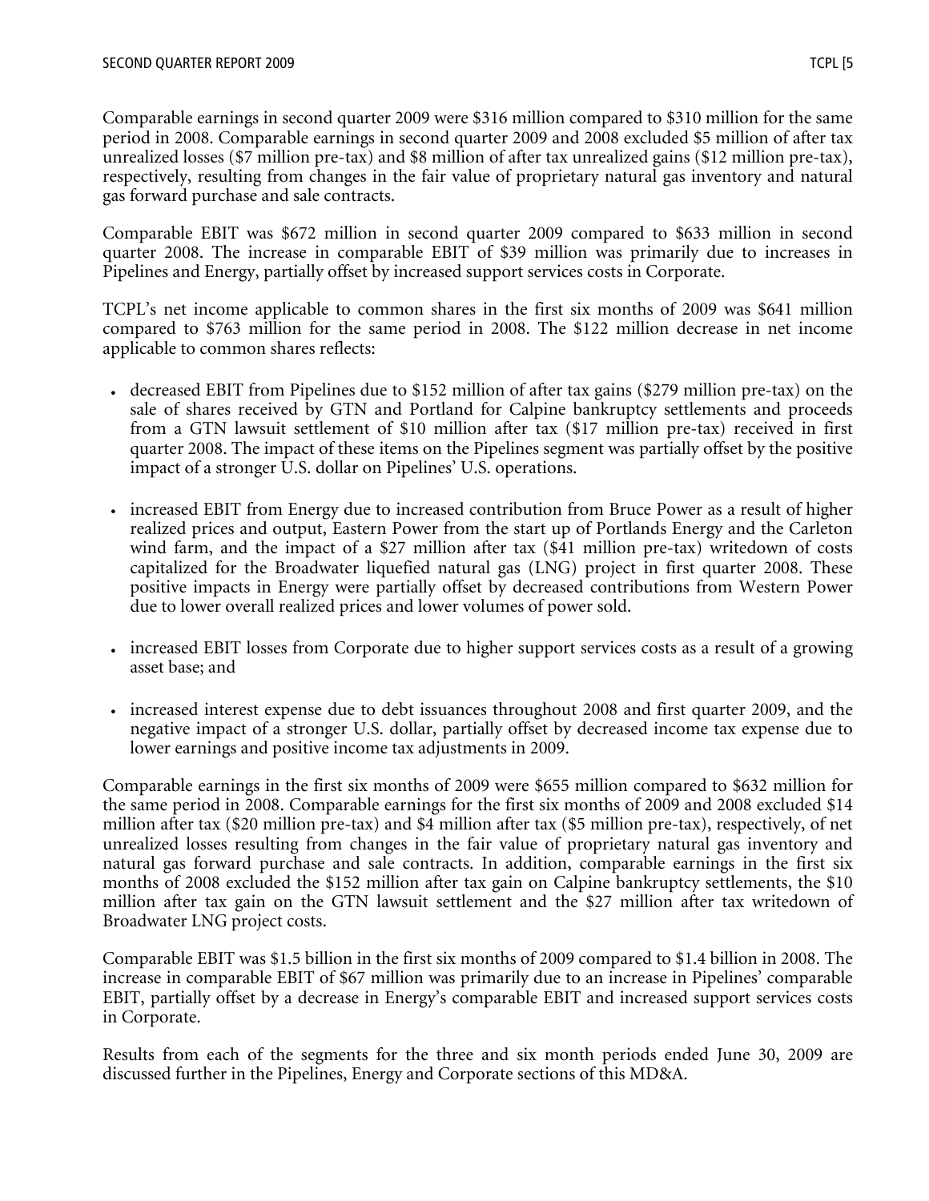Comparable earnings in second quarter 2009 were $316 million compared to $310 million for the same period in 2008. Comparable earnings in second quarter 2009 and 2008 excluded $5 million of after tax unrealized losses ($7 million pre-tax) and $8 million of after tax unrealized gains ($12 million pre-tax), respectively, resulting from changes in the fair value of proprietary natural gas inventory and natural gas forward purchase and sale contracts.

Comparable EBIT was $672 million in second quarter 2009 compared to $633 million in second quarter 2008. The increase in comparable EBIT of $39 million was primarily due to increases in Pipelines and Energy, partially offset by increased support services costs in Corporate.

TCPL's net income applicable to common shares in the first six months of 2009 was $641 million compared to $763 million for the same period in 2008. The $122 million decrease in net income applicable to common shares reflects:

- decreased EBIT from Pipelines due to $152 million of after tax gains ($279 million pre-tax) on the sale of shares received by GTN and Portland for Calpine bankruptcy settlements and proceeds from a GTN lawsuit settlement of $10 million after tax ($17 million pre-tax) received in first quarter 2008. The impact of these items on the Pipelines segment was partially offset by the positive impact of a stronger U.S. dollar on Pipelines' U.S. operations.

- increased EBIT from Energy due to increased contribution from Bruce Power as a result of higher realized prices and output, Eastern Power from the start up of Portlands Energy and the Carleton wind farm, and the impact of a $27 million after tax ($41 million pre-tax) writedown of costs capitalized for the Broadwater liquefied natural gas (LNG) project in first quarter 2008. These positive impacts in Energy were partially offset by decreased contributions from Western Power due to lower overall realized prices and lower volumes of power sold.

- increased EBIT losses from Corporate due to higher support services costs as a result of a growing asset base; and

- increased interest expense due to debt issuances throughout 2008 and first quarter 2009, and the negative impact of a stronger U.S. dollar, partially offset by decreased income tax expense due to lower earnings and positive income tax adjustments in 2009.

Comparable earnings in the first six months of 2009 were $655 million compared to $632 million for the same period in 2008. Comparable earnings for the first six months of 2009 and 2008 excluded $14 million after tax ($20 million pre-tax) and $4 million after tax ($5 million pre-tax), respectively, of net unrealized losses resulting from changes in the fair value of proprietary natural gas inventory and natural gas forward purchase and sale contracts. In addition, comparable earnings in the first six months of 2008 excluded the $152 million after tax gain on Calpine bankruptcy settlements, the $10 million after tax gain on the GTN lawsuit settlement and the $27 million after tax writedown of Broadwater LNG project costs.

Comparable EBIT was $1.5 billion in the first six months of 2009 compared to $1.4 billion in 2008. The increase in comparable EBIT of $67 million was primarily due to an increase in Pipelines' comparable EBIT, partially offset by a decrease in Energy's comparable EBIT and increased support services costs in Corporate.

Results from each of the segments for the three and six month periods ended June 30, 2009 are discussed further in the Pipelines, Energy and Corporate sections of this MD&A.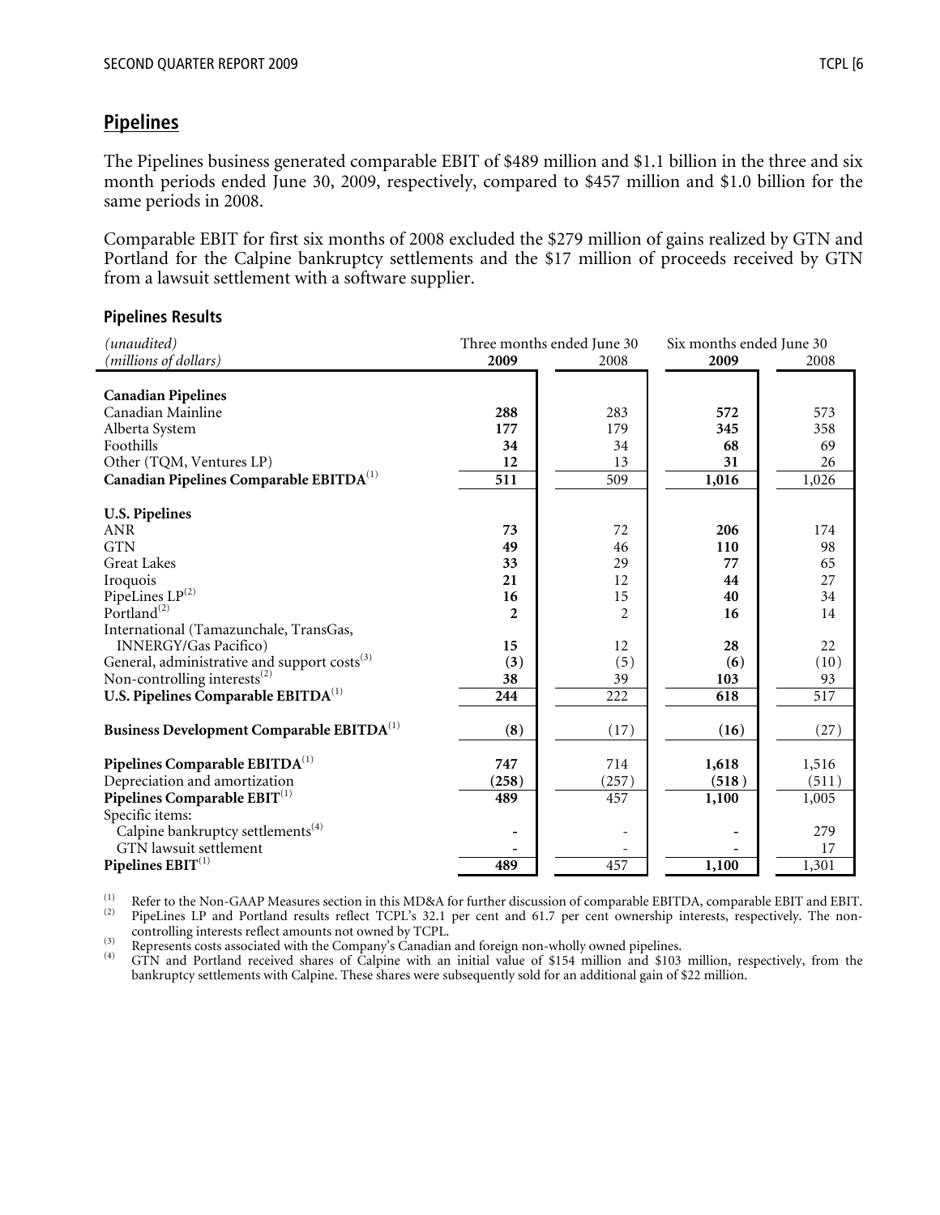## Pipelines

The Pipelines business generated comparable EBIT of $489 million and $1.1 billion in the three and six month periods ended June 30, 2009, respectively, compared to $457 million and $1.0 billion for the same periods in 2008.

Comparable EBIT for first six months of 2008 excluded the $279 million of gains realized by GTN and Portland for the Calpine bankruptcy settlements and the $17 million of proceeds received by GTN from a lawsuit settlement with a software supplier.

### Pipelines Results

| *(unaudited)* | Three months ended June 30 | | Six months ended June 30 | |
|---|---|---|---|---|
| *(millions of dollars)* | **2009** | 2008 | **2009** | 2008 |
| **Canadian Pipelines** | | | | |
| Canadian Mainline | **288** | 283 | **572** | 573 |
| Alberta System | **177** | 179 | **345** | 358 |
| Foothills | **34** | 34 | **68** | 69 |
| Other (TQM, Ventures LP) | **12** | 13 | **31** | 26 |
| **Canadian Pipelines Comparable EBITDA**[1] | **511** | 509 | **1,016** | 1,026 |
| **U.S. Pipelines** | | | | |
| ANR | **73** | 72 | **206** | 174 |
| GTN | **49** | 46 | **110** | 98 |
| Great Lakes | **33** | 29 | **77** | 65 |
| Iroquois | **21** | 12 | **44** | 27 |
| PipeLines LP[2] | **16** | 15 | **40** | 34 |
| Portland[2] | **2** | 2 | **16** | 14 |
| International (Tamazunchale, TransGas, INNERGY/Gas Pacifico) | **15** | 12 | **28** | 22 |
| General, administrative and support costs[3] | **(3)** | (5) | **(6)** | (10) |
| Non-controlling interests[2] | **38** | 39 | **103** | 93 |
| **U.S. Pipelines Comparable EBITDA**[1] | **244** | 222 | **618** | 517 |
| **Business Development Comparable EBITDA**[1] | **(8)** | (17) | **(16)** | (27) |
| **Pipelines Comparable EBITDA**[1] | **747** | 714 | **1,618** | 1,516 |
| Depreciation and amortization | **(258)** | (257) | **(518)** | (511) |
| **Pipelines Comparable EBIT**[1] | **489** | 457 | **1,100** | 1,005 |
| Specific items: | | | | |
| Calpine bankruptcy settlements[4] | **-** | - | **-** | 279 |
| GTN lawsuit settlement | **-** | - | **-** | 17 |
| **Pipelines EBIT**[1] | **489** | 457 | **1,100** | 1,301 |

(1) Refer to the Non-GAAP Measures section in this MD&A for further discussion of comparable EBITDA, comparable EBIT and EBIT.

(2) PipeLines LP and Portland results reflect TCPL's 32.1 per cent and 61.7 per cent ownership interests, respectively. The non-controlling interests reflect amounts not owned by TCPL.

(3) Represents costs associated with the Company's Canadian and foreign non-wholly owned pipelines.

(4) GTN and Portland received shares of Calpine with an initial value of $154 million and $103 million, respectively, from the bankruptcy settlements with Calpine. These shares were subsequently sold for an additional gain of $22 million.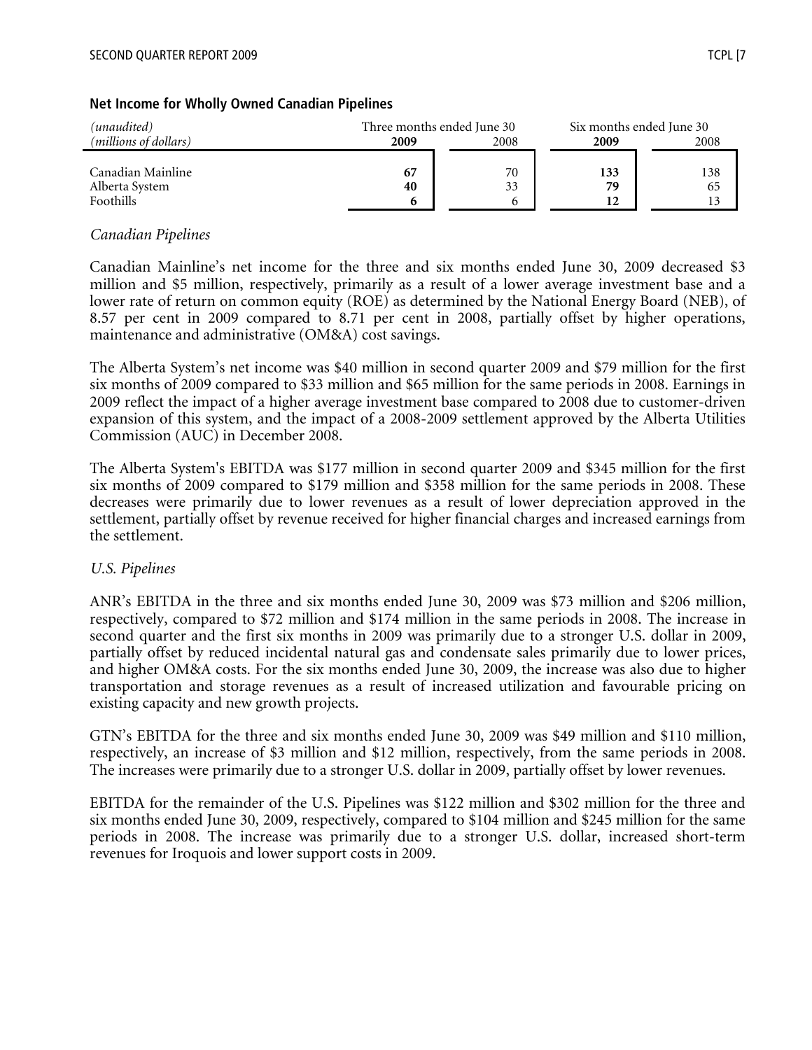### Net Income for Wholly Owned Canadian Pipelines

| *(unaudited)* | Three months ended June 30 | | Six months ended June 30 | |
|---|---|---|---|---|
| *(millions of dollars)* | **2009** | 2008 | **2009** | 2008 |
| Canadian Mainline | **67** | 70 | **133** | 138 |
| Alberta System | **40** | 33 | **79** | 65 |
| Foothills | **6** | 6 | **12** | 13 |

*Canadian Pipelines*

Canadian Mainline's net income for the three and six months ended June 30, 2009 decreased $3 million and $5 million, respectively, primarily as a result of a lower average investment base and a lower rate of return on common equity (ROE) as determined by the National Energy Board (NEB), of 8.57 per cent in 2009 compared to 8.71 per cent in 2008, partially offset by higher operations, maintenance and administrative (OM&A) cost savings.

The Alberta System's net income was $40 million in second quarter 2009 and $79 million for the first six months of 2009 compared to $33 million and $65 million for the same periods in 2008. Earnings in 2009 reflect the impact of a higher average investment base compared to 2008 due to customer-driven expansion of this system, and the impact of a 2008-2009 settlement approved by the Alberta Utilities Commission (AUC) in December 2008.

The Alberta System's EBITDA was $177 million in second quarter 2009 and $345 million for the first six months of 2009 compared to $179 million and $358 million for the same periods in 2008. These decreases were primarily due to lower revenues as a result of lower depreciation approved in the settlement, partially offset by revenue received for higher financial charges and increased earnings from the settlement.

*U.S. Pipelines*

ANR's EBITDA in the three and six months ended June 30, 2009 was $73 million and $206 million, respectively, compared to $72 million and $174 million in the same periods in 2008. The increase in second quarter and the first six months in 2009 was primarily due to a stronger U.S. dollar in 2009, partially offset by reduced incidental natural gas and condensate sales primarily due to lower prices, and higher OM&A costs. For the six months ended June 30, 2009, the increase was also due to higher transportation and storage revenues as a result of increased utilization and favourable pricing on existing capacity and new growth projects.

GTN's EBITDA for the three and six months ended June 30, 2009 was $49 million and $110 million, respectively, an increase of $3 million and $12 million, respectively, from the same periods in 2008. The increases were primarily due to a stronger U.S. dollar in 2009, partially offset by lower revenues.

EBITDA for the remainder of the U.S. Pipelines was $122 million and $302 million for the three and six months ended June 30, 2009, respectively, compared to $104 million and $245 million for the same periods in 2008. The increase was primarily due to a stronger U.S. dollar, increased short-term revenues for Iroquois and lower support costs in 2009.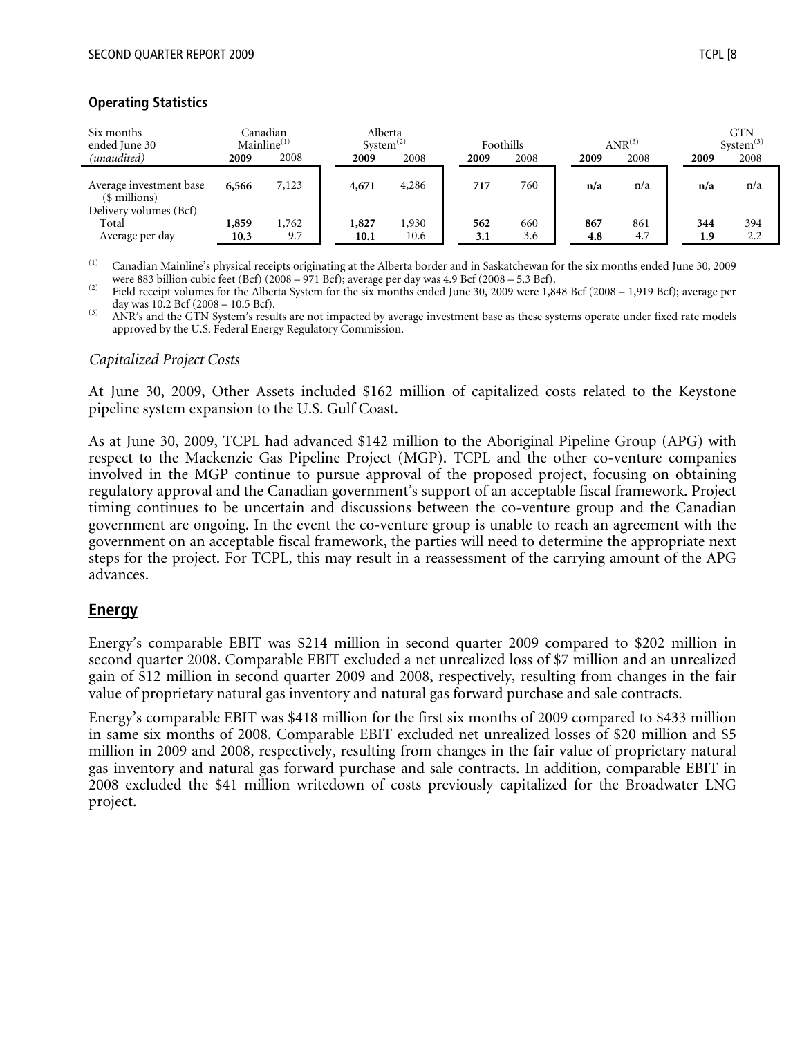### Operating Statistics

| Six months ended June 30 *(unaudited)* | Canadian Mainline[(1)] 2009 | 2008 | Alberta System[(2)] 2009 | 2008 | Foothills 2009 | 2008 | ANR[(3)] 2009 | 2008 | GTN System[(3)] 2009 | 2008 |
|---|---|---|---|---|---|---|---|---|---|---|
| Average investment base ($ millions) | **6,566** | 7,123 | **4,671** | 4,286 | **717** | 760 | **n/a** | n/a | **n/a** | n/a |
| Delivery volumes (Bcf) | | | | | | | | | | |
| Total | **1,859** | 1,762 | **1,827** | 1,930 | **562** | 660 | **867** | 861 | **344** | 394 |
| Average per day | **10.3** | 9.7 | **10.1** | 10.6 | **3.1** | 3.6 | **4.8** | 4.7 | **1.9** | 2.2 |

(1) Canadian Mainline's physical receipts originating at the Alberta border and in Saskatchewan for the six months ended June 30, 2009 were 883 billion cubic feet (Bcf) (2008 – 971 Bcf); average per day was 4.9 Bcf (2008 – 5.3 Bcf).

(2) Field receipt volumes for the Alberta System for the six months ended June 30, 2009 were 1,848 Bcf (2008 – 1,919 Bcf); average per day was 10.2 Bcf (2008 – 10.5 Bcf).

(3) ANR's and the GTN System's results are not impacted by average investment base as these systems operate under fixed rate models approved by the U.S. Federal Energy Regulatory Commission.

*Capitalized Project Costs*

At June 30, 2009, Other Assets included $162 million of capitalized costs related to the Keystone pipeline system expansion to the U.S. Gulf Coast.

As at June 30, 2009, TCPL had advanced $142 million to the Aboriginal Pipeline Group (APG) with respect to the Mackenzie Gas Pipeline Project (MGP). TCPL and the other co-venture companies involved in the MGP continue to pursue approval of the proposed project, focusing on obtaining regulatory approval and the Canadian government's support of an acceptable fiscal framework. Project timing continues to be uncertain and discussions between the co-venture group and the Canadian government are ongoing. In the event the co-venture group is unable to reach an agreement with the government on an acceptable fiscal framework, the parties will need to determine the appropriate next steps for the project. For TCPL, this may result in a reassessment of the carrying amount of the APG advances.

## Energy

Energy's comparable EBIT was $214 million in second quarter 2009 compared to $202 million in second quarter 2008. Comparable EBIT excluded a net unrealized loss of $7 million and an unrealized gain of $12 million in second quarter 2009 and 2008, respectively, resulting from changes in the fair value of proprietary natural gas inventory and natural gas forward purchase and sale contracts.

Energy's comparable EBIT was $418 million for the first six months of 2009 compared to $433 million in same six months of 2008. Comparable EBIT excluded net unrealized losses of $20 million and $5 million in 2009 and 2008, respectively, resulting from changes in the fair value of proprietary natural gas inventory and natural gas forward purchase and sale contracts. In addition, comparable EBIT in 2008 excluded the $41 million writedown of costs previously capitalized for the Broadwater LNG project.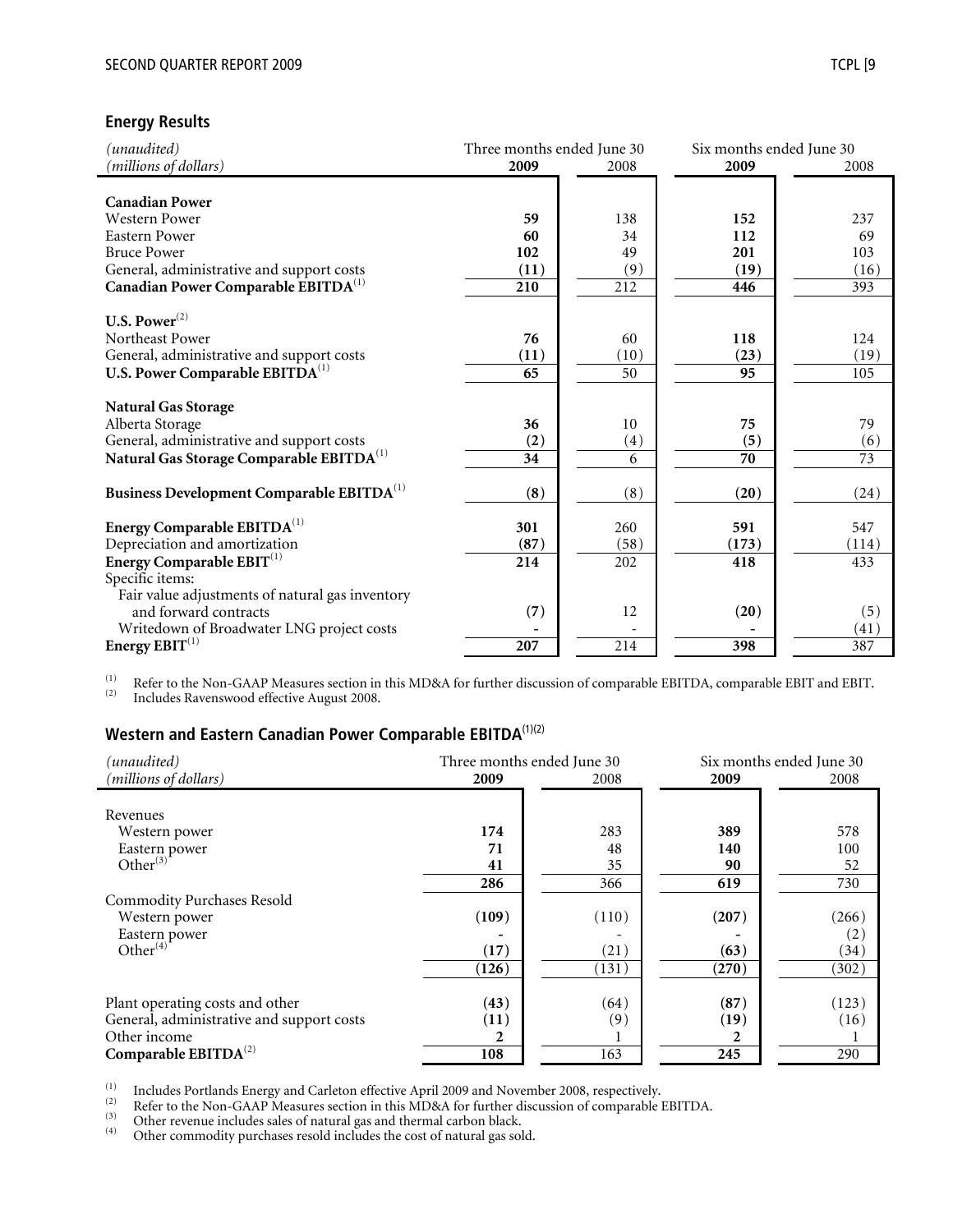## Energy Results

| *(unaudited)* *(millions of dollars)* | Three months ended June 30 | | Six months ended June 30 | |
|---|---|---|---|---|
| | **2009** | 2008 | **2009** | 2008 |
| **Canadian Power** | | | | |
| Western Power | **59** | 138 | **152** | 237 |
| Eastern Power | **60** | 34 | **112** | 69 |
| Bruce Power | **102** | 49 | **201** | 103 |
| General, administrative and support costs | **(11)** | (9) | **(19)** | (16) |
| **Canadian Power Comparable EBITDA**[1] | **210** | 212 | **446** | 393 |
| **U.S. Power**[2] | | | | |
| Northeast Power | **76** | 60 | **118** | 124 |
| General, administrative and support costs | **(11)** | (10) | **(23)** | (19) |
| **U.S. Power Comparable EBITDA**[1] | **65** | 50 | **95** | 105 |
| **Natural Gas Storage** | | | | |
| Alberta Storage | **36** | 10 | **75** | 79 |
| General, administrative and support costs | **(2)** | (4) | **(5)** | (6) |
| **Natural Gas Storage Comparable EBITDA**[1] | **34** | 6 | **70** | 73 |
| **Business Development Comparable EBITDA**[1] | **(8)** | (8) | **(20)** | (24) |
| **Energy Comparable EBITDA**[1] | **301** | 260 | **591** | 547 |
| Depreciation and amortization | **(87)** | (58) | **(173)** | (114) |
| **Energy Comparable EBIT**[1] | **214** | 202 | **418** | 433 |
| Specific items: | | | | |
| Fair value adjustments of natural gas inventory and forward contracts | **(7)** | 12 | **(20)** | (5) |
| Writedown of Broadwater LNG project costs | **-** | - | **-** | (41) |
| **Energy EBIT**[1] | **207** | 214 | **398** | 387 |

(1) Refer to the Non-GAAP Measures section in this MD&A for further discussion of comparable EBITDA, comparable EBIT and EBIT.
(2) Includes Ravenswood effective August 2008.

## Western and Eastern Canadian Power Comparable EBITDA[1][2]

| *(unaudited)* *(millions of dollars)* | Three months ended June 30 | | Six months ended June 30 | |
|---|---|---|---|---|
| | **2009** | 2008 | **2009** | 2008 |
| Revenues | | | | |
| Western power | **174** | 283 | **389** | 578 |
| Eastern power | **71** | 48 | **140** | 100 |
| Other[3] | **41** | 35 | **90** | 52 |
| | **286** | 366 | **619** | 730 |
| Commodity Purchases Resold | | | | |
| Western power | **(109)** | (110) | **(207)** | (266) |
| Eastern power | **-** | - | **-** | (2) |
| Other[4] | **(17)** | (21) | **(63)** | (34) |
| | **(126)** | (131) | **(270)** | (302) |
| Plant operating costs and other | **(43)** | (64) | **(87)** | (123) |
| General, administrative and support costs | **(11)** | (9) | **(19)** | (16) |
| Other income | **2** | 1 | **2** | 1 |
| **Comparable EBITDA**[2] | **108** | 163 | **245** | 290 |

(1) Includes Portlands Energy and Carleton effective April 2009 and November 2008, respectively.
(2) Refer to the Non-GAAP Measures section in this MD&A for further discussion of comparable EBITDA.
(3) Other revenue includes sales of natural gas and thermal carbon black.
(4) Other commodity purchases resold includes the cost of natural gas sold.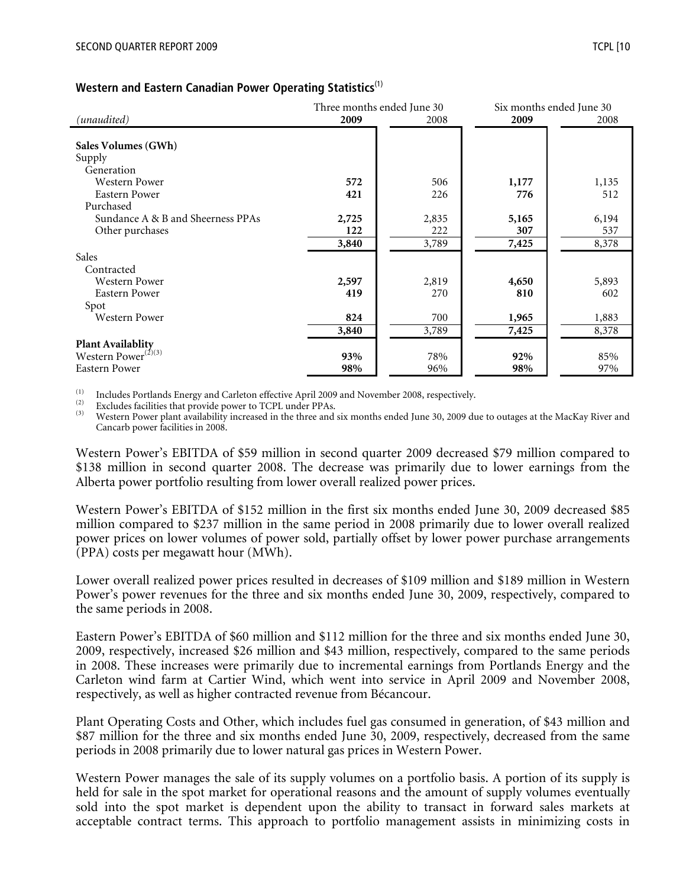**Western and Eastern Canadian Power Operating Statistics**[1]

| *(unaudited)* | Three months ended June 30 | | Six months ended June 30 | |
|---|---|---|---|---|
| | **2009** | 2008 | **2009** | 2008 |
| **Sales Volumes (GWh)** | | | | |
| Supply | | | | |
| Generation | | | | |
| Western Power | **572** | 506 | **1,177** | 1,135 |
| Eastern Power | **421** | 226 | **776** | 512 |
| Purchased | | | | |
| Sundance A & B and Sheerness PPAs | **2,725** | 2,835 | **5,165** | 6,194 |
| Other purchases | **122** | 222 | **307** | 537 |
| | **3,840** | 3,789 | **7,425** | 8,378 |
| Sales | | | | |
| Contracted | | | | |
| Western Power | **2,597** | 2,819 | **4,650** | 5,893 |
| Eastern Power | **419** | 270 | **810** | 602 |
| Spot | | | | |
| Western Power | **824** | 700 | **1,965** | 1,883 |
| | **3,840** | 3,789 | **7,425** | 8,378 |
| **Plant Availablity** | | | | |
| Western Power[2][3] | **93%** | 78% | **92%** | 85% |
| Eastern Power | **98%** | 96% | **98%** | 97% |

(1) Includes Portlands Energy and Carleton effective April 2009 and November 2008, respectively.
(2) Excludes facilities that provide power to TCPL under PPAs.
(3) Western Power plant availability increased in the three and six months ended June 30, 2009 due to outages at the MacKay River and Cancarb power facilities in 2008.

Western Power's EBITDA of $59 million in second quarter 2009 decreased $79 million compared to $138 million in second quarter 2008. The decrease was primarily due to lower earnings from the Alberta power portfolio resulting from lower overall realized power prices.

Western Power's EBITDA of $152 million in the first six months ended June 30, 2009 decreased $85 million compared to $237 million in the same period in 2008 primarily due to lower overall realized power prices on lower volumes of power sold, partially offset by lower power purchase arrangements (PPA) costs per megawatt hour (MWh).

Lower overall realized power prices resulted in decreases of $109 million and $189 million in Western Power's power revenues for the three and six months ended June 30, 2009, respectively, compared to the same periods in 2008.

Eastern Power's EBITDA of $60 million and $112 million for the three and six months ended June 30, 2009, respectively, increased $26 million and $43 million, respectively, compared to the same periods in 2008. These increases were primarily due to incremental earnings from Portlands Energy and the Carleton wind farm at Cartier Wind, which went into service in April 2009 and November 2008, respectively, as well as higher contracted revenue from Bécancour.

Plant Operating Costs and Other, which includes fuel gas consumed in generation, of $43 million and $87 million for the three and six months ended June 30, 2009, respectively, decreased from the same periods in 2008 primarily due to lower natural gas prices in Western Power.

Western Power manages the sale of its supply volumes on a portfolio basis. A portion of its supply is held for sale in the spot market for operational reasons and the amount of supply volumes eventually sold into the spot market is dependent upon the ability to transact in forward sales markets at acceptable contract terms. This approach to portfolio management assists in minimizing costs in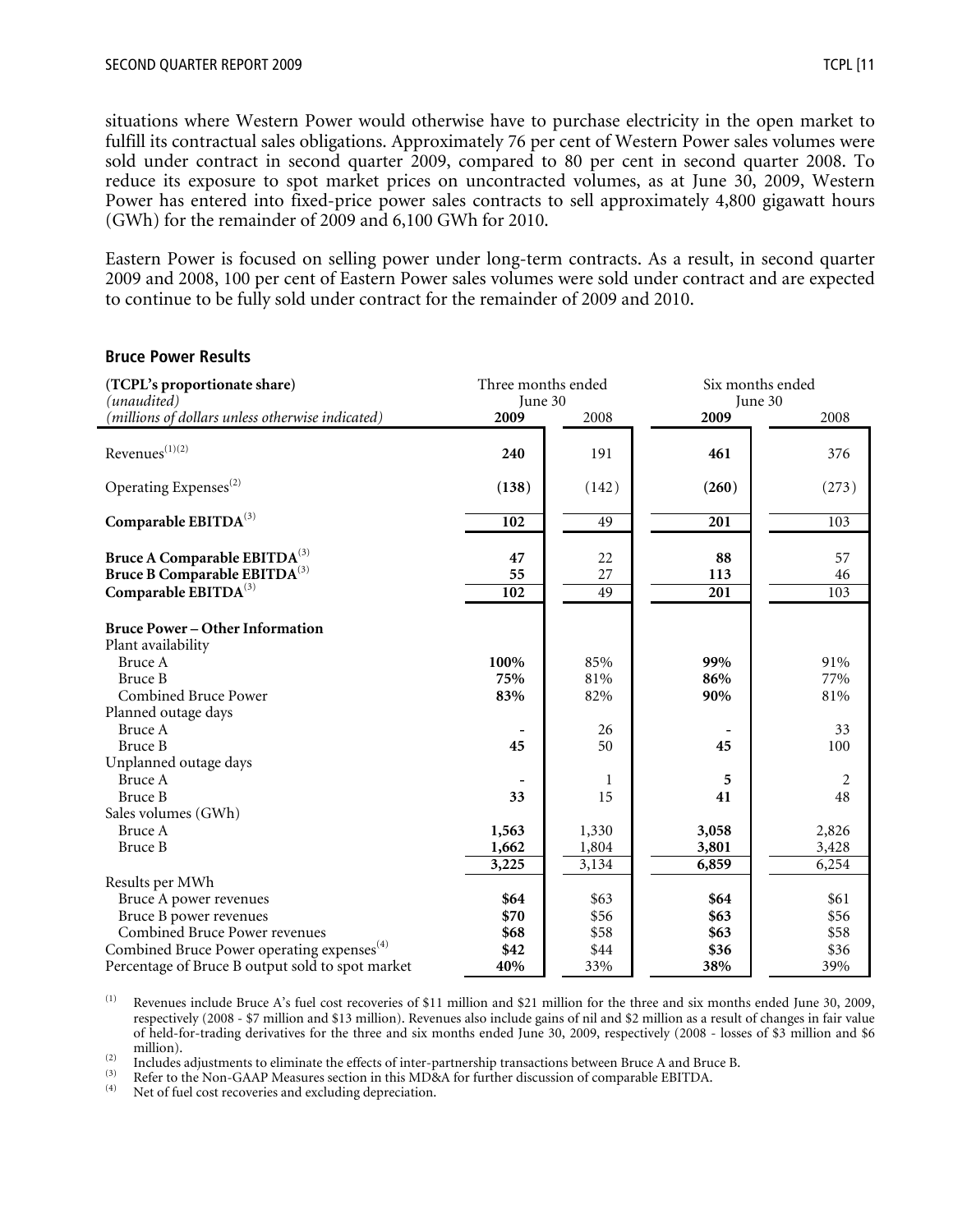situations where Western Power would otherwise have to purchase electricity in the open market to fulfill its contractual sales obligations. Approximately 76 per cent of Western Power sales volumes were sold under contract in second quarter 2009, compared to 80 per cent in second quarter 2008. To reduce its exposure to spot market prices on uncontracted volumes, as at June 30, 2009, Western Power has entered into fixed-price power sales contracts to sell approximately 4,800 gigawatt hours (GWh) for the remainder of 2009 and 6,100 GWh for 2010.

Eastern Power is focused on selling power under long-term contracts. As a result, in second quarter 2009 and 2008, 100 per cent of Eastern Power sales volumes were sold under contract and are expected to continue to be fully sold under contract for the remainder of 2009 and 2010.

### Bruce Power Results

| **(TCPL's proportionate share)** *(unaudited)* *(millions of dollars unless otherwise indicated)* | Three months ended June 30 | | Six months ended June 30 | |
|---|---|---|---|---|
| | **2009** | 2008 | **2009** | 2008 |
| Revenues[(1)(2)] | **240** | 191 | **461** | 376 |
| Operating Expenses[(2)] | **(138)** | (142) | **(260)** | (273) |
| **Comparable EBITDA**[(3)] | **102** | 49 | **201** | 103 |
| **Bruce A Comparable EBITDA**[(3)] | **47** | 22 | **88** | 57 |
| **Bruce B Comparable EBITDA**[(3)] | **55** | 27 | **113** | 46 |
| **Comparable EBITDA**[(3)] | **102** | 49 | **201** | 103 |
| **Bruce Power – Other Information** | | | | |
| Plant availability | | | | |
| Bruce A | **100%** | 85% | **99%** | 91% |
| Bruce B | **75%** | 81% | **86%** | 77% |
| Combined Bruce Power | **83%** | 82% | **90%** | 81% |
| Planned outage days | | | | |
| Bruce A | **-** | 26 | **-** | 33 |
| Bruce B | **45** | 50 | **45** | 100 |
| Unplanned outage days | | | | |
| Bruce A | **-** | 1 | **5** | 2 |
| Bruce B | **33** | 15 | **41** | 48 |
| Sales volumes (GWh) | | | | |
| Bruce A | **1,563** | 1,330 | **3,058** | 2,826 |
| Bruce B | **1,662** | 1,804 | **3,801** | 3,428 |
| | **3,225** | 3,134 | **6,859** | 6,254 |
| Results per MWh | | | | |
| Bruce A power revenues | **$64** | $63 | **$64** | $61 |
| Bruce B power revenues | **$70** | $56 | **$63** | $56 |
| Combined Bruce Power revenues | **$68** | $58 | **$63** | $58 |
| Combined Bruce Power operating expenses[(4)] | **$42** | $44 | **$36** | $36 |
| Percentage of Bruce B output sold to spot market | **40%** | 33% | **38%** | 39% |

(1) Revenues include Bruce A's fuel cost recoveries of $11 million and $21 million for the three and six months ended June 30, 2009, respectively (2008 - $7 million and $13 million). Revenues also include gains of nil and $2 million as a result of changes in fair value of held-for-trading derivatives for the three and six months ended June 30, 2009, respectively (2008 - losses of $3 million and $6 million).

(2) Includes adjustments to eliminate the effects of inter-partnership transactions between Bruce A and Bruce B.

(3) Refer to the Non-GAAP Measures section in this MD&A for further discussion of comparable EBITDA.

(4) Net of fuel cost recoveries and excluding depreciation.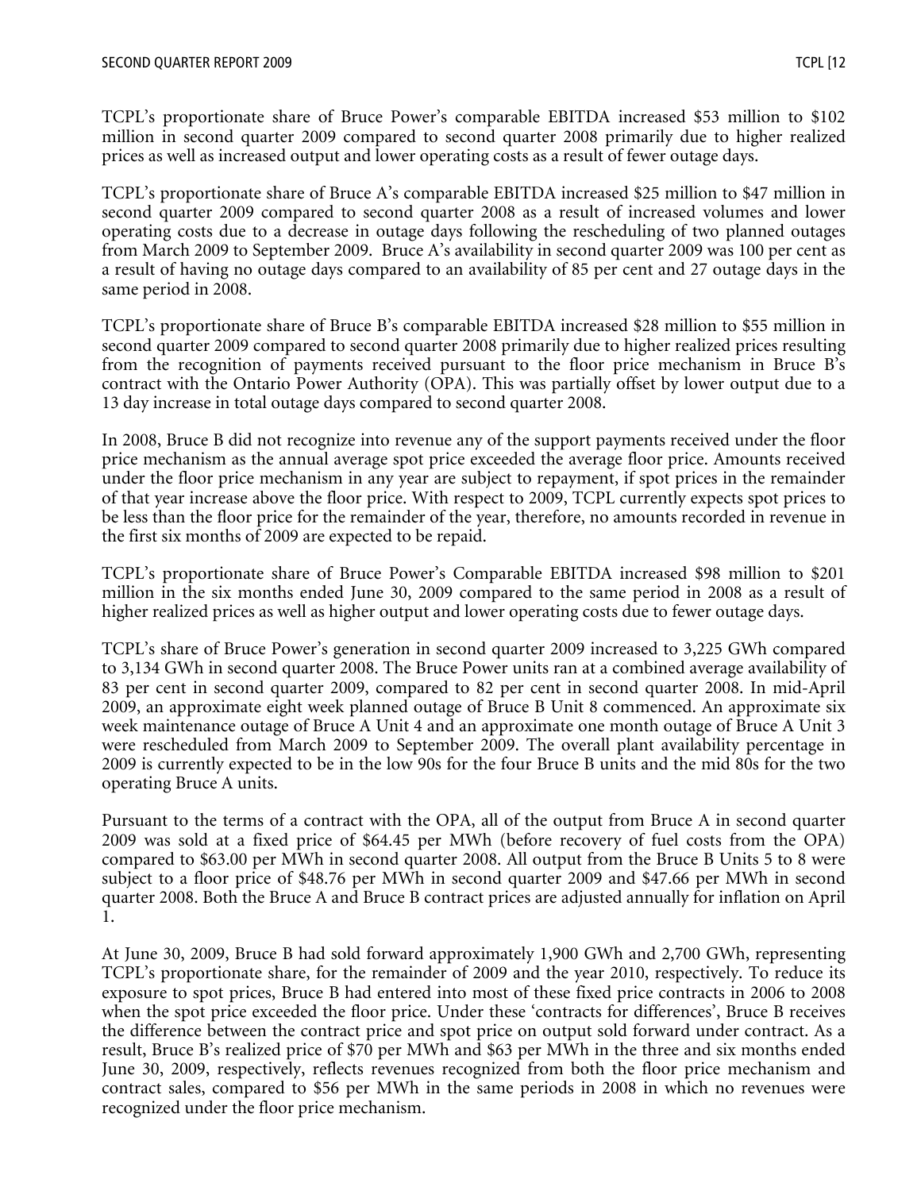TCPL's proportionate share of Bruce Power's comparable EBITDA increased $53 million to $102 million in second quarter 2009 compared to second quarter 2008 primarily due to higher realized prices as well as increased output and lower operating costs as a result of fewer outage days.

TCPL's proportionate share of Bruce A's comparable EBITDA increased $25 million to $47 million in second quarter 2009 compared to second quarter 2008 as a result of increased volumes and lower operating costs due to a decrease in outage days following the rescheduling of two planned outages from March 2009 to September 2009. Bruce A's availability in second quarter 2009 was 100 per cent as a result of having no outage days compared to an availability of 85 per cent and 27 outage days in the same period in 2008.

TCPL's proportionate share of Bruce B's comparable EBITDA increased $28 million to $55 million in second quarter 2009 compared to second quarter 2008 primarily due to higher realized prices resulting from the recognition of payments received pursuant to the floor price mechanism in Bruce B's contract with the Ontario Power Authority (OPA). This was partially offset by lower output due to a 13 day increase in total outage days compared to second quarter 2008.

In 2008, Bruce B did not recognize into revenue any of the support payments received under the floor price mechanism as the annual average spot price exceeded the average floor price. Amounts received under the floor price mechanism in any year are subject to repayment, if spot prices in the remainder of that year increase above the floor price. With respect to 2009, TCPL currently expects spot prices to be less than the floor price for the remainder of the year, therefore, no amounts recorded in revenue in the first six months of 2009 are expected to be repaid.

TCPL's proportionate share of Bruce Power's Comparable EBITDA increased $98 million to $201 million in the six months ended June 30, 2009 compared to the same period in 2008 as a result of higher realized prices as well as higher output and lower operating costs due to fewer outage days.

TCPL's share of Bruce Power's generation in second quarter 2009 increased to 3,225 GWh compared to 3,134 GWh in second quarter 2008. The Bruce Power units ran at a combined average availability of 83 per cent in second quarter 2009, compared to 82 per cent in second quarter 2008. In mid-April 2009, an approximate eight week planned outage of Bruce B Unit 8 commenced. An approximate six week maintenance outage of Bruce A Unit 4 and an approximate one month outage of Bruce A Unit 3 were rescheduled from March 2009 to September 2009. The overall plant availability percentage in 2009 is currently expected to be in the low 90s for the four Bruce B units and the mid 80s for the two operating Bruce A units.

Pursuant to the terms of a contract with the OPA, all of the output from Bruce A in second quarter 2009 was sold at a fixed price of $64.45 per MWh (before recovery of fuel costs from the OPA) compared to $63.00 per MWh in second quarter 2008. All output from the Bruce B Units 5 to 8 were subject to a floor price of $48.76 per MWh in second quarter 2009 and $47.66 per MWh in second quarter 2008. Both the Bruce A and Bruce B contract prices are adjusted annually for inflation on April 1.

At June 30, 2009, Bruce B had sold forward approximately 1,900 GWh and 2,700 GWh, representing TCPL's proportionate share, for the remainder of 2009 and the year 2010, respectively. To reduce its exposure to spot prices, Bruce B had entered into most of these fixed price contracts in 2006 to 2008 when the spot price exceeded the floor price. Under these 'contracts for differences', Bruce B receives the difference between the contract price and spot price on output sold forward under contract. As a result, Bruce B's realized price of $70 per MWh and $63 per MWh in the three and six months ended June 30, 2009, respectively, reflects revenues recognized from both the floor price mechanism and contract sales, compared to $56 per MWh in the same periods in 2008 in which no revenues were recognized under the floor price mechanism.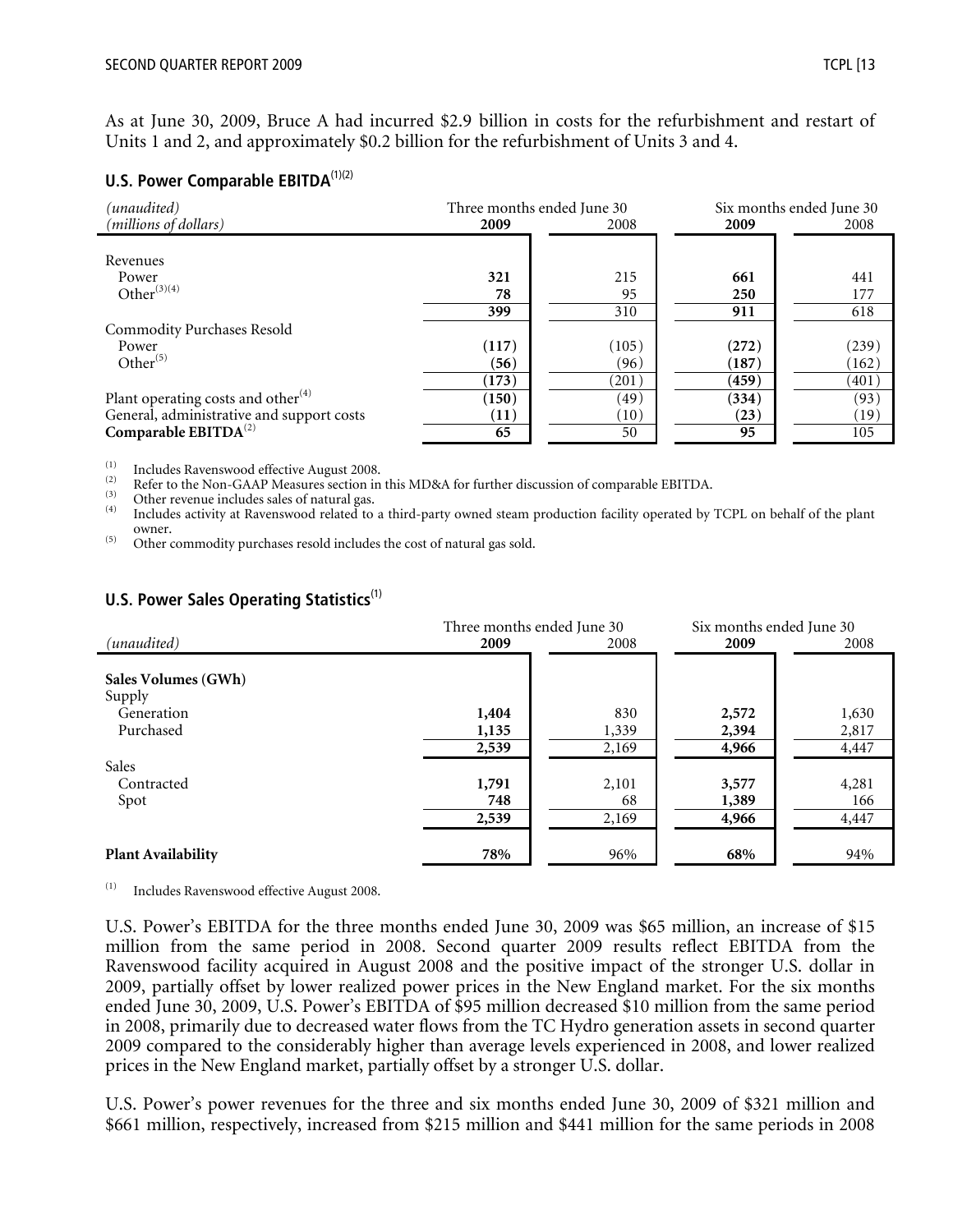As at June 30, 2009, Bruce A had incurred \$2.9 billion in costs for the refurbishment and restart of Units 1 and 2, and approximately \$0.2 billion for the refurbishment of Units 3 and 4.

## U.S. Power Comparable EBITDA[(1)(2)]

| *(unaudited)* | Three months ended June 30 | | Six months ended June 30 | |
|---|---|---|---|---|
| *(millions of dollars)* | **2009** | 2008 | **2009** | 2008 |
| Revenues | | | | |
| Power | **321** | 215 | **661** | 441 |
| Other[(3)(4)] | **78** | 95 | **250** | 177 |
| | **399** | 310 | **911** | 618 |
| Commodity Purchases Resold | | | | |
| Power | **(117)** | (105) | **(272)** | (239) |
| Other[(5)] | **(56)** | (96) | **(187)** | (162) |
| | **(173)** | (201) | **(459)** | (401) |
| Plant operating costs and other[(4)] | **(150)** | (49) | **(334)** | (93) |
| General, administrative and support costs | **(11)** | (10) | **(23)** | (19) |
| **Comparable EBITDA**[(2)] | **65** | 50 | **95** | 105 |

(1) Includes Ravenswood effective August 2008.
(2) Refer to the Non-GAAP Measures section in this MD&A for further discussion of comparable EBITDA.
(3) Other revenue includes sales of natural gas.
(4) Includes activity at Ravenswood related to a third-party owned steam production facility operated by TCPL on behalf of the plant owner.
(5) Other commodity purchases resold includes the cost of natural gas sold.

## U.S. Power Sales Operating Statistics[(1)]

| | Three months ended June 30 | | Six months ended June 30 | |
|---|---|---|---|---|
| *(unaudited)* | **2009** | 2008 | **2009** | 2008 |
| **Sales Volumes (GWh)** | | | | |
| Supply | | | | |
| Generation | **1,404** | 830 | **2,572** | 1,630 |
| Purchased | **1,135** | 1,339 | **2,394** | 2,817 |
| | **2,539** | 2,169 | **4,966** | 4,447 |
| Sales | | | | |
| Contracted | **1,791** | 2,101 | **3,577** | 4,281 |
| Spot | **748** | 68 | **1,389** | 166 |
| | **2,539** | 2,169 | **4,966** | 4,447 |
| **Plant Availability** | **78%** | 96% | **68%** | 94% |

(1) Includes Ravenswood effective August 2008.

U.S. Power's EBITDA for the three months ended June 30, 2009 was \$65 million, an increase of \$15 million from the same period in 2008. Second quarter 2009 results reflect EBITDA from the Ravenswood facility acquired in August 2008 and the positive impact of the stronger U.S. dollar in 2009, partially offset by lower realized power prices in the New England market. For the six months ended June 30, 2009, U.S. Power's EBITDA of \$95 million decreased \$10 million from the same period in 2008, primarily due to decreased water flows from the TC Hydro generation assets in second quarter 2009 compared to the considerably higher than average levels experienced in 2008, and lower realized prices in the New England market, partially offset by a stronger U.S. dollar.

U.S. Power's power revenues for the three and six months ended June 30, 2009 of \$321 million and \$661 million, respectively, increased from \$215 million and \$441 million for the same periods in 2008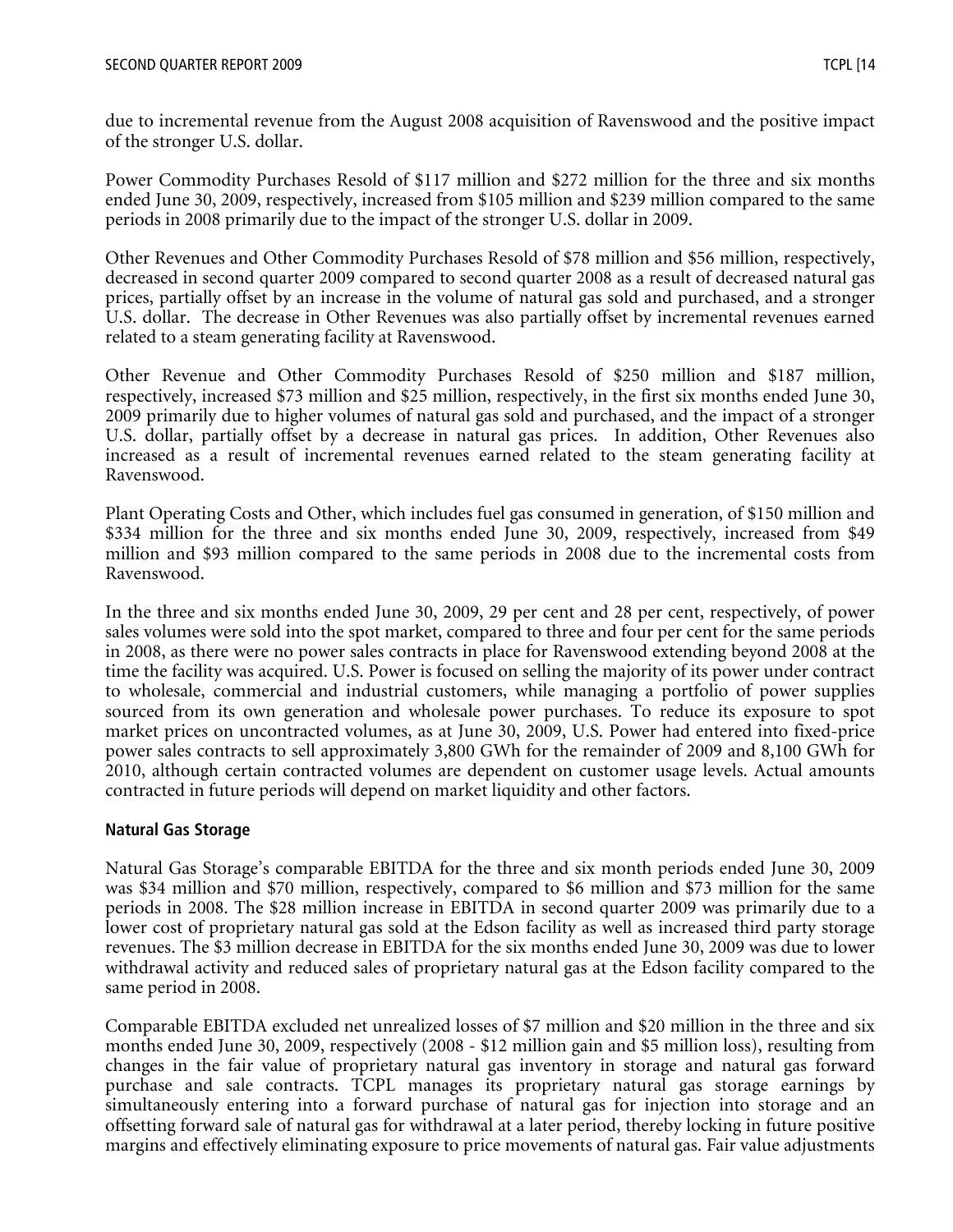due to incremental revenue from the August 2008 acquisition of Ravenswood and the positive impact of the stronger U.S. dollar.

Power Commodity Purchases Resold of $117 million and $272 million for the three and six months ended June 30, 2009, respectively, increased from $105 million and $239 million compared to the same periods in 2008 primarily due to the impact of the stronger U.S. dollar in 2009.

Other Revenues and Other Commodity Purchases Resold of $78 million and $56 million, respectively, decreased in second quarter 2009 compared to second quarter 2008 as a result of decreased natural gas prices, partially offset by an increase in the volume of natural gas sold and purchased, and a stronger U.S. dollar. The decrease in Other Revenues was also partially offset by incremental revenues earned related to a steam generating facility at Ravenswood.

Other Revenue and Other Commodity Purchases Resold of $250 million and $187 million, respectively, increased $73 million and $25 million, respectively, in the first six months ended June 30, 2009 primarily due to higher volumes of natural gas sold and purchased, and the impact of a stronger U.S. dollar, partially offset by a decrease in natural gas prices. In addition, Other Revenues also increased as a result of incremental revenues earned related to the steam generating facility at Ravenswood.

Plant Operating Costs and Other, which includes fuel gas consumed in generation, of $150 million and $334 million for the three and six months ended June 30, 2009, respectively, increased from $49 million and $93 million compared to the same periods in 2008 due to the incremental costs from Ravenswood.

In the three and six months ended June 30, 2009, 29 per cent and 28 per cent, respectively, of power sales volumes were sold into the spot market, compared to three and four per cent for the same periods in 2008, as there were no power sales contracts in place for Ravenswood extending beyond 2008 at the time the facility was acquired. U.S. Power is focused on selling the majority of its power under contract to wholesale, commercial and industrial customers, while managing a portfolio of power supplies sourced from its own generation and wholesale power purchases. To reduce its exposure to spot market prices on uncontracted volumes, as at June 30, 2009, U.S. Power had entered into fixed-price power sales contracts to sell approximately 3,800 GWh for the remainder of 2009 and 8,100 GWh for 2010, although certain contracted volumes are dependent on customer usage levels. Actual amounts contracted in future periods will depend on market liquidity and other factors.

**Natural Gas Storage**

Natural Gas Storage's comparable EBITDA for the three and six month periods ended June 30, 2009 was $34 million and $70 million, respectively, compared to $6 million and $73 million for the same periods in 2008. The $28 million increase in EBITDA in second quarter 2009 was primarily due to a lower cost of proprietary natural gas sold at the Edson facility as well as increased third party storage revenues. The $3 million decrease in EBITDA for the six months ended June 30, 2009 was due to lower withdrawal activity and reduced sales of proprietary natural gas at the Edson facility compared to the same period in 2008.

Comparable EBITDA excluded net unrealized losses of $7 million and $20 million in the three and six months ended June 30, 2009, respectively (2008 - $12 million gain and $5 million loss), resulting from changes in the fair value of proprietary natural gas inventory in storage and natural gas forward purchase and sale contracts. TCPL manages its proprietary natural gas storage earnings by simultaneously entering into a forward purchase of natural gas for injection into storage and an offsetting forward sale of natural gas for withdrawal at a later period, thereby locking in future positive margins and effectively eliminating exposure to price movements of natural gas. Fair value adjustments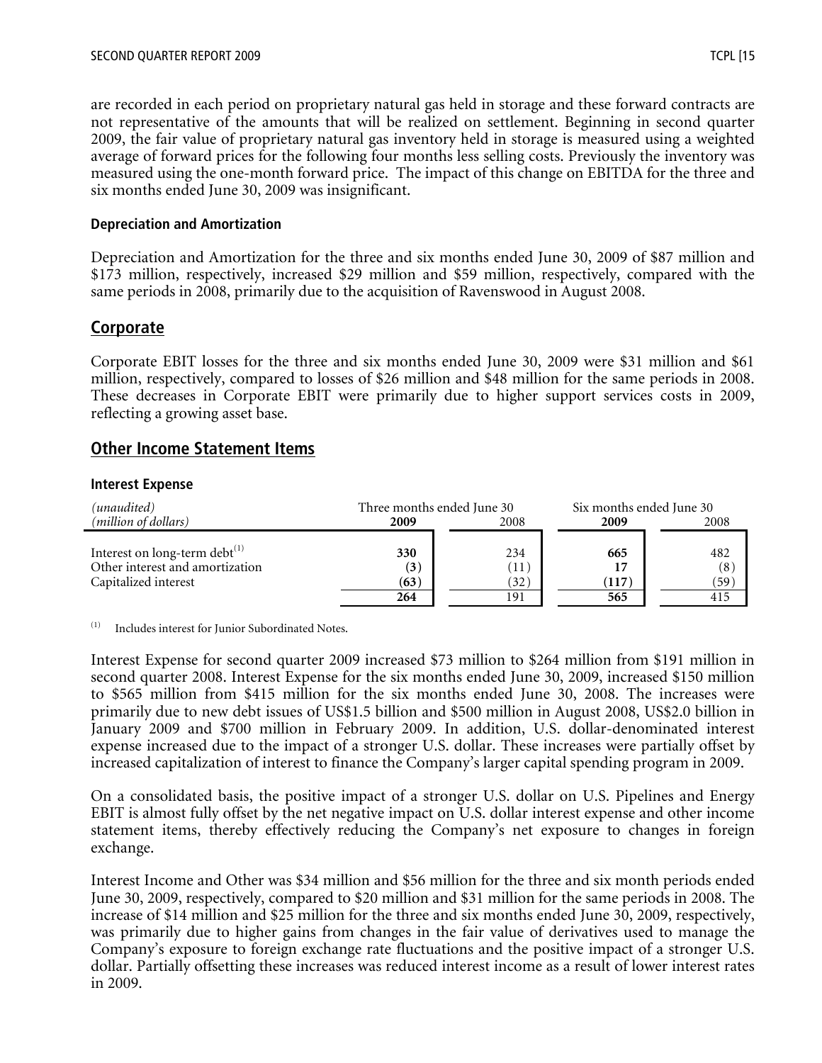are recorded in each period on proprietary natural gas held in storage and these forward contracts are not representative of the amounts that will be realized on settlement. Beginning in second quarter 2009, the fair value of proprietary natural gas inventory held in storage is measured using a weighted average of forward prices for the following four months less selling costs. Previously the inventory was measured using the one-month forward price. The impact of this change on EBITDA for the three and six months ended June 30, 2009 was insignificant.

### Depreciation and Amortization

Depreciation and Amortization for the three and six months ended June 30, 2009 of $87 million and $173 million, respectively, increased $29 million and $59 million, respectively, compared with the same periods in 2008, primarily due to the acquisition of Ravenswood in August 2008.

## Corporate

Corporate EBIT losses for the three and six months ended June 30, 2009 were $31 million and $61 million, respectively, compared to losses of $26 million and $48 million for the same periods in 2008. These decreases in Corporate EBIT were primarily due to higher support services costs in 2009, reflecting a growing asset base.

## Other Income Statement Items

### Interest Expense

| *(unaudited)* | Three months ended June 30 | | Six months ended June 30 | |
|---|---|---|---|---|
| *(million of dollars)* | **2009** | 2008 | **2009** | 2008 |
| Interest on long-term debt[1] | **330** | 234 | **665** | 482 |
| Other interest and amortization | **(3)** | (11) | **17** | (8) |
| Capitalized interest | **(63)** | (32) | **(117)** | (59) |
| | **264** | 191 | **565** | 415 |

(1) Includes interest for Junior Subordinated Notes.

Interest Expense for second quarter 2009 increased $73 million to $264 million from $191 million in second quarter 2008. Interest Expense for the six months ended June 30, 2009, increased $150 million to $565 million from $415 million for the six months ended June 30, 2008. The increases were primarily due to new debt issues of US$1.5 billion and $500 million in August 2008, US$2.0 billion in January 2009 and $700 million in February 2009. In addition, U.S. dollar-denominated interest expense increased due to the impact of a stronger U.S. dollar. These increases were partially offset by increased capitalization of interest to finance the Company's larger capital spending program in 2009.

On a consolidated basis, the positive impact of a stronger U.S. dollar on U.S. Pipelines and Energy EBIT is almost fully offset by the net negative impact on U.S. dollar interest expense and other income statement items, thereby effectively reducing the Company's net exposure to changes in foreign exchange.

Interest Income and Other was $34 million and $56 million for the three and six month periods ended June 30, 2009, respectively, compared to $20 million and $31 million for the same periods in 2008. The increase of $14 million and $25 million for the three and six months ended June 30, 2009, respectively, was primarily due to higher gains from changes in the fair value of derivatives used to manage the Company's exposure to foreign exchange rate fluctuations and the positive impact of a stronger U.S. dollar. Partially offsetting these increases was reduced interest income as a result of lower interest rates in 2009.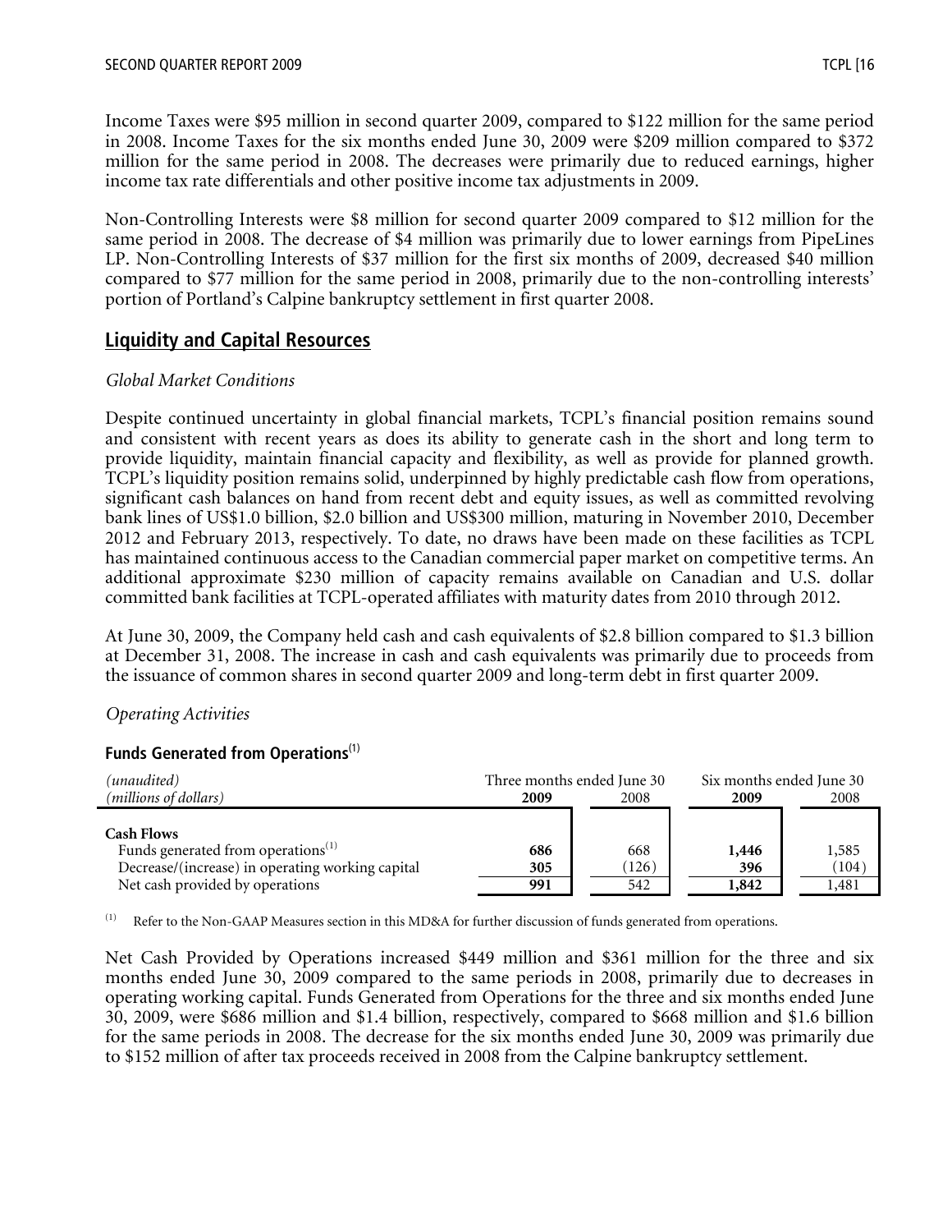Income Taxes were $95 million in second quarter 2009, compared to $122 million for the same period in 2008. Income Taxes for the six months ended June 30, 2009 were $209 million compared to $372 million for the same period in 2008. The decreases were primarily due to reduced earnings, higher income tax rate differentials and other positive income tax adjustments in 2009.

Non-Controlling Interests were $8 million for second quarter 2009 compared to $12 million for the same period in 2008. The decrease of $4 million was primarily due to lower earnings from PipeLines LP. Non-Controlling Interests of $37 million for the first six months of 2009, decreased $40 million compared to $77 million for the same period in 2008, primarily due to the non-controlling interests' portion of Portland's Calpine bankruptcy settlement in first quarter 2008.

## Liquidity and Capital Resources

*Global Market Conditions*

Despite continued uncertainty in global financial markets, TCPL's financial position remains sound and consistent with recent years as does its ability to generate cash in the short and long term to provide liquidity, maintain financial capacity and flexibility, as well as provide for planned growth. TCPL's liquidity position remains solid, underpinned by highly predictable cash flow from operations, significant cash balances on hand from recent debt and equity issues, as well as committed revolving bank lines of US$1.0 billion, $2.0 billion and US$300 million, maturing in November 2010, December 2012 and February 2013, respectively. To date, no draws have been made on these facilities as TCPL has maintained continuous access to the Canadian commercial paper market on competitive terms. An additional approximate $230 million of capacity remains available on Canadian and U.S. dollar committed bank facilities at TCPL-operated affiliates with maturity dates from 2010 through 2012.

At June 30, 2009, the Company held cash and cash equivalents of $2.8 billion compared to $1.3 billion at December 31, 2008. The increase in cash and cash equivalents was primarily due to proceeds from the issuance of common shares in second quarter 2009 and long-term debt in first quarter 2009.

*Operating Activities*

### Funds Generated from Operations[(1)]

| *(unaudited)* | Three months ended June 30 | | Six months ended June 30 | |
|---|---|---|---|---|
| *(millions of dollars)* | **2009** | 2008 | **2009** | 2008 |
| **Cash Flows** | | | | |
| Funds generated from operations[(1)] | **686** | 668 | **1,446** | 1,585 |
| Decrease/(increase) in operating working capital | **305** | (126) | **396** | (104) |
| Net cash provided by operations | **991** | 542 | **1,842** | 1,481 |

(1) Refer to the Non-GAAP Measures section in this MD&A for further discussion of funds generated from operations.

Net Cash Provided by Operations increased $449 million and $361 million for the three and six months ended June 30, 2009 compared to the same periods in 2008, primarily due to decreases in operating working capital. Funds Generated from Operations for the three and six months ended June 30, 2009, were $686 million and $1.4 billion, respectively, compared to $668 million and $1.6 billion for the same periods in 2008. The decrease for the six months ended June 30, 2009 was primarily due to $152 million of after tax proceeds received in 2008 from the Calpine bankruptcy settlement.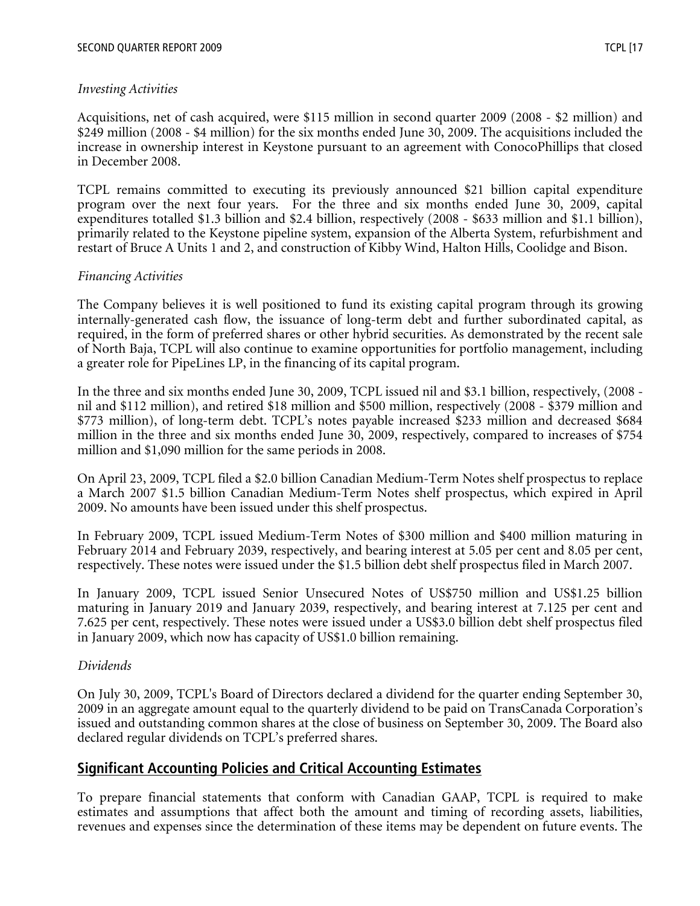*Investing Activities*

Acquisitions, net of cash acquired, were $115 million in second quarter 2009 (2008 - $2 million) and $249 million (2008 - $4 million) for the six months ended June 30, 2009. The acquisitions included the increase in ownership interest in Keystone pursuant to an agreement with ConocoPhillips that closed in December 2008.

TCPL remains committed to executing its previously announced $21 billion capital expenditure program over the next four years. For the three and six months ended June 30, 2009, capital expenditures totalled $1.3 billion and $2.4 billion, respectively (2008 - $633 million and $1.1 billion), primarily related to the Keystone pipeline system, expansion of the Alberta System, refurbishment and restart of Bruce A Units 1 and 2, and construction of Kibby Wind, Halton Hills, Coolidge and Bison.

*Financing Activities*

The Company believes it is well positioned to fund its existing capital program through its growing internally-generated cash flow, the issuance of long-term debt and further subordinated capital, as required, in the form of preferred shares or other hybrid securities. As demonstrated by the recent sale of North Baja, TCPL will also continue to examine opportunities for portfolio management, including a greater role for PipeLines LP, in the financing of its capital program.

In the three and six months ended June 30, 2009, TCPL issued nil and $3.1 billion, respectively, (2008 - nil and $112 million), and retired $18 million and $500 million, respectively (2008 - $379 million and $773 million), of long-term debt. TCPL's notes payable increased $233 million and decreased $684 million in the three and six months ended June 30, 2009, respectively, compared to increases of $754 million and $1,090 million for the same periods in 2008.

On April 23, 2009, TCPL filed a $2.0 billion Canadian Medium-Term Notes shelf prospectus to replace a March 2007 $1.5 billion Canadian Medium-Term Notes shelf prospectus, which expired in April 2009. No amounts have been issued under this shelf prospectus.

In February 2009, TCPL issued Medium-Term Notes of $300 million and $400 million maturing in February 2014 and February 2039, respectively, and bearing interest at 5.05 per cent and 8.05 per cent, respectively. These notes were issued under the $1.5 billion debt shelf prospectus filed in March 2007.

In January 2009, TCPL issued Senior Unsecured Notes of US$750 million and US$1.25 billion maturing in January 2019 and January 2039, respectively, and bearing interest at 7.125 per cent and 7.625 per cent, respectively. These notes were issued under a US$3.0 billion debt shelf prospectus filed in January 2009, which now has capacity of US$1.0 billion remaining.

*Dividends*

On July 30, 2009, TCPL's Board of Directors declared a dividend for the quarter ending September 30, 2009 in an aggregate amount equal to the quarterly dividend to be paid on TransCanada Corporation's issued and outstanding common shares at the close of business on September 30, 2009. The Board also declared regular dividends on TCPL's preferred shares.

## Significant Accounting Policies and Critical Accounting Estimates

To prepare financial statements that conform with Canadian GAAP, TCPL is required to make estimates and assumptions that affect both the amount and timing of recording assets, liabilities, revenues and expenses since the determination of these items may be dependent on future events. The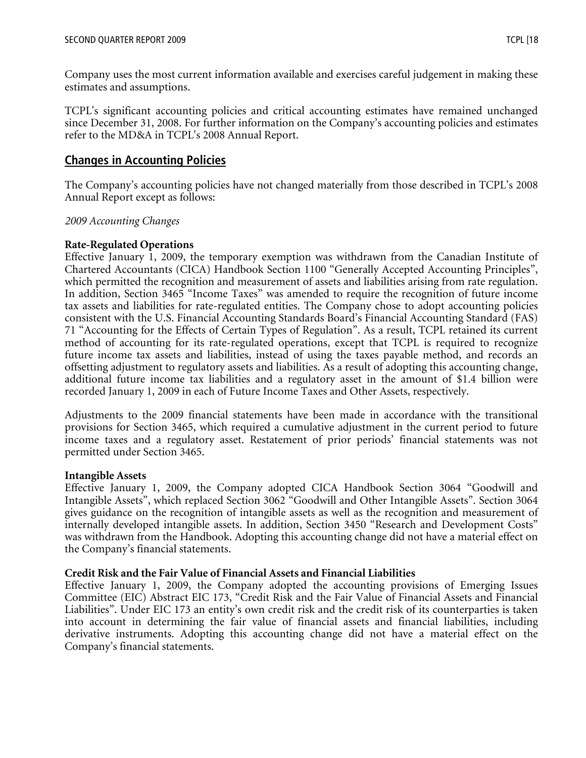Company uses the most current information available and exercises careful judgement in making these estimates and assumptions.

TCPL's significant accounting policies and critical accounting estimates have remained unchanged since December 31, 2008. For further information on the Company's accounting policies and estimates refer to the MD&A in TCPL's 2008 Annual Report.

## Changes in Accounting Policies

The Company's accounting policies have not changed materially from those described in TCPL's 2008 Annual Report except as follows:

*2009 Accounting Changes*

**Rate-Regulated Operations**
Effective January 1, 2009, the temporary exemption was withdrawn from the Canadian Institute of Chartered Accountants (CICA) Handbook Section 1100 "Generally Accepted Accounting Principles", which permitted the recognition and measurement of assets and liabilities arising from rate regulation. In addition, Section 3465 "Income Taxes" was amended to require the recognition of future income tax assets and liabilities for rate-regulated entities. The Company chose to adopt accounting policies consistent with the U.S. Financial Accounting Standards Board's Financial Accounting Standard (FAS) 71 "Accounting for the Effects of Certain Types of Regulation". As a result, TCPL retained its current method of accounting for its rate-regulated operations, except that TCPL is required to recognize future income tax assets and liabilities, instead of using the taxes payable method, and records an offsetting adjustment to regulatory assets and liabilities. As a result of adopting this accounting change, additional future income tax liabilities and a regulatory asset in the amount of $1.4 billion were recorded January 1, 2009 in each of Future Income Taxes and Other Assets, respectively.

Adjustments to the 2009 financial statements have been made in accordance with the transitional provisions for Section 3465, which required a cumulative adjustment in the current period to future income taxes and a regulatory asset. Restatement of prior periods' financial statements was not permitted under Section 3465.

**Intangible Assets**
Effective January 1, 2009, the Company adopted CICA Handbook Section 3064 "Goodwill and Intangible Assets", which replaced Section 3062 "Goodwill and Other Intangible Assets". Section 3064 gives guidance on the recognition of intangible assets as well as the recognition and measurement of internally developed intangible assets. In addition, Section 3450 "Research and Development Costs" was withdrawn from the Handbook. Adopting this accounting change did not have a material effect on the Company's financial statements.

**Credit Risk and the Fair Value of Financial Assets and Financial Liabilities**
Effective January 1, 2009, the Company adopted the accounting provisions of Emerging Issues Committee (EIC) Abstract EIC 173, "Credit Risk and the Fair Value of Financial Assets and Financial Liabilities". Under EIC 173 an entity's own credit risk and the credit risk of its counterparties is taken into account in determining the fair value of financial assets and financial liabilities, including derivative instruments. Adopting this accounting change did not have a material effect on the Company's financial statements.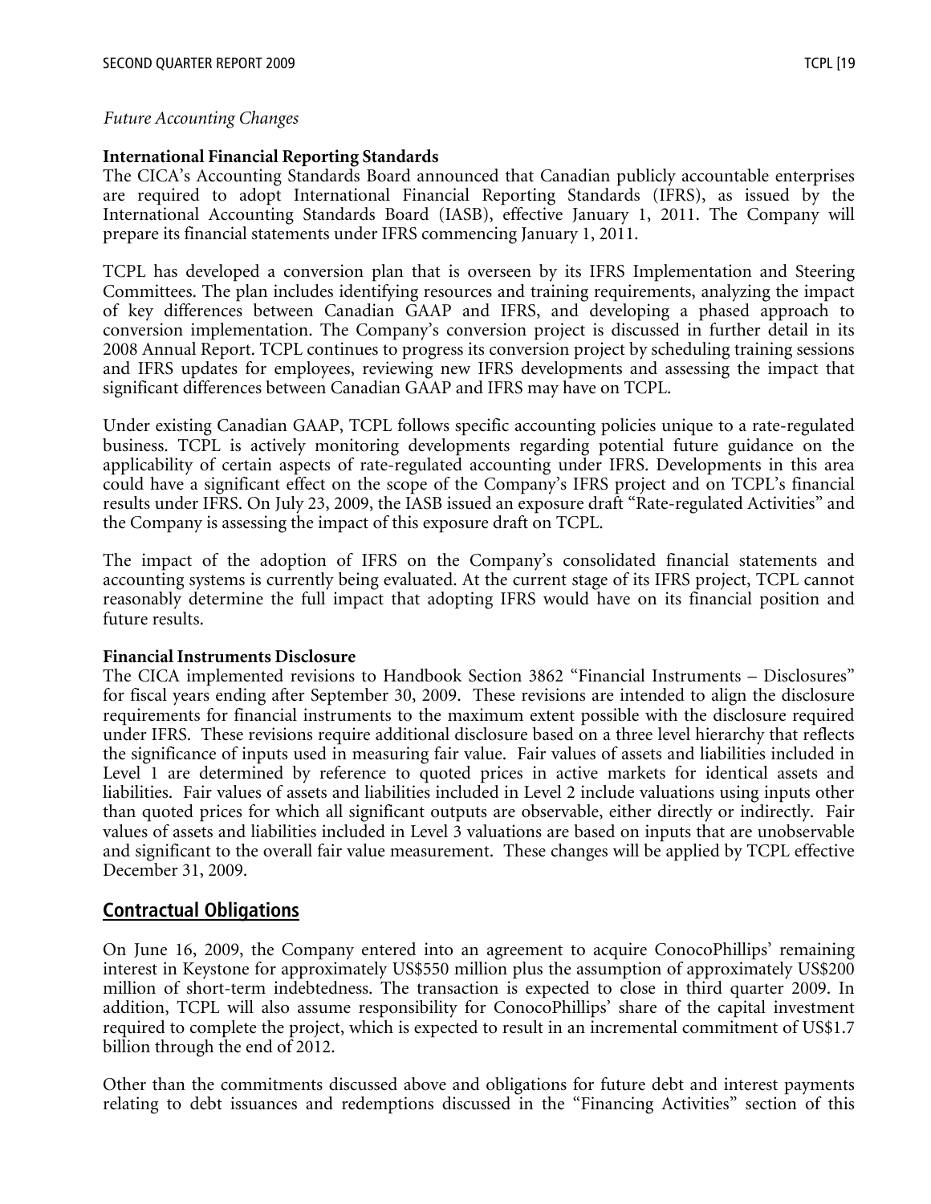*Future Accounting Changes*

**International Financial Reporting Standards**

The CICA's Accounting Standards Board announced that Canadian publicly accountable enterprises are required to adopt International Financial Reporting Standards (IFRS), as issued by the International Accounting Standards Board (IASB), effective January 1, 2011. The Company will prepare its financial statements under IFRS commencing January 1, 2011.

TCPL has developed a conversion plan that is overseen by its IFRS Implementation and Steering Committees. The plan includes identifying resources and training requirements, analyzing the impact of key differences between Canadian GAAP and IFRS, and developing a phased approach to conversion implementation. The Company's conversion project is discussed in further detail in its 2008 Annual Report. TCPL continues to progress its conversion project by scheduling training sessions and IFRS updates for employees, reviewing new IFRS developments and assessing the impact that significant differences between Canadian GAAP and IFRS may have on TCPL.

Under existing Canadian GAAP, TCPL follows specific accounting policies unique to a rate-regulated business. TCPL is actively monitoring developments regarding potential future guidance on the applicability of certain aspects of rate-regulated accounting under IFRS. Developments in this area could have a significant effect on the scope of the Company's IFRS project and on TCPL's financial results under IFRS. On July 23, 2009, the IASB issued an exposure draft "Rate-regulated Activities" and the Company is assessing the impact of this exposure draft on TCPL.

The impact of the adoption of IFRS on the Company's consolidated financial statements and accounting systems is currently being evaluated. At the current stage of its IFRS project, TCPL cannot reasonably determine the full impact that adopting IFRS would have on its financial position and future results.

**Financial Instruments Disclosure**

The CICA implemented revisions to Handbook Section 3862 "Financial Instruments – Disclosures" for fiscal years ending after September 30, 2009. These revisions are intended to align the disclosure requirements for financial instruments to the maximum extent possible with the disclosure required under IFRS. These revisions require additional disclosure based on a three level hierarchy that reflects the significance of inputs used in measuring fair value. Fair values of assets and liabilities included in Level 1 are determined by reference to quoted prices in active markets for identical assets and liabilities. Fair values of assets and liabilities included in Level 2 include valuations using inputs other than quoted prices for which all significant outputs are observable, either directly or indirectly. Fair values of assets and liabilities included in Level 3 valuations are based on inputs that are unobservable and significant to the overall fair value measurement. These changes will be applied by TCPL effective December 31, 2009.

## Contractual Obligations

On June 16, 2009, the Company entered into an agreement to acquire ConocoPhillips' remaining interest in Keystone for approximately US$550 million plus the assumption of approximately US$200 million of short-term indebtedness. The transaction is expected to close in third quarter 2009. In addition, TCPL will also assume responsibility for ConocoPhillips' share of the capital investment required to complete the project, which is expected to result in an incremental commitment of US$1.7 billion through the end of 2012.

Other than the commitments discussed above and obligations for future debt and interest payments relating to debt issuances and redemptions discussed in the "Financing Activities" section of this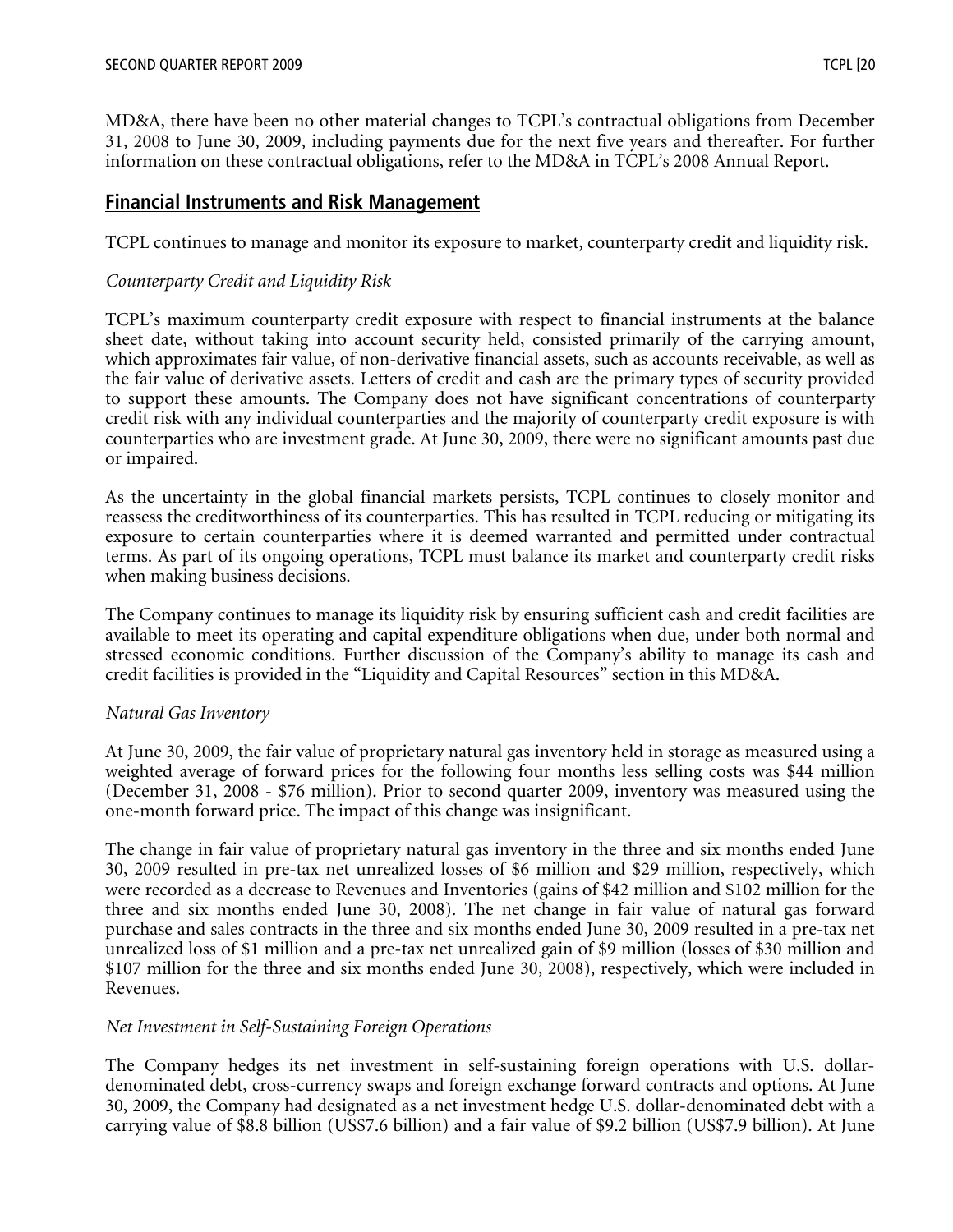MD&A, there have been no other material changes to TCPL's contractual obligations from December 31, 2008 to June 30, 2009, including payments due for the next five years and thereafter. For further information on these contractual obligations, refer to the MD&A in TCPL's 2008 Annual Report.

## Financial Instruments and Risk Management

TCPL continues to manage and monitor its exposure to market, counterparty credit and liquidity risk.

*Counterparty Credit and Liquidity Risk*

TCPL's maximum counterparty credit exposure with respect to financial instruments at the balance sheet date, without taking into account security held, consisted primarily of the carrying amount, which approximates fair value, of non-derivative financial assets, such as accounts receivable, as well as the fair value of derivative assets. Letters of credit and cash are the primary types of security provided to support these amounts. The Company does not have significant concentrations of counterparty credit risk with any individual counterparties and the majority of counterparty credit exposure is with counterparties who are investment grade. At June 30, 2009, there were no significant amounts past due or impaired.

As the uncertainty in the global financial markets persists, TCPL continues to closely monitor and reassess the creditworthiness of its counterparties. This has resulted in TCPL reducing or mitigating its exposure to certain counterparties where it is deemed warranted and permitted under contractual terms. As part of its ongoing operations, TCPL must balance its market and counterparty credit risks when making business decisions.

The Company continues to manage its liquidity risk by ensuring sufficient cash and credit facilities are available to meet its operating and capital expenditure obligations when due, under both normal and stressed economic conditions. Further discussion of the Company's ability to manage its cash and credit facilities is provided in the "Liquidity and Capital Resources" section in this MD&A.

*Natural Gas Inventory*

At June 30, 2009, the fair value of proprietary natural gas inventory held in storage as measured using a weighted average of forward prices for the following four months less selling costs was $44 million (December 31, 2008 - $76 million). Prior to second quarter 2009, inventory was measured using the one-month forward price. The impact of this change was insignificant.

The change in fair value of proprietary natural gas inventory in the three and six months ended June 30, 2009 resulted in pre-tax net unrealized losses of $6 million and $29 million, respectively, which were recorded as a decrease to Revenues and Inventories (gains of $42 million and $102 million for the three and six months ended June 30, 2008). The net change in fair value of natural gas forward purchase and sales contracts in the three and six months ended June 30, 2009 resulted in a pre-tax net unrealized loss of $1 million and a pre-tax net unrealized gain of $9 million (losses of $30 million and $107 million for the three and six months ended June 30, 2008), respectively, which were included in Revenues.

*Net Investment in Self-Sustaining Foreign Operations*

The Company hedges its net investment in self-sustaining foreign operations with U.S. dollar-denominated debt, cross-currency swaps and foreign exchange forward contracts and options. At June 30, 2009, the Company had designated as a net investment hedge U.S. dollar-denominated debt with a carrying value of $8.8 billion (US$7.6 billion) and a fair value of $9.2 billion (US$7.9 billion). At June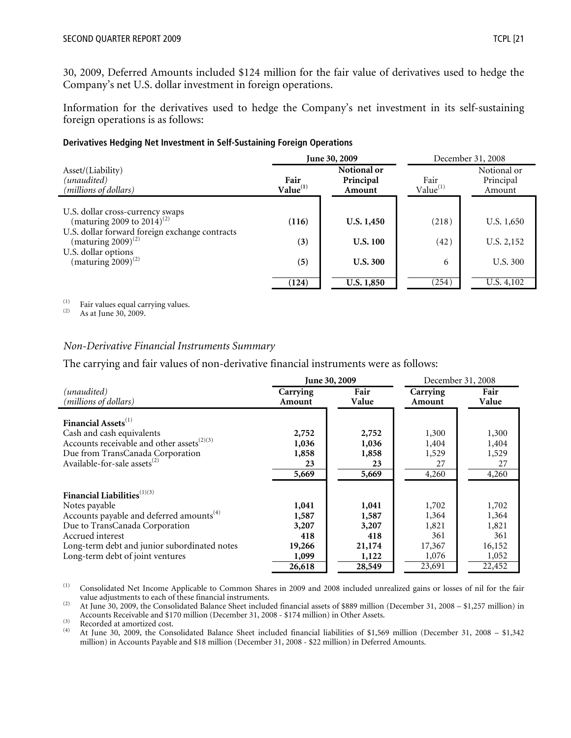30, 2009, Deferred Amounts included $124 million for the fair value of derivatives used to hedge the Company's net U.S. dollar investment in foreign operations.

Information for the derivatives used to hedge the Company's net investment in its self-sustaining foreign operations is as follows:

**Derivatives Hedging Net Investment in Self-Sustaining Foreign Operations**

| Asset/(Liability) *(unaudited)* *(millions of dollars)* | June 30, 2009 | | December 31, 2008 | |
|---|---|---|---|---|
| | **Fair Value[(1)]** | **Notional or Principal Amount** | Fair Value[(1)] | Notional or Principal Amount |
| U.S. dollar cross-currency swaps (maturing 2009 to 2014)[(2)] | **(116)** | **U.S. 1,450** | (218) | U.S. 1,650 |
| U.S. dollar forward foreign exchange contracts (maturing 2009)[(2)] | **(3)** | **U.S. 100** | (42) | U.S. 2,152 |
| U.S. dollar options (maturing 2009)[(2)] | **(5)** | **U.S. 300** | 6 | U.S. 300 |
| | **(124)** | **U.S. 1,850** | (254) | U.S. 4,102 |

(1) Fair values equal carrying values.
(2) As at June 30, 2009.

*Non-Derivative Financial Instruments Summary*

The carrying and fair values of non-derivative financial instruments were as follows:

| *(unaudited)* *(millions of dollars)* | June 30, 2009 | | December 31, 2008 | |
|---|---|---|---|---|
| | **Carrying Amount** | **Fair Value** | **Carrying Amount** | **Fair Value** |
| **Financial Assets**[(1)] | | | | |
| Cash and cash equivalents | **2,752** | **2,752** | 1,300 | 1,300 |
| Accounts receivable and other assets[(2)(3)] | **1,036** | **1,036** | 1,404 | 1,404 |
| Due from TransCanada Corporation | **1,858** | **1,858** | 1,529 | 1,529 |
| Available-for-sale assets[(2)] | **23** | **23** | 27 | 27 |
| | **5,669** | **5,669** | 4,260 | 4,260 |
| **Financial Liabilities**[(1)(3)] | | | | |
| Notes payable | **1,041** | **1,041** | 1,702 | 1,702 |
| Accounts payable and deferred amounts[(4)] | **1,587** | **1,587** | 1,364 | 1,364 |
| Due to TransCanada Corporation | **3,207** | **3,207** | 1,821 | 1,821 |
| Accrued interest | **418** | **418** | 361 | 361 |
| Long-term debt and junior subordinated notes | **19,266** | **21,174** | 17,367 | 16,152 |
| Long-term debt of joint ventures | **1,099** | **1,122** | 1,076 | 1,052 |
| | **26,618** | **28,549** | 23,691 | 22,452 |

(1) Consolidated Net Income Applicable to Common Shares in 2009 and 2008 included unrealized gains or losses of nil for the fair value adjustments to each of these financial instruments.
(2) At June 30, 2009, the Consolidated Balance Sheet included financial assets of $889 million (December 31, 2008 – $1,257 million) in Accounts Receivable and $170 million (December 31, 2008 - $174 million) in Other Assets.
(3) Recorded at amortized cost.
(4) At June 30, 2009, the Consolidated Balance Sheet included financial liabilities of $1,569 million (December 31, 2008 – $1,342 million) in Accounts Payable and $18 million (December 31, 2008 - $22 million) in Deferred Amounts.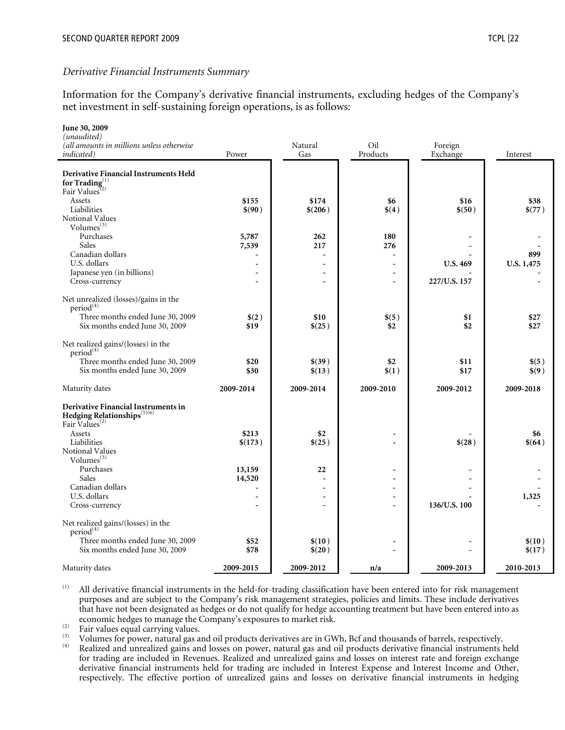*Derivative Financial Instruments Summary*

Information for the Company's derivative financial instruments, excluding hedges of the Company's net investment in self-sustaining foreign operations, is as follows:

| **June 30, 2009** *(unaudited)* *(all amounts in millions unless otherwise indicated)* | Power | Natural Gas | Oil Products | Foreign Exchange | Interest |
|---|---|---|---|---|---|
| **Derivative Financial Instruments Held for Trading**[(1)] | | | | | |
| Fair Values[(2)] | | | | | |
| Assets | **$155** | **$174** | **$6** | **$16** | **$38** |
| Liabilities | **$(90)** | **$(206)** | **$(4)** | **$(50)** | **$(77)** |
| Notional Values | | | | | |
| Volumes[(3)] | | | | | |
| Purchases | **5,787** | **262** | **180** | **-** | **-** |
| Sales | **7,539** | **217** | **276** | **-** | **-** |
| Canadian dollars | - | - | - | - | **899** |
| U.S. dollars | - | - | - | **U.S. 469** | **U.S. 1,475** |
| Japanese yen (in billions) | - | - | - | - | - |
| Cross-currency | - | - | - | **227/U.S. 157** | - |
| Net unrealized (losses)/gains in the period[(4)] | | | | | |
| Three months ended June 30, 2009 | **$(2)** | **$10** | **$(5)** | **$1** | **$27** |
| Six months ended June 30, 2009 | **$19** | **$(25)** | **$2** | **$2** | **$27** |
| Net realized gains/(losses) in the period[(4)] | | | | | |
| Three months ended June 30, 2009 | **$20** | **$(39)** | **$2** | **$11** | **$(5)** |
| Six months ended June 30, 2009 | **$30** | **$(13)** | **$(1)** | **$17** | **$(9)** |
| Maturity dates | **2009-2014** | **2009-2014** | **2009-2010** | **2009-2012** | **2009-2018** |
| **Derivative Financial Instruments in Hedging Relationships**[(5)(6)] | | | | | |
| Fair Values[(2)] | | | | | |
| Assets | **$213** | **$2** | - | - | **$6** |
| Liabilities | **$(173)** | **$(25)** | - | **$(28)** | **$(64)** |
| Notional Values | | | | | |
| Volumes[(3)] | | | | | |
| Purchases | **13,159** | **22** | - | - | - |
| Sales | **14,520** | - | - | - | - |
| Canadian dollars | - | - | - | - | - |
| U.S. dollars | - | - | - | - | **1,325** |
| Cross-currency | - | - | - | **136/U.S. 100** | - |
| Net realized gains/(losses) in the period[(4)] | | | | | |
| Three months ended June 30, 2009 | **$52** | **$(10)** | - | - | **$(10)** |
| Six months ended June 30, 2009 | **$78** | **$(20)** | - | - | **$(17)** |
| Maturity dates | **2009-2015** | **2009-2012** | **n/a** | **2009-2013** | **2010-2013** |

(1) All derivative financial instruments in the held-for-trading classification have been entered into for risk management purposes and are subject to the Company's risk management strategies, policies and limits. These include derivatives that have not been designated as hedges or do not qualify for hedge accounting treatment but have been entered into as economic hedges to manage the Company's exposures to market risk.

(2) Fair values equal carrying values.

(3) Volumes for power, natural gas and oil products derivatives are in GWh, Bcf and thousands of barrels, respectively.

(4) Realized and unrealized gains and losses on power, natural gas and oil products derivative financial instruments held for trading are included in Revenues. Realized and unrealized gains and losses on interest rate and foreign exchange derivative financial instruments held for trading are included in Interest Expense and Interest Income and Other, respectively. The effective portion of unrealized gains and losses on derivative financial instruments in hedging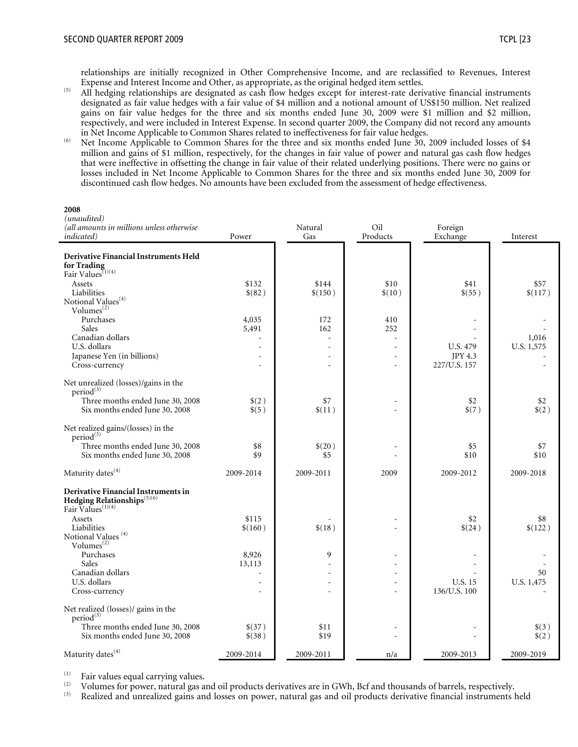relationships are initially recognized in Other Comprehensive Income, and are reclassified to Revenues, Interest Expense and Interest Income and Other, as appropriate, as the original hedged item settles.

(5) All hedging relationships are designated as cash flow hedges except for interest-rate derivative financial instruments designated as fair value hedges with a fair value of $4 million and a notional amount of US$150 million. Net realized gains on fair value hedges for the three and six months ended June 30, 2009 were $1 million and $2 million, respectively, and were included in Interest Expense. In second quarter 2009, the Company did not record any amounts in Net Income Applicable to Common Shares related to ineffectiveness for fair value hedges.

(6) Net Income Applicable to Common Shares for the three and six months ended June 30, 2009 included losses of $4 million and gains of $1 million, respectively, for the changes in fair value of power and natural gas cash flow hedges that were ineffective in offsetting the change in fair value of their related underlying positions. There were no gains or losses included in Net Income Applicable to Common Shares for the three and six months ended June 30, 2009 for discontinued cash flow hedges. No amounts have been excluded from the assessment of hedge effectiveness.

**2008**

| *(unaudited)* *(all amounts in millions unless otherwise indicated)* | Power | Natural Gas | Oil Products | Foreign Exchange | Interest |
|---|---|---|---|---|---|
| **Derivative Financial Instruments Held for Trading** | | | | | |
| Fair Values[(1)(4)] | | | | | |
| Assets | $132 | $144 | $10 | $41 | $57 |
| Liabilities | $(82) | $(150) | $(10) | $(55) | $(117) |
| Notional Values[(4)] | | | | | |
| Volumes[(2)] | | | | | |
| Purchases | 4,035 | 172 | 410 | - | - |
| Sales | 5,491 | 162 | 252 | - | - |
| Canadian dollars | - | - | - | - | 1,016 |
| U.S. dollars | - | - | - | U.S. 479 | U.S. 1,575 |
| Japanese Yen (in billions) | - | - | - | JPY 4.3 | - |
| Cross-currency | - | - | - | 227/U.S. 157 | - |
| Net unrealized (losses)/gains in the period[(3)] | | | | | |
| Three months ended June 30, 2008 | $(2) | $7 | - | $2 | $2 |
| Six months ended June 30, 2008 | $(5) | $(11) | - | $(7) | $(2) |
| Net realized gains/(losses) in the period[(3)] | | | | | |
| Three months ended June 30, 2008 | $8 | $(20) | - | $5 | $7 |
| Six months ended June 30, 2008 | $9 | $5 | - | $10 | $10 |
| Maturity dates[(4)] | 2009-2014 | 2009-2011 | 2009 | 2009-2012 | 2009-2018 |
| **Derivative Financial Instruments in Hedging Relationships**[(5)(6)] | | | | | |
| Fair Values[(1)(4)] | | | | | |
| Assets | $115 | - | - | $2 | $8 |
| Liabilities | $(160) | $(18) | - | $(24) | $(122) |
| Notional Values[(4)] | | | | | |
| Volumes[(2)] | | | | | |
| Purchases | 8,926 | 9 | - | - | - |
| Sales | 13,113 | - | - | - | - |
| Canadian dollars | - | - | - | - | 50 |
| U.S. dollars | - | - | - | U.S. 15 | U.S. 1,475 |
| Cross-currency | - | - | - | 136/U.S. 100 | - |
| Net realized (losses)/ gains in the period[(3)] | | | | | |
| Three months ended June 30, 2008 | $(37) | $11 | - | - | $(3) |
| Six months ended June 30, 2008 | $(38) | $19 | - | - | $(2) |
| Maturity dates[(4)] | 2009-2014 | 2009-2011 | n/a | 2009-2013 | 2009-2019 |

(1) Fair values equal carrying values.

(2) Volumes for power, natural gas and oil products derivatives are in GWh, Bcf and thousands of barrels, respectively.

(3) Realized and unrealized gains and losses on power, natural gas and oil products derivative financial instruments held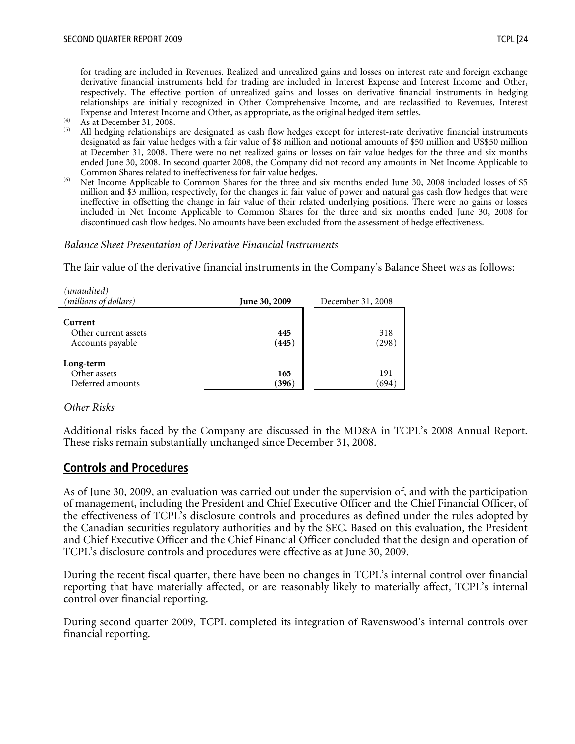for trading are included in Revenues. Realized and unrealized gains and losses on interest rate and foreign exchange derivative financial instruments held for trading are included in Interest Expense and Interest Income and Other, respectively. The effective portion of unrealized gains and losses on derivative financial instruments in hedging relationships are initially recognized in Other Comprehensive Income, and are reclassified to Revenues, Interest Expense and Interest Income and Other, as appropriate, as the original hedged item settles.

(4) As at December 31, 2008.

(5) All hedging relationships are designated as cash flow hedges except for interest-rate derivative financial instruments designated as fair value hedges with a fair value of $8 million and notional amounts of $50 million and US$50 million at December 31, 2008. There were no net realized gains or losses on fair value hedges for the three and six months ended June 30, 2008. In second quarter 2008, the Company did not record any amounts in Net Income Applicable to Common Shares related to ineffectiveness for fair value hedges.

(6) Net Income Applicable to Common Shares for the three and six months ended June 30, 2008 included losses of $5 million and $3 million, respectively, for the changes in fair value of power and natural gas cash flow hedges that were ineffective in offsetting the change in fair value of their related underlying positions. There were no gains or losses included in Net Income Applicable to Common Shares for the three and six months ended June 30, 2008 for discontinued cash flow hedges. No amounts have been excluded from the assessment of hedge effectiveness.

*Balance Sheet Presentation of Derivative Financial Instruments*

The fair value of the derivative financial instruments in the Company's Balance Sheet was as follows:

| *(unaudited)* *(millions of dollars)* | **June 30, 2009** | December 31, 2008 |
|---|---|---|
| **Current** | | |
| Other current assets | **445** | 318 |
| Accounts payable | **(445)** | (298) |
| **Long-term** | | |
| Other assets | **165** | 191 |
| Deferred amounts | **(396)** | (694) |

*Other Risks*

Additional risks faced by the Company are discussed in the MD&A in TCPL's 2008 Annual Report. These risks remain substantially unchanged since December 31, 2008.

## Controls and Procedures

As of June 30, 2009, an evaluation was carried out under the supervision of, and with the participation of management, including the President and Chief Executive Officer and the Chief Financial Officer, of the effectiveness of TCPL's disclosure controls and procedures as defined under the rules adopted by the Canadian securities regulatory authorities and by the SEC. Based on this evaluation, the President and Chief Executive Officer and the Chief Financial Officer concluded that the design and operation of TCPL's disclosure controls and procedures were effective as at June 30, 2009.

During the recent fiscal quarter, there have been no changes in TCPL's internal control over financial reporting that have materially affected, or are reasonably likely to materially affect, TCPL's internal control over financial reporting.

During second quarter 2009, TCPL completed its integration of Ravenswood's internal controls over financial reporting.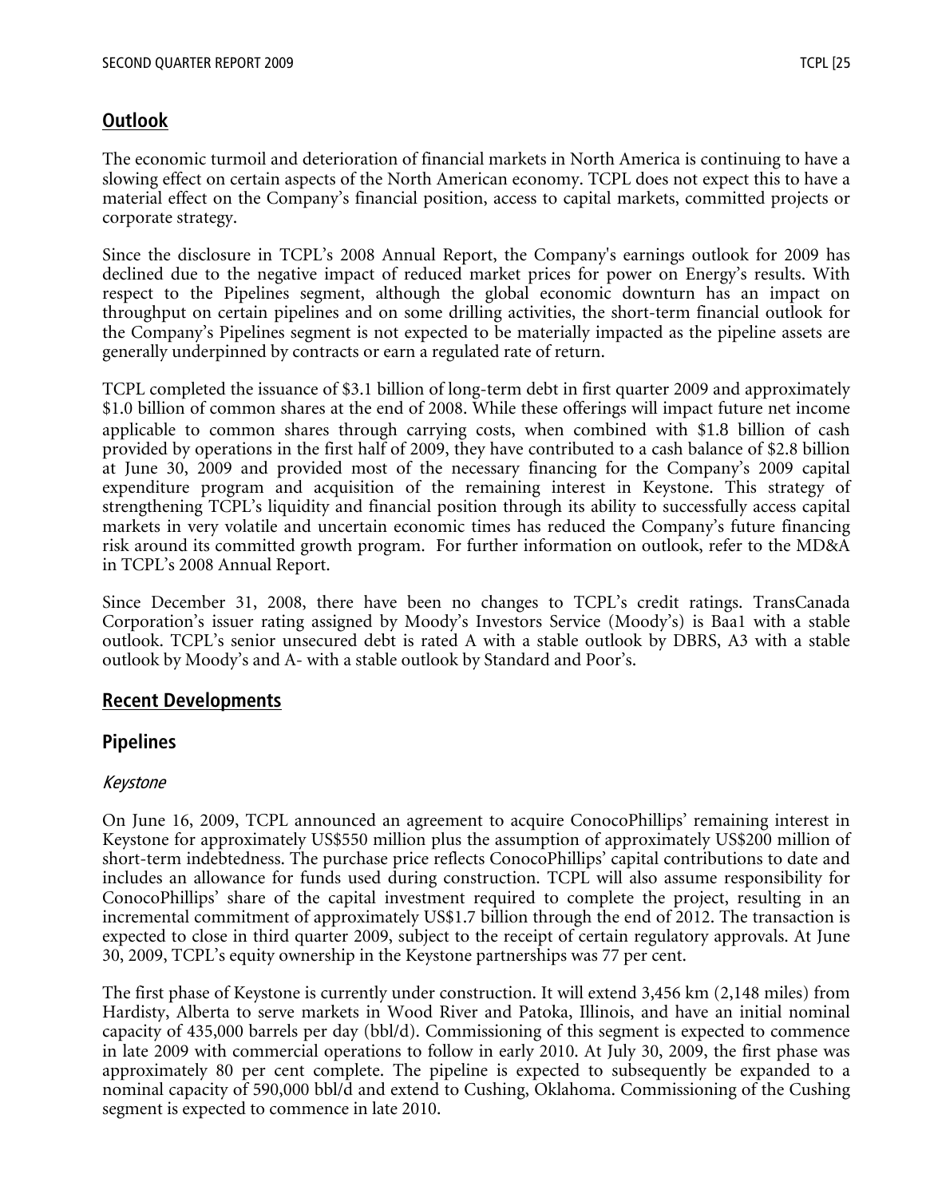## Outlook

The economic turmoil and deterioration of financial markets in North America is continuing to have a slowing effect on certain aspects of the North American economy. TCPL does not expect this to have a material effect on the Company's financial position, access to capital markets, committed projects or corporate strategy.

Since the disclosure in TCPL's 2008 Annual Report, the Company's earnings outlook for 2009 has declined due to the negative impact of reduced market prices for power on Energy's results. With respect to the Pipelines segment, although the global economic downturn has an impact on throughput on certain pipelines and on some drilling activities, the short-term financial outlook for the Company's Pipelines segment is not expected to be materially impacted as the pipeline assets are generally underpinned by contracts or earn a regulated rate of return.

TCPL completed the issuance of $3.1 billion of long-term debt in first quarter 2009 and approximately $1.0 billion of common shares at the end of 2008. While these offerings will impact future net income applicable to common shares through carrying costs, when combined with $1.8 billion of cash provided by operations in the first half of 2009, they have contributed to a cash balance of $2.8 billion at June 30, 2009 and provided most of the necessary financing for the Company's 2009 capital expenditure program and acquisition of the remaining interest in Keystone. This strategy of strengthening TCPL's liquidity and financial position through its ability to successfully access capital markets in very volatile and uncertain economic times has reduced the Company's future financing risk around its committed growth program. For further information on outlook, refer to the MD&A in TCPL's 2008 Annual Report.

Since December 31, 2008, there have been no changes to TCPL's credit ratings. TransCanada Corporation's issuer rating assigned by Moody's Investors Service (Moody's) is Baa1 with a stable outlook. TCPL's senior unsecured debt is rated A with a stable outlook by DBRS, A3 with a stable outlook by Moody's and A- with a stable outlook by Standard and Poor's.

## Recent Developments

### Pipelines

#### *Keystone*

On June 16, 2009, TCPL announced an agreement to acquire ConocoPhillips' remaining interest in Keystone for approximately US$550 million plus the assumption of approximately US$200 million of short-term indebtedness. The purchase price reflects ConocoPhillips' capital contributions to date and includes an allowance for funds used during construction. TCPL will also assume responsibility for ConocoPhillips' share of the capital investment required to complete the project, resulting in an incremental commitment of approximately US$1.7 billion through the end of 2012. The transaction is expected to close in third quarter 2009, subject to the receipt of certain regulatory approvals. At June 30, 2009, TCPL's equity ownership in the Keystone partnerships was 77 per cent.

The first phase of Keystone is currently under construction. It will extend 3,456 km (2,148 miles) from Hardisty, Alberta to serve markets in Wood River and Patoka, Illinois, and have an initial nominal capacity of 435,000 barrels per day (bbl/d). Commissioning of this segment is expected to commence in late 2009 with commercial operations to follow in early 2010. At July 30, 2009, the first phase was approximately 80 per cent complete. The pipeline is expected to subsequently be expanded to a nominal capacity of 590,000 bbl/d and extend to Cushing, Oklahoma. Commissioning of the Cushing segment is expected to commence in late 2010.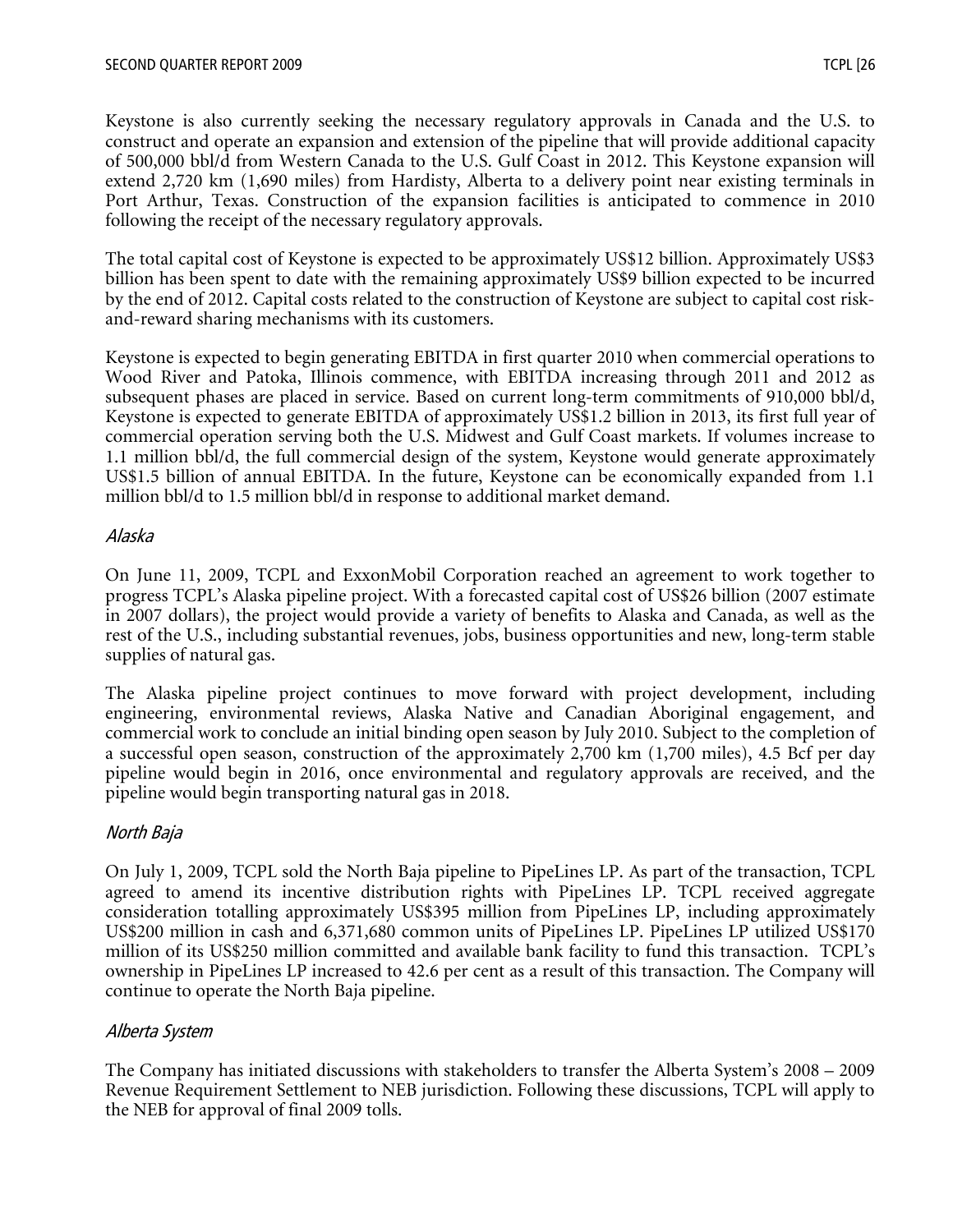Keystone is also currently seeking the necessary regulatory approvals in Canada and the U.S. to construct and operate an expansion and extension of the pipeline that will provide additional capacity of 500,000 bbl/d from Western Canada to the U.S. Gulf Coast in 2012. This Keystone expansion will extend 2,720 km (1,690 miles) from Hardisty, Alberta to a delivery point near existing terminals in Port Arthur, Texas. Construction of the expansion facilities is anticipated to commence in 2010 following the receipt of the necessary regulatory approvals.

The total capital cost of Keystone is expected to be approximately US$12 billion. Approximately US$3 billion has been spent to date with the remaining approximately US$9 billion expected to be incurred by the end of 2012. Capital costs related to the construction of Keystone are subject to capital cost risk-and-reward sharing mechanisms with its customers.

Keystone is expected to begin generating EBITDA in first quarter 2010 when commercial operations to Wood River and Patoka, Illinois commence, with EBITDA increasing through 2011 and 2012 as subsequent phases are placed in service. Based on current long-term commitments of 910,000 bbl/d, Keystone is expected to generate EBITDA of approximately US$1.2 billion in 2013, its first full year of commercial operation serving both the U.S. Midwest and Gulf Coast markets. If volumes increase to 1.1 million bbl/d, the full commercial design of the system, Keystone would generate approximately US$1.5 billion of annual EBITDA. In the future, Keystone can be economically expanded from 1.1 million bbl/d to 1.5 million bbl/d in response to additional market demand.

*Alaska*

On June 11, 2009, TCPL and ExxonMobil Corporation reached an agreement to work together to progress TCPL's Alaska pipeline project. With a forecasted capital cost of US$26 billion (2007 estimate in 2007 dollars), the project would provide a variety of benefits to Alaska and Canada, as well as the rest of the U.S., including substantial revenues, jobs, business opportunities and new, long-term stable supplies of natural gas.

The Alaska pipeline project continues to move forward with project development, including engineering, environmental reviews, Alaska Native and Canadian Aboriginal engagement, and commercial work to conclude an initial binding open season by July 2010. Subject to the completion of a successful open season, construction of the approximately 2,700 km (1,700 miles), 4.5 Bcf per day pipeline would begin in 2016, once environmental and regulatory approvals are received, and the pipeline would begin transporting natural gas in 2018.

*North Baja*

On July 1, 2009, TCPL sold the North Baja pipeline to PipeLines LP. As part of the transaction, TCPL agreed to amend its incentive distribution rights with PipeLines LP. TCPL received aggregate consideration totalling approximately US$395 million from PipeLines LP, including approximately US$200 million in cash and 6,371,680 common units of PipeLines LP. PipeLines LP utilized US$170 million of its US$250 million committed and available bank facility to fund this transaction. TCPL's ownership in PipeLines LP increased to 42.6 per cent as a result of this transaction. The Company will continue to operate the North Baja pipeline.

*Alberta System*

The Company has initiated discussions with stakeholders to transfer the Alberta System's 2008 – 2009 Revenue Requirement Settlement to NEB jurisdiction. Following these discussions, TCPL will apply to the NEB for approval of final 2009 tolls.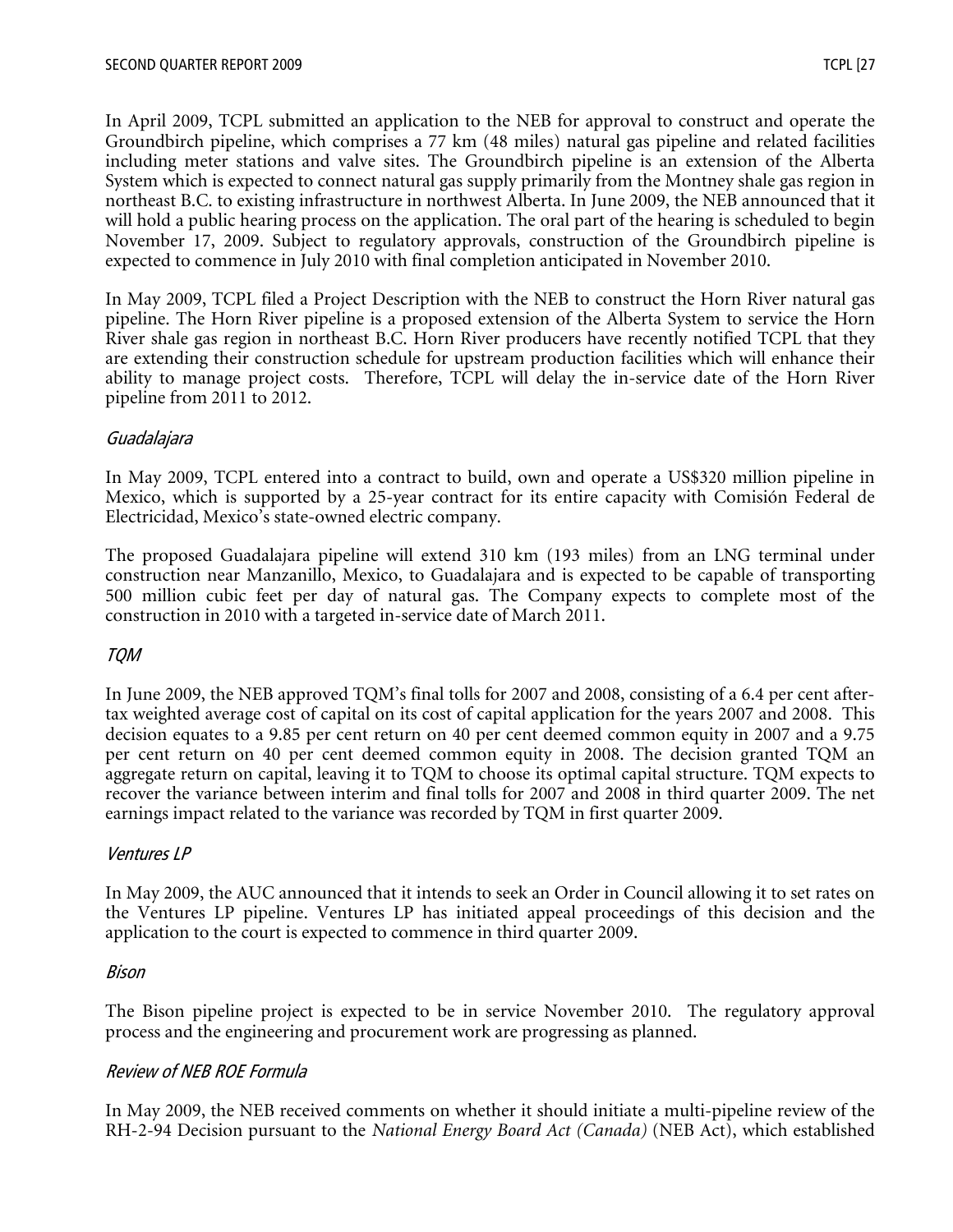In April 2009, TCPL submitted an application to the NEB for approval to construct and operate the Groundbirch pipeline, which comprises a 77 km (48 miles) natural gas pipeline and related facilities including meter stations and valve sites. The Groundbirch pipeline is an extension of the Alberta System which is expected to connect natural gas supply primarily from the Montney shale gas region in northeast B.C. to existing infrastructure in northwest Alberta. In June 2009, the NEB announced that it will hold a public hearing process on the application. The oral part of the hearing is scheduled to begin November 17, 2009. Subject to regulatory approvals, construction of the Groundbirch pipeline is expected to commence in July 2010 with final completion anticipated in November 2010.

In May 2009, TCPL filed a Project Description with the NEB to construct the Horn River natural gas pipeline. The Horn River pipeline is a proposed extension of the Alberta System to service the Horn River shale gas region in northeast B.C. Horn River producers have recently notified TCPL that they are extending their construction schedule for upstream production facilities which will enhance their ability to manage project costs. Therefore, TCPL will delay the in-service date of the Horn River pipeline from 2011 to 2012.

*Guadalajara*

In May 2009, TCPL entered into a contract to build, own and operate a US$320 million pipeline in Mexico, which is supported by a 25-year contract for its entire capacity with Comisión Federal de Electricidad, Mexico's state-owned electric company.

The proposed Guadalajara pipeline will extend 310 km (193 miles) from an LNG terminal under construction near Manzanillo, Mexico, to Guadalajara and is expected to be capable of transporting 500 million cubic feet per day of natural gas. The Company expects to complete most of the construction in 2010 with a targeted in-service date of March 2011.

*TQM*

In June 2009, the NEB approved TQM's final tolls for 2007 and 2008, consisting of a 6.4 per cent after-tax weighted average cost of capital on its cost of capital application for the years 2007 and 2008. This decision equates to a 9.85 per cent return on 40 per cent deemed common equity in 2007 and a 9.75 per cent return on 40 per cent deemed common equity in 2008. The decision granted TQM an aggregate return on capital, leaving it to TQM to choose its optimal capital structure. TQM expects to recover the variance between interim and final tolls for 2007 and 2008 in third quarter 2009. The net earnings impact related to the variance was recorded by TQM in first quarter 2009.

*Ventures LP*

In May 2009, the AUC announced that it intends to seek an Order in Council allowing it to set rates on the Ventures LP pipeline. Ventures LP has initiated appeal proceedings of this decision and the application to the court is expected to commence in third quarter 2009.

*Bison*

The Bison pipeline project is expected to be in service November 2010. The regulatory approval process and the engineering and procurement work are progressing as planned.

*Review of NEB ROE Formula*

In May 2009, the NEB received comments on whether it should initiate a multi-pipeline review of the RH-2-94 Decision pursuant to the *National Energy Board Act (Canada)* (NEB Act), which established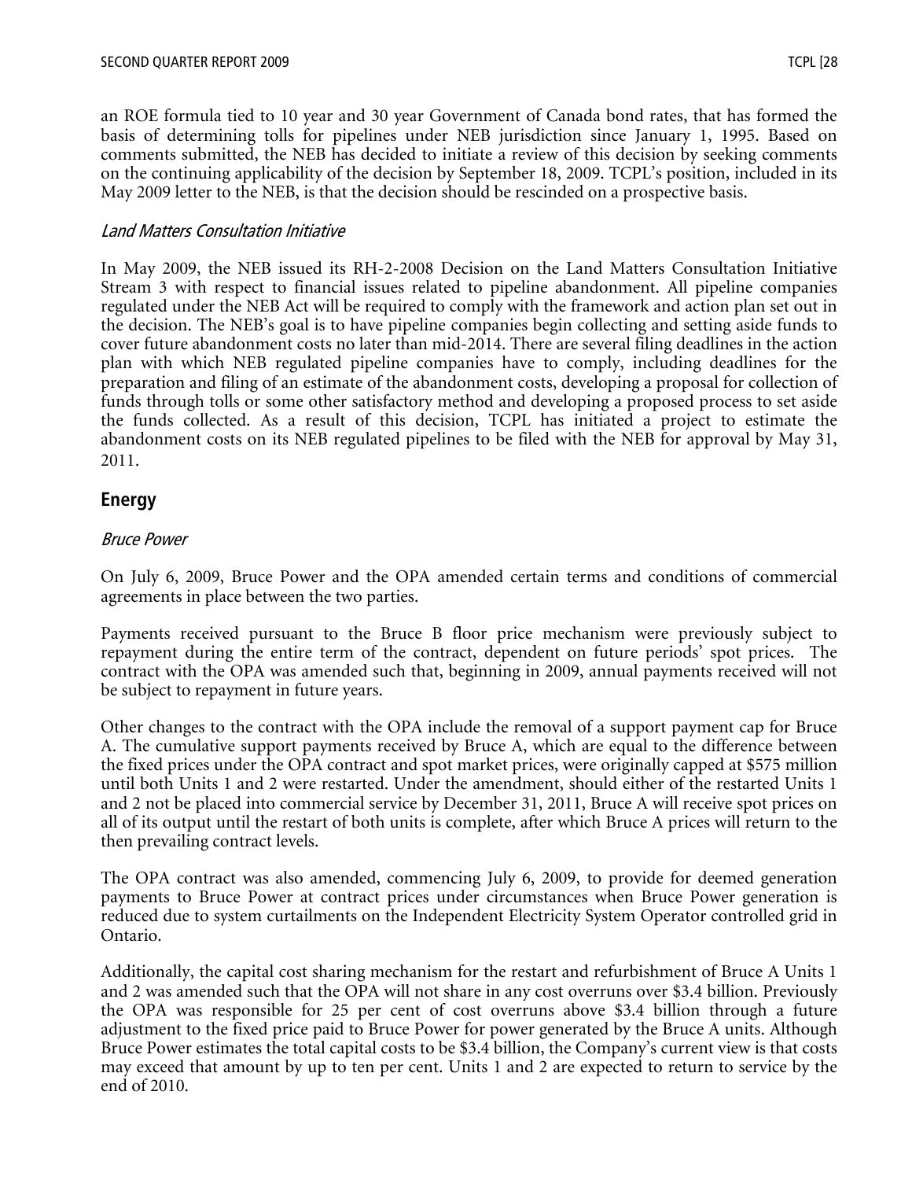an ROE formula tied to 10 year and 30 year Government of Canada bond rates, that has formed the basis of determining tolls for pipelines under NEB jurisdiction since January 1, 1995. Based on comments submitted, the NEB has decided to initiate a review of this decision by seeking comments on the continuing applicability of the decision by September 18, 2009. TCPL's position, included in its May 2009 letter to the NEB, is that the decision should be rescinded on a prospective basis.

*Land Matters Consultation Initiative*

In May 2009, the NEB issued its RH-2-2008 Decision on the Land Matters Consultation Initiative Stream 3 with respect to financial issues related to pipeline abandonment. All pipeline companies regulated under the NEB Act will be required to comply with the framework and action plan set out in the decision. The NEB's goal is to have pipeline companies begin collecting and setting aside funds to cover future abandonment costs no later than mid-2014. There are several filing deadlines in the action plan with which NEB regulated pipeline companies have to comply, including deadlines for the preparation and filing of an estimate of the abandonment costs, developing a proposal for collection of funds through tolls or some other satisfactory method and developing a proposed process to set aside the funds collected. As a result of this decision, TCPL has initiated a project to estimate the abandonment costs on its NEB regulated pipelines to be filed with the NEB for approval by May 31, 2011.

## Energy

*Bruce Power*

On July 6, 2009, Bruce Power and the OPA amended certain terms and conditions of commercial agreements in place between the two parties.

Payments received pursuant to the Bruce B floor price mechanism were previously subject to repayment during the entire term of the contract, dependent on future periods' spot prices. The contract with the OPA was amended such that, beginning in 2009, annual payments received will not be subject to repayment in future years.

Other changes to the contract with the OPA include the removal of a support payment cap for Bruce A. The cumulative support payments received by Bruce A, which are equal to the difference between the fixed prices under the OPA contract and spot market prices, were originally capped at $575 million until both Units 1 and 2 were restarted. Under the amendment, should either of the restarted Units 1 and 2 not be placed into commercial service by December 31, 2011, Bruce A will receive spot prices on all of its output until the restart of both units is complete, after which Bruce A prices will return to the then prevailing contract levels.

The OPA contract was also amended, commencing July 6, 2009, to provide for deemed generation payments to Bruce Power at contract prices under circumstances when Bruce Power generation is reduced due to system curtailments on the Independent Electricity System Operator controlled grid in Ontario.

Additionally, the capital cost sharing mechanism for the restart and refurbishment of Bruce A Units 1 and 2 was amended such that the OPA will not share in any cost overruns over $3.4 billion. Previously the OPA was responsible for 25 per cent of cost overruns above $3.4 billion through a future adjustment to the fixed price paid to Bruce Power for power generated by the Bruce A units. Although Bruce Power estimates the total capital costs to be $3.4 billion, the Company's current view is that costs may exceed that amount by up to ten per cent. Units 1 and 2 are expected to return to service by the end of 2010.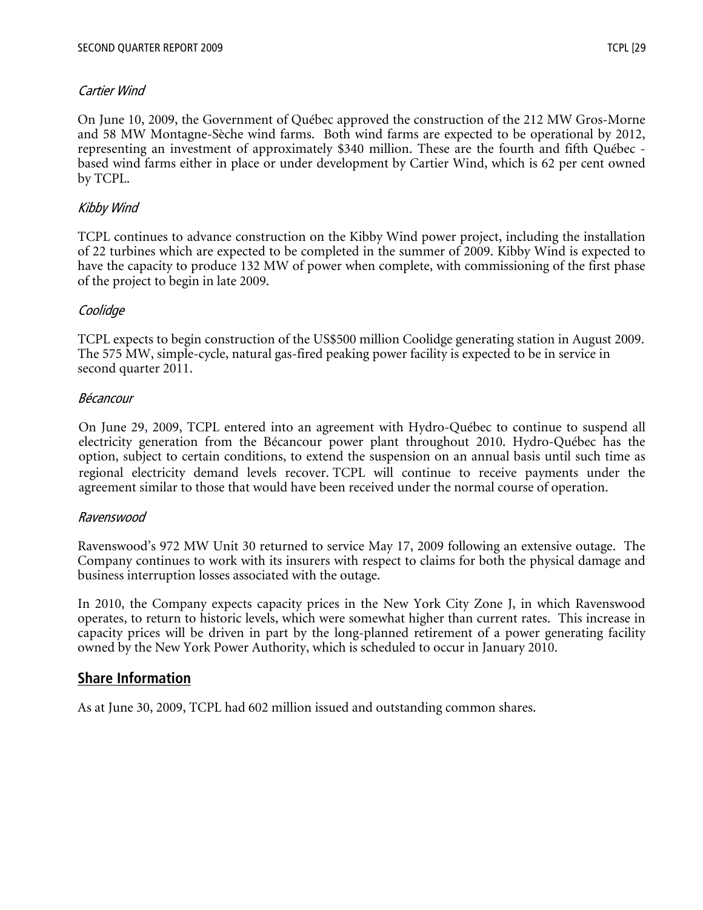*Cartier Wind*

On June 10, 2009, the Government of Québec approved the construction of the 212 MW Gros-Morne and 58 MW Montagne-Sèche wind farms. Both wind farms are expected to be operational by 2012, representing an investment of approximately $340 million. These are the fourth and fifth Québec - based wind farms either in place or under development by Cartier Wind, which is 62 per cent owned by TCPL.

*Kibby Wind*

TCPL continues to advance construction on the Kibby Wind power project, including the installation of 22 turbines which are expected to be completed in the summer of 2009. Kibby Wind is expected to have the capacity to produce 132 MW of power when complete, with commissioning of the first phase of the project to begin in late 2009.

*Coolidge*

TCPL expects to begin construction of the US$500 million Coolidge generating station in August 2009. The 575 MW, simple-cycle, natural gas-fired peaking power facility is expected to be in service in second quarter 2011.

*Bécancour*

On June 29, 2009, TCPL entered into an agreement with Hydro-Québec to continue to suspend all electricity generation from the Bécancour power plant throughout 2010. Hydro-Québec has the option, subject to certain conditions, to extend the suspension on an annual basis until such time as regional electricity demand levels recover. TCPL will continue to receive payments under the agreement similar to those that would have been received under the normal course of operation.

*Ravenswood*

Ravenswood's 972 MW Unit 30 returned to service May 17, 2009 following an extensive outage. The Company continues to work with its insurers with respect to claims for both the physical damage and business interruption losses associated with the outage.

In 2010, the Company expects capacity prices in the New York City Zone J, in which Ravenswood operates, to return to historic levels, which were somewhat higher than current rates. This increase in capacity prices will be driven in part by the long-planned retirement of a power generating facility owned by the New York Power Authority, which is scheduled to occur in January 2010.

## Share Information

As at June 30, 2009, TCPL had 602 million issued and outstanding common shares.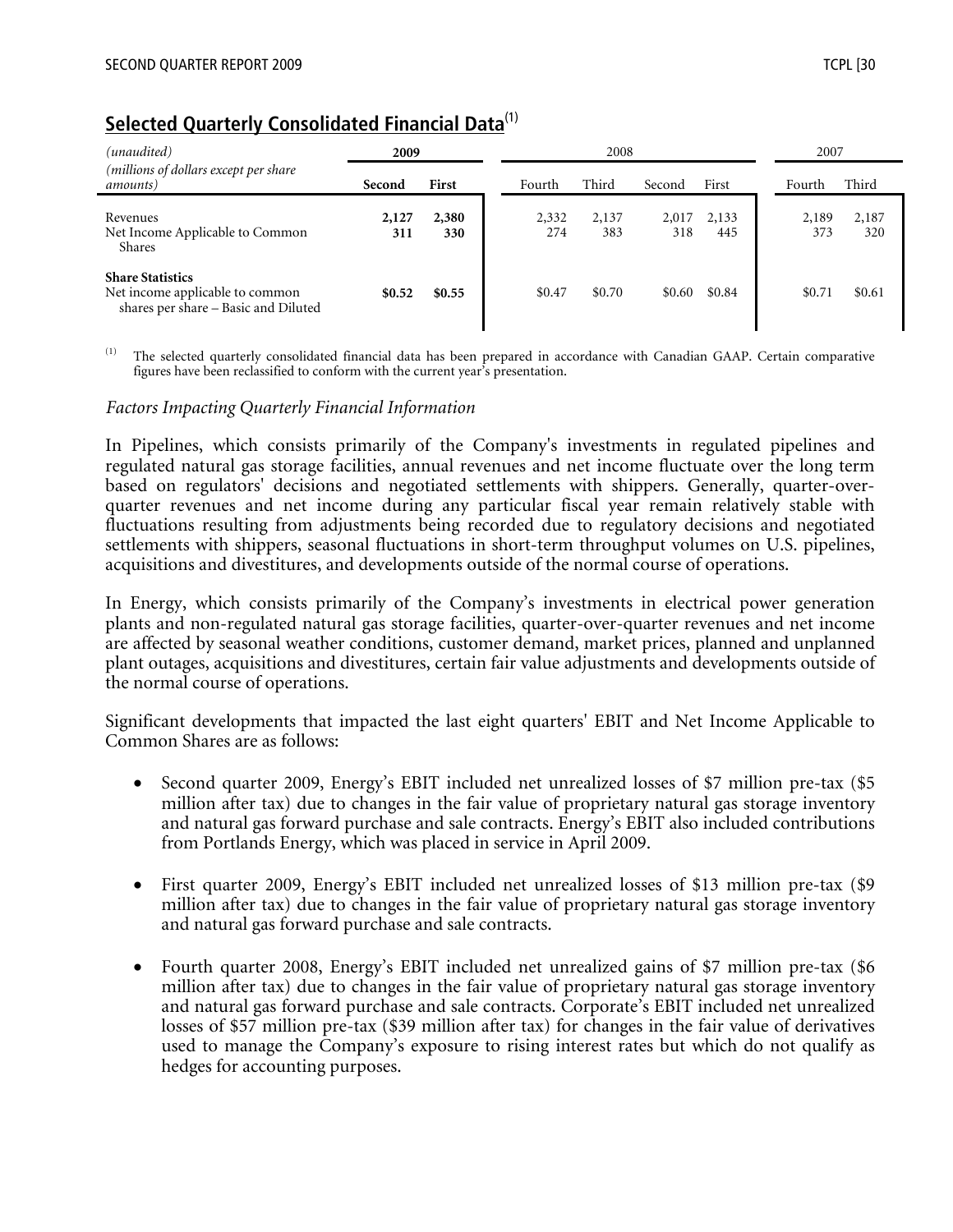## Selected Quarterly Consolidated Financial Data[(1)]

| *(unaudited)* | **2009** | | 2008 | | | | 2007 | |
|---|---|---|---|---|---|---|---|---|
| *(millions of dollars except per share amounts)* | **Second** | **First** | Fourth | Third | Second | First | Fourth | Third |
| Revenues | **2,127** | **2,380** | 2,332 | 2,137 | 2,017 | 2,133 | 2,189 | 2,187 |
| Net Income Applicable to Common Shares | **311** | **330** | 274 | 383 | 318 | 445 | 373 | 320 |
| **Share Statistics** | | | | | | | | |
| Net income applicable to common shares per share – Basic and Diluted | **$0.52** | **$0.55** | $0.47 | $0.70 | $0.60 | $0.84 | $0.71 | $0.61 |

(1) The selected quarterly consolidated financial data has been prepared in accordance with Canadian GAAP. Certain comparative figures have been reclassified to conform with the current year's presentation.

*Factors Impacting Quarterly Financial Information*

In Pipelines, which consists primarily of the Company's investments in regulated pipelines and regulated natural gas storage facilities, annual revenues and net income fluctuate over the long term based on regulators' decisions and negotiated settlements with shippers. Generally, quarter-over-quarter revenues and net income during any particular fiscal year remain relatively stable with fluctuations resulting from adjustments being recorded due to regulatory decisions and negotiated settlements with shippers, seasonal fluctuations in short-term throughput volumes on U.S. pipelines, acquisitions and divestitures, and developments outside of the normal course of operations.

In Energy, which consists primarily of the Company's investments in electrical power generation plants and non-regulated natural gas storage facilities, quarter-over-quarter revenues and net income are affected by seasonal weather conditions, customer demand, market prices, planned and unplanned plant outages, acquisitions and divestitures, certain fair value adjustments and developments outside of the normal course of operations.

Significant developments that impacted the last eight quarters' EBIT and Net Income Applicable to Common Shares are as follows:

- Second quarter 2009, Energy's EBIT included net unrealized losses of $7 million pre-tax ($5 million after tax) due to changes in the fair value of proprietary natural gas storage inventory and natural gas forward purchase and sale contracts. Energy's EBIT also included contributions from Portlands Energy, which was placed in service in April 2009.

- First quarter 2009, Energy's EBIT included net unrealized losses of $13 million pre-tax ($9 million after tax) due to changes in the fair value of proprietary natural gas storage inventory and natural gas forward purchase and sale contracts.

- Fourth quarter 2008, Energy's EBIT included net unrealized gains of $7 million pre-tax ($6 million after tax) due to changes in the fair value of proprietary natural gas storage inventory and natural gas forward purchase and sale contracts. Corporate's EBIT included net unrealized losses of $57 million pre-tax ($39 million after tax) for changes in the fair value of derivatives used to manage the Company's exposure to rising interest rates but which do not qualify as hedges for accounting purposes.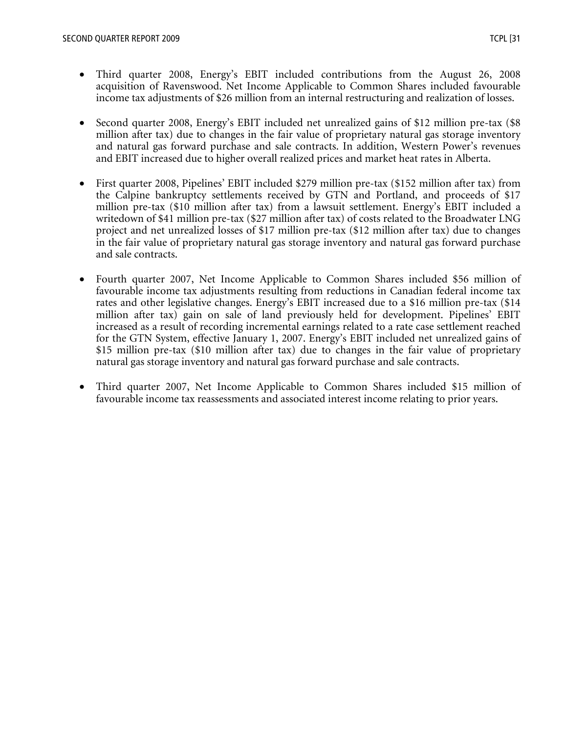- Third quarter 2008, Energy's EBIT included contributions from the August 26, 2008 acquisition of Ravenswood. Net Income Applicable to Common Shares included favourable income tax adjustments of $26 million from an internal restructuring and realization of losses.

- Second quarter 2008, Energy's EBIT included net unrealized gains of $12 million pre-tax ($8 million after tax) due to changes in the fair value of proprietary natural gas storage inventory and natural gas forward purchase and sale contracts. In addition, Western Power's revenues and EBIT increased due to higher overall realized prices and market heat rates in Alberta.

- First quarter 2008, Pipelines' EBIT included $279 million pre-tax ($152 million after tax) from the Calpine bankruptcy settlements received by GTN and Portland, and proceeds of $17 million pre-tax ($10 million after tax) from a lawsuit settlement. Energy's EBIT included a writedown of $41 million pre-tax ($27 million after tax) of costs related to the Broadwater LNG project and net unrealized losses of $17 million pre-tax ($12 million after tax) due to changes in the fair value of proprietary natural gas storage inventory and natural gas forward purchase and sale contracts.

- Fourth quarter 2007, Net Income Applicable to Common Shares included $56 million of favourable income tax adjustments resulting from reductions in Canadian federal income tax rates and other legislative changes. Energy's EBIT increased due to a $16 million pre-tax ($14 million after tax) gain on sale of land previously held for development. Pipelines' EBIT increased as a result of recording incremental earnings related to a rate case settlement reached for the GTN System, effective January 1, 2007. Energy's EBIT included net unrealized gains of $15 million pre-tax ($10 million after tax) due to changes in the fair value of proprietary natural gas storage inventory and natural gas forward purchase and sale contracts.

- Third quarter 2007, Net Income Applicable to Common Shares included $15 million of favourable income tax reassessments and associated interest income relating to prior years.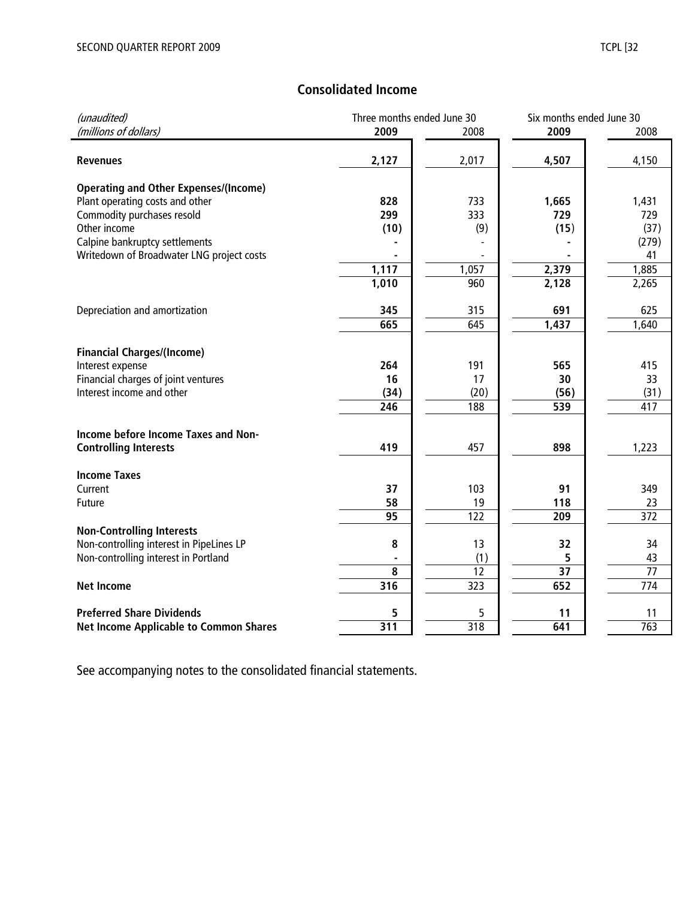## Consolidated Income

| *(unaudited)* | Three months ended June 30 | | Six months ended June 30 | |
|---|---|---|---|---|
| *(millions of dollars)* | **2009** | 2008 | **2009** | 2008 |
| **Revenues** | **2,127** | 2,017 | **4,507** | 4,150 |
| **Operating and Other Expenses/(Income)** | | | | |
| Plant operating costs and other | **828** | 733 | **1,665** | 1,431 |
| Commodity purchases resold | **299** | 333 | **729** | 729 |
| Other income | **(10)** | (9) | **(15)** | (37) |
| Calpine bankruptcy settlements | **-** | - | **-** | (279) |
| Writedown of Broadwater LNG project costs | **-** | - | **-** | 41 |
| | **1,117** | 1,057 | **2,379** | 1,885 |
| | **1,010** | 960 | **2,128** | 2,265 |
| Depreciation and amortization | **345** | 315 | **691** | 625 |
| | **665** | 645 | **1,437** | 1,640 |
| **Financial Charges/(Income)** | | | | |
| Interest expense | **264** | 191 | **565** | 415 |
| Financial charges of joint ventures | **16** | 17 | **30** | 33 |
| Interest income and other | **(34)** | (20) | **(56)** | (31) |
| | **246** | 188 | **539** | 417 |
| **Income before Income Taxes and Non-Controlling Interests** | **419** | 457 | **898** | 1,223 |
| **Income Taxes** | | | | |
| Current | **37** | 103 | **91** | 349 |
| Future | **58** | 19 | **118** | 23 |
| | **95** | 122 | **209** | 372 |
| **Non-Controlling Interests** | | | | |
| Non-controlling interest in PipeLines LP | **8** | 13 | **32** | 34 |
| Non-controlling interest in Portland | **-** | (1) | **5** | 43 |
| | **8** | 12 | **37** | 77 |
| **Net Income** | **316** | 323 | **652** | 774 |
| **Preferred Share Dividends** | **5** | 5 | **11** | 11 |
| **Net Income Applicable to Common Shares** | **311** | 318 | **641** | 763 |

See accompanying notes to the consolidated financial statements.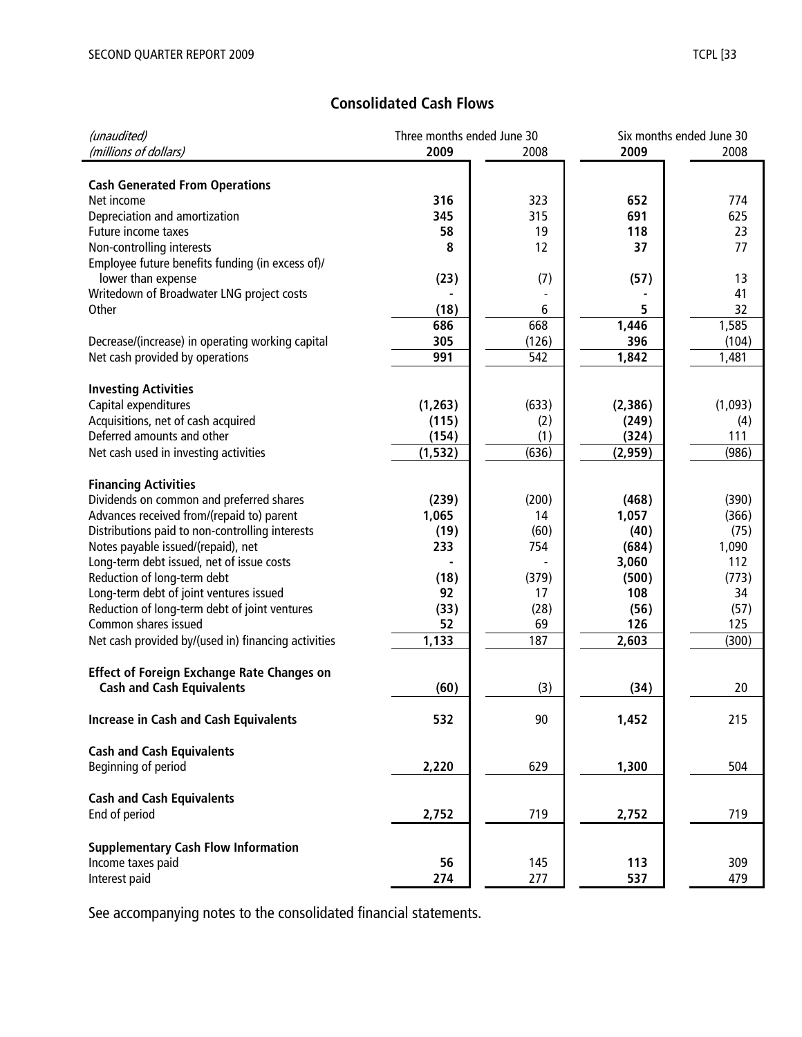## Consolidated Cash Flows

| *(unaudited)* *(millions of dollars)* | Three months ended June 30 2009 | 2008 | Six months ended June 30 2009 | 2008 |
|---|---|---|---|---|
| **Cash Generated From Operations** | | | | |
| Net income | **316** | 323 | **652** | 774 |
| Depreciation and amortization | **345** | 315 | **691** | 625 |
| Future income taxes | **58** | 19 | **118** | 23 |
| Non-controlling interests | **8** | 12 | **37** | 77 |
| Employee future benefits funding (in excess of)/ lower than expense | **(23)** | (7) | **(57)** | 13 |
| Writedown of Broadwater LNG project costs | **-** | - | **-** | 41 |
| Other | **(18)** | 6 | **5** | 32 |
| | **686** | 668 | **1,446** | 1,585 |
| Decrease/(increase) in operating working capital | **305** | (126) | **396** | (104) |
| Net cash provided by operations | **991** | 542 | **1,842** | 1,481 |
| **Investing Activities** | | | | |
| Capital expenditures | **(1,263)** | (633) | **(2,386)** | (1,093) |
| Acquisitions, net of cash acquired | **(115)** | (2) | **(249)** | (4) |
| Deferred amounts and other | **(154)** | (1) | **(324)** | 111 |
| Net cash used in investing activities | **(1,532)** | (636) | **(2,959)** | (986) |
| **Financing Activities** | | | | |
| Dividends on common and preferred shares | **(239)** | (200) | **(468)** | (390) |
| Advances received from/(repaid to) parent | **1,065** | 14 | **1,057** | (366) |
| Distributions paid to non-controlling interests | **(19)** | (60) | **(40)** | (75) |
| Notes payable issued/(repaid), net | **233** | 754 | **(684)** | 1,090 |
| Long-term debt issued, net of issue costs | **-** | - | **3,060** | 112 |
| Reduction of long-term debt | **(18)** | (379) | **(500)** | (773) |
| Long-term debt of joint ventures issued | **92** | 17 | **108** | 34 |
| Reduction of long-term debt of joint ventures | **(33)** | (28) | **(56)** | (57) |
| Common shares issued | **52** | 69 | **126** | 125 |
| Net cash provided by/(used in) financing activities | **1,133** | 187 | **2,603** | (300) |
| **Effect of Foreign Exchange Rate Changes on Cash and Cash Equivalents** | **(60)** | (3) | **(34)** | 20 |
| **Increase in Cash and Cash Equivalents** | **532** | 90 | **1,452** | 215 |
| **Cash and Cash Equivalents** | | | | |
| Beginning of period | **2,220** | 629 | **1,300** | 504 |
| **Cash and Cash Equivalents** | | | | |
| End of period | **2,752** | 719 | **2,752** | 719 |
| **Supplementary Cash Flow Information** | | | | |
| Income taxes paid | **56** | 145 | **113** | 309 |
| Interest paid | **274** | 277 | **537** | 479 |

See accompanying notes to the consolidated financial statements.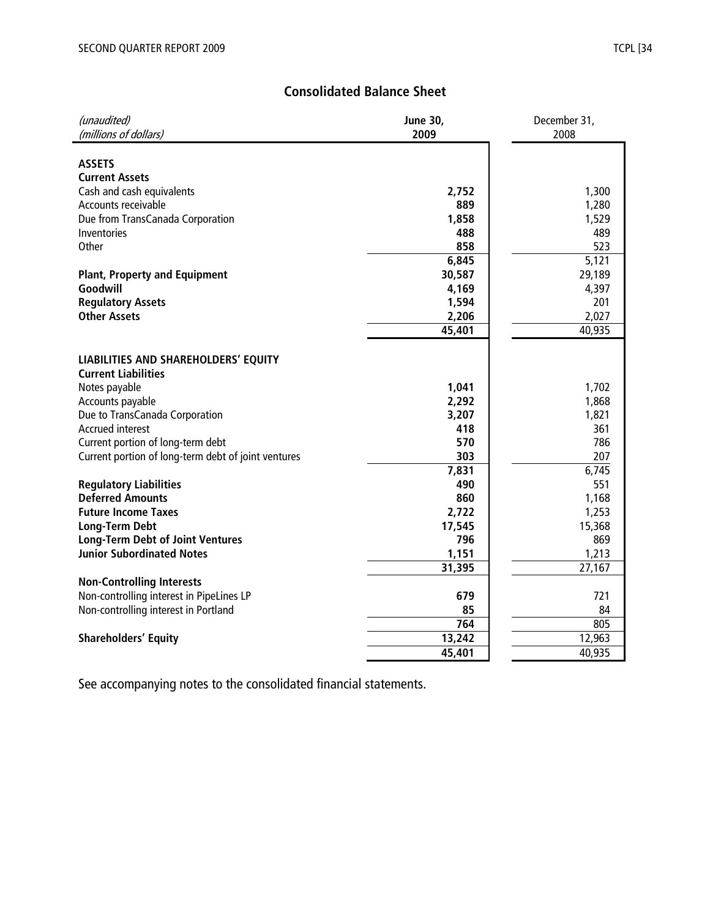## Consolidated Balance Sheet

| *(unaudited)*<br>*(millions of dollars)* | **June 30, 2009** | December 31, 2008 |
|---|---|---|
| **ASSETS** | | |
| **Current Assets** | | |
| Cash and cash equivalents | **2,752** | 1,300 |
| Accounts receivable | **889** | 1,280 |
| Due from TransCanada Corporation | **1,858** | 1,529 |
| Inventories | **488** | 489 |
| Other | **858** | 523 |
| | **6,845** | 5,121 |
| **Plant, Property and Equipment** | **30,587** | 29,189 |
| **Goodwill** | **4,169** | 4,397 |
| **Regulatory Assets** | **1,594** | 201 |
| **Other Assets** | **2,206** | 2,027 |
| | **45,401** | 40,935 |
| **LIABILITIES AND SHAREHOLDERS' EQUITY** | | |
| **Current Liabilities** | | |
| Notes payable | **1,041** | 1,702 |
| Accounts payable | **2,292** | 1,868 |
| Due to TransCanada Corporation | **3,207** | 1,821 |
| Accrued interest | **418** | 361 |
| Current portion of long-term debt | **570** | 786 |
| Current portion of long-term debt of joint ventures | **303** | 207 |
| | **7,831** | 6,745 |
| **Regulatory Liabilities** | **490** | 551 |
| **Deferred Amounts** | **860** | 1,168 |
| **Future Income Taxes** | **2,722** | 1,253 |
| **Long-Term Debt** | **17,545** | 15,368 |
| **Long-Term Debt of Joint Ventures** | **796** | 869 |
| **Junior Subordinated Notes** | **1,151** | 1,213 |
| | **31,395** | 27,167 |
| **Non-Controlling Interests** | | |
| Non-controlling interest in PipeLines LP | **679** | 721 |
| Non-controlling interest in Portland | **85** | 84 |
| | **764** | 805 |
| **Shareholders' Equity** | **13,242** | 12,963 |
| | **45,401** | 40,935 |

See accompanying notes to the consolidated financial statements.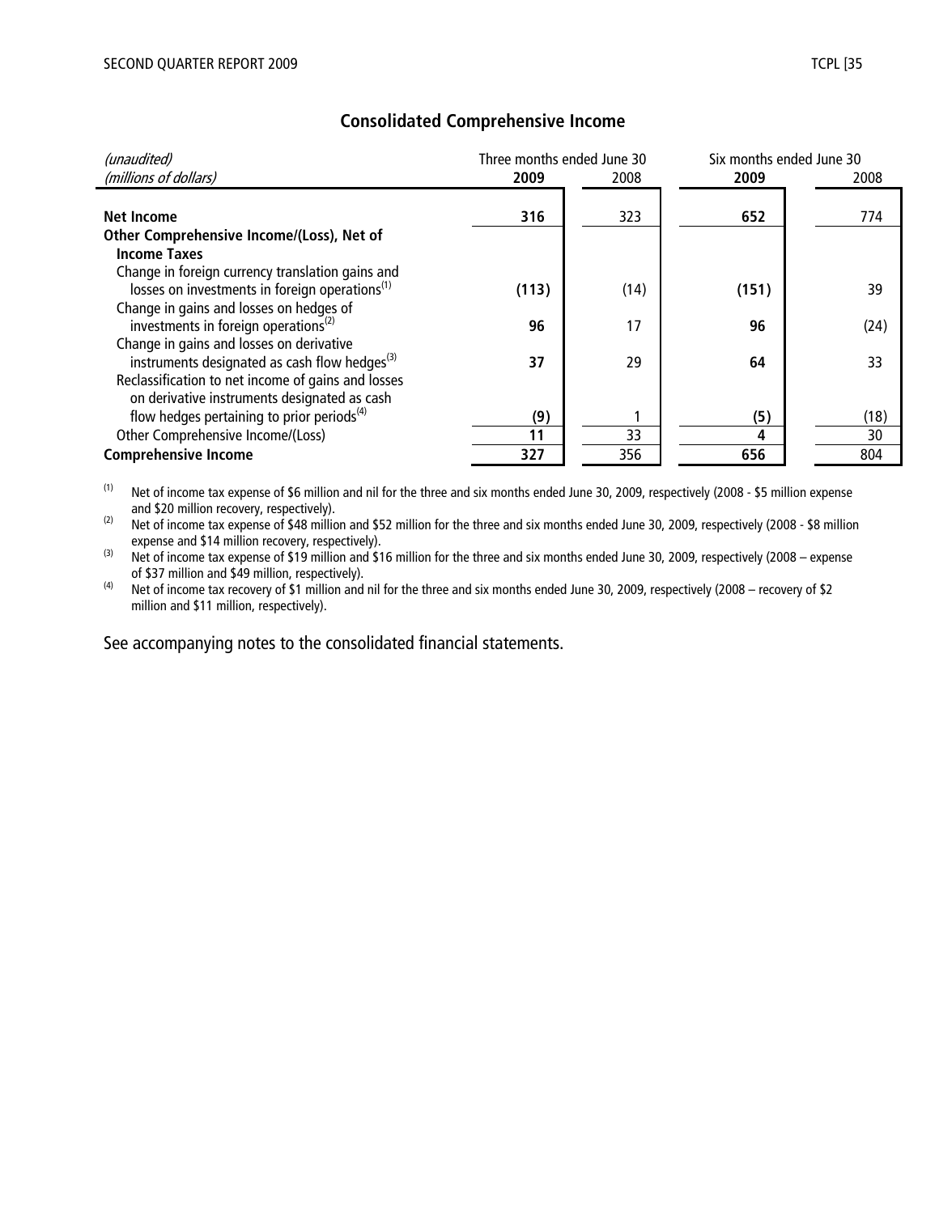## Consolidated Comprehensive Income

| *(unaudited)* | Three months ended June 30 | | Six months ended June 30 | |
|---|---|---|---|---|
| *(millions of dollars)* | **2009** | 2008 | **2009** | 2008 |
| **Net Income** | **316** | 323 | **652** | 774 |
| **Other Comprehensive Income/(Loss), Net of Income Taxes** | | | | |
| Change in foreign currency translation gains and losses on investments in foreign operations[(1)] | **(113)** | (14) | **(151)** | 39 |
| Change in gains and losses on hedges of investments in foreign operations[(2)] | **96** | 17 | **96** | (24) |
| Change in gains and losses on derivative instruments designated as cash flow hedges[(3)] | **37** | 29 | **64** | 33 |
| Reclassification to net income of gains and losses on derivative instruments designated as cash flow hedges pertaining to prior periods[(4)] | **(9)** | 1 | **(5)** | (18) |
| Other Comprehensive Income/(Loss) | **11** | 33 | **4** | 30 |
| **Comprehensive Income** | **327** | 356 | **656** | 804 |

(1) Net of income tax expense of $6 million and nil for the three and six months ended June 30, 2009, respectively (2008 - $5 million expense and $20 million recovery, respectively).

(2) Net of income tax expense of $48 million and $52 million for the three and six months ended June 30, 2009, respectively (2008 - $8 million expense and $14 million recovery, respectively).

(3) Net of income tax expense of $19 million and $16 million for the three and six months ended June 30, 2009, respectively (2008 – expense of $37 million and $49 million, respectively).

(4) Net of income tax recovery of $1 million and nil for the three and six months ended June 30, 2009, respectively (2008 – recovery of $2 million and $11 million, respectively).

See accompanying notes to the consolidated financial statements.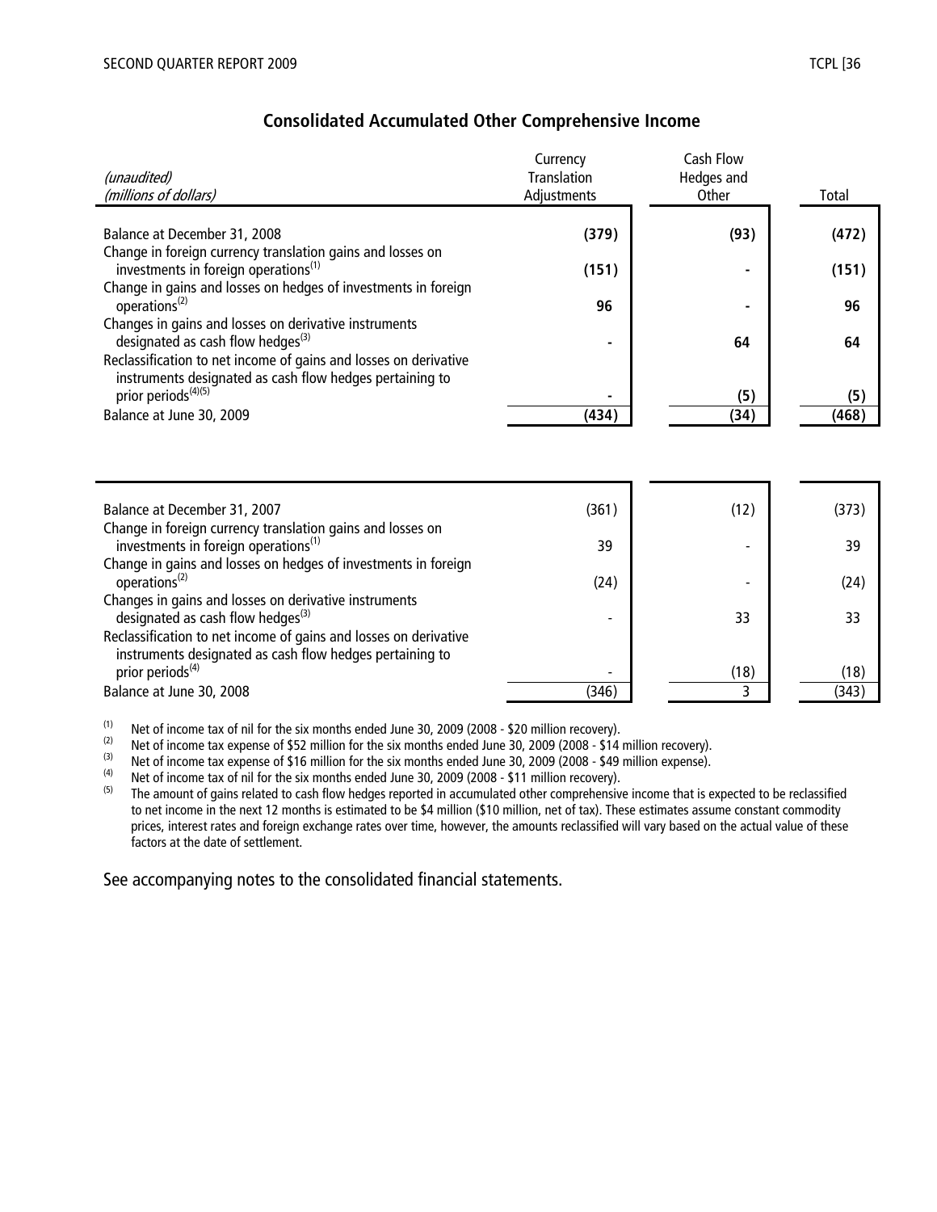## Consolidated Accumulated Other Comprehensive Income

| *(unaudited)* *(millions of dollars)* | Currency Translation Adjustments | Cash Flow Hedges and Other | Total |
|---|---|---|---|
| Balance at December 31, 2008 | **(379)** | **(93)** | **(472)** |
| Change in foreign currency translation gains and losses on investments in foreign operations[(1)] | **(151)** | **-** | **(151)** |
| Change in gains and losses on hedges of investments in foreign operations[(2)] | **96** | **-** | **96** |
| Changes in gains and losses on derivative instruments designated as cash flow hedges[(3)] | **-** | **64** | **64** |
| Reclassification to net income of gains and losses on derivative instruments designated as cash flow hedges pertaining to prior periods[(4)(5)] | **-** | **(5)** | **(5)** |
| Balance at June 30, 2009 | **(434)** | **(34)** | **(468)** |

| | | | |
|---|---|---|---|
| Balance at December 31, 2007 | (361) | (12) | (373) |
| Change in foreign currency translation gains and losses on investments in foreign operations[(1)] | 39 | - | 39 |
| Change in gains and losses on hedges of investments in foreign operations[(2)] | (24) | - | (24) |
| Changes in gains and losses on derivative instruments designated as cash flow hedges[(3)] | - | 33 | 33 |
| Reclassification to net income of gains and losses on derivative instruments designated as cash flow hedges pertaining to prior periods[(4)] | - | (18) | (18) |
| Balance at June 30, 2008 | (346) | 3 | (343) |

(1) Net of income tax of nil for the six months ended June 30, 2009 (2008 - $20 million recovery).

(2) Net of income tax expense of $52 million for the six months ended June 30, 2009 (2008 - $14 million recovery).

(3) Net of income tax expense of $16 million for the six months ended June 30, 2009 (2008 - $49 million expense).

(4) Net of income tax of nil for the six months ended June 30, 2009 (2008 - $11 million recovery).

(5) The amount of gains related to cash flow hedges reported in accumulated other comprehensive income that is expected to be reclassified to net income in the next 12 months is estimated to be $4 million ($10 million, net of tax). These estimates assume constant commodity prices, interest rates and foreign exchange rates over time, however, the amounts reclassified will vary based on the actual value of these factors at the date of settlement.

See accompanying notes to the consolidated financial statements.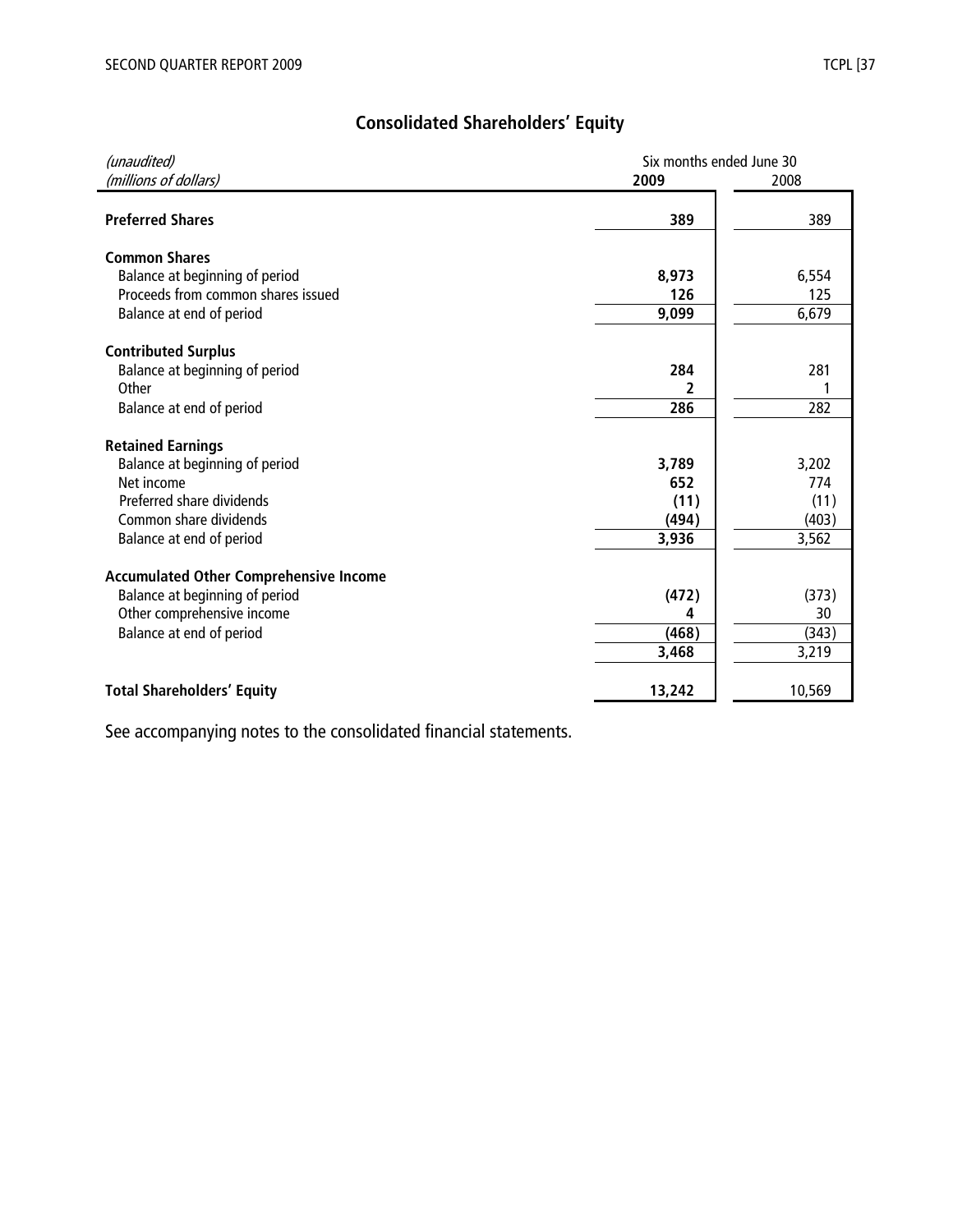## Consolidated Shareholders' Equity

| *(unaudited)* *(millions of dollars)* | Six months ended June 30 2009 | 2008 |
|---|---|---|
| **Preferred Shares** | **389** | 389 |
| **Common Shares** | | |
| Balance at beginning of period | **8,973** | 6,554 |
| Proceeds from common shares issued | **126** | 125 |
| Balance at end of period | **9,099** | 6,679 |
| **Contributed Surplus** | | |
| Balance at beginning of period | **284** | 281 |
| Other | **2** | 1 |
| Balance at end of period | **286** | 282 |
| **Retained Earnings** | | |
| Balance at beginning of period | **3,789** | 3,202 |
| Net income | **652** | 774 |
| Preferred share dividends | **(11)** | (11) |
| Common share dividends | **(494)** | (403) |
| Balance at end of period | **3,936** | 3,562 |
| **Accumulated Other Comprehensive Income** | | |
| Balance at beginning of period | **(472)** | (373) |
| Other comprehensive income | **4** | 30 |
| Balance at end of period | **(468)** | (343) |
| | **3,468** | 3,219 |
| **Total Shareholders' Equity** | **13,242** | 10,569 |

See accompanying notes to the consolidated financial statements.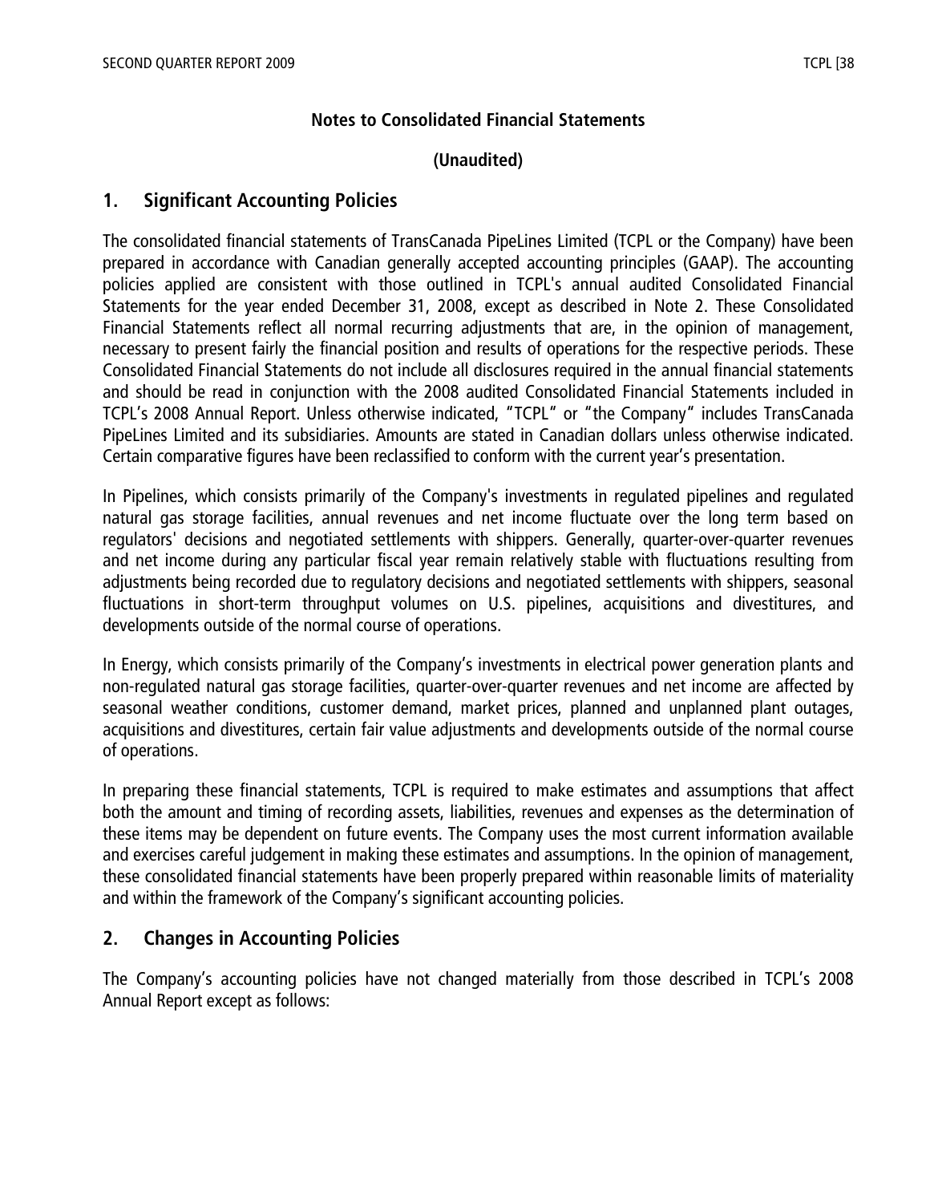**Notes to Consolidated Financial Statements**

**(Unaudited)**

## 1. Significant Accounting Policies

The consolidated financial statements of TransCanada PipeLines Limited (TCPL or the Company) have been prepared in accordance with Canadian generally accepted accounting principles (GAAP). The accounting policies applied are consistent with those outlined in TCPL's annual audited Consolidated Financial Statements for the year ended December 31, 2008, except as described in Note 2. These Consolidated Financial Statements reflect all normal recurring adjustments that are, in the opinion of management, necessary to present fairly the financial position and results of operations for the respective periods. These Consolidated Financial Statements do not include all disclosures required in the annual financial statements and should be read in conjunction with the 2008 audited Consolidated Financial Statements included in TCPL's 2008 Annual Report. Unless otherwise indicated, "TCPL" or "the Company" includes TransCanada PipeLines Limited and its subsidiaries. Amounts are stated in Canadian dollars unless otherwise indicated. Certain comparative figures have been reclassified to conform with the current year's presentation.

In Pipelines, which consists primarily of the Company's investments in regulated pipelines and regulated natural gas storage facilities, annual revenues and net income fluctuate over the long term based on regulators' decisions and negotiated settlements with shippers. Generally, quarter-over-quarter revenues and net income during any particular fiscal year remain relatively stable with fluctuations resulting from adjustments being recorded due to regulatory decisions and negotiated settlements with shippers, seasonal fluctuations in short-term throughput volumes on U.S. pipelines, acquisitions and divestitures, and developments outside of the normal course of operations.

In Energy, which consists primarily of the Company's investments in electrical power generation plants and non-regulated natural gas storage facilities, quarter-over-quarter revenues and net income are affected by seasonal weather conditions, customer demand, market prices, planned and unplanned plant outages, acquisitions and divestitures, certain fair value adjustments and developments outside of the normal course of operations.

In preparing these financial statements, TCPL is required to make estimates and assumptions that affect both the amount and timing of recording assets, liabilities, revenues and expenses as the determination of these items may be dependent on future events. The Company uses the most current information available and exercises careful judgement in making these estimates and assumptions. In the opinion of management, these consolidated financial statements have been properly prepared within reasonable limits of materiality and within the framework of the Company's significant accounting policies.

## 2. Changes in Accounting Policies

The Company's accounting policies have not changed materially from those described in TCPL's 2008 Annual Report except as follows: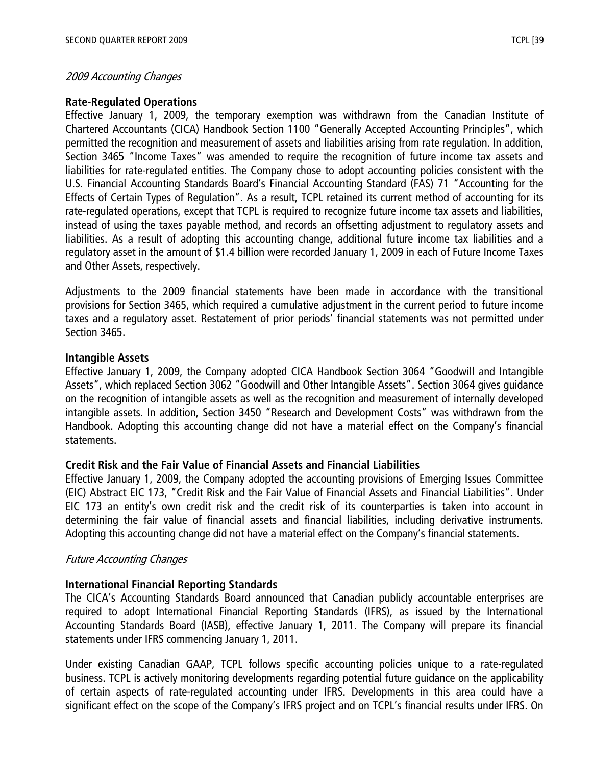*2009 Accounting Changes*

**Rate-Regulated Operations**

Effective January 1, 2009, the temporary exemption was withdrawn from the Canadian Institute of Chartered Accountants (CICA) Handbook Section 1100 "Generally Accepted Accounting Principles", which permitted the recognition and measurement of assets and liabilities arising from rate regulation. In addition, Section 3465 "Income Taxes" was amended to require the recognition of future income tax assets and liabilities for rate-regulated entities. The Company chose to adopt accounting policies consistent with the U.S. Financial Accounting Standards Board's Financial Accounting Standard (FAS) 71 "Accounting for the Effects of Certain Types of Regulation". As a result, TCPL retained its current method of accounting for its rate-regulated operations, except that TCPL is required to recognize future income tax assets and liabilities, instead of using the taxes payable method, and records an offsetting adjustment to regulatory assets and liabilities. As a result of adopting this accounting change, additional future income tax liabilities and a regulatory asset in the amount of $1.4 billion were recorded January 1, 2009 in each of Future Income Taxes and Other Assets, respectively.

Adjustments to the 2009 financial statements have been made in accordance with the transitional provisions for Section 3465, which required a cumulative adjustment in the current period to future income taxes and a regulatory asset. Restatement of prior periods' financial statements was not permitted under Section 3465.

**Intangible Assets**

Effective January 1, 2009, the Company adopted CICA Handbook Section 3064 "Goodwill and Intangible Assets", which replaced Section 3062 "Goodwill and Other Intangible Assets". Section 3064 gives guidance on the recognition of intangible assets as well as the recognition and measurement of internally developed intangible assets. In addition, Section 3450 "Research and Development Costs" was withdrawn from the Handbook. Adopting this accounting change did not have a material effect on the Company's financial statements.

**Credit Risk and the Fair Value of Financial Assets and Financial Liabilities**

Effective January 1, 2009, the Company adopted the accounting provisions of Emerging Issues Committee (EIC) Abstract EIC 173, "Credit Risk and the Fair Value of Financial Assets and Financial Liabilities". Under EIC 173 an entity's own credit risk and the credit risk of its counterparties is taken into account in determining the fair value of financial assets and financial liabilities, including derivative instruments. Adopting this accounting change did not have a material effect on the Company's financial statements.

*Future Accounting Changes*

**International Financial Reporting Standards**

The CICA's Accounting Standards Board announced that Canadian publicly accountable enterprises are required to adopt International Financial Reporting Standards (IFRS), as issued by the International Accounting Standards Board (IASB), effective January 1, 2011. The Company will prepare its financial statements under IFRS commencing January 1, 2011.

Under existing Canadian GAAP, TCPL follows specific accounting policies unique to a rate-regulated business. TCPL is actively monitoring developments regarding potential future guidance on the applicability of certain aspects of rate-regulated accounting under IFRS. Developments in this area could have a significant effect on the scope of the Company's IFRS project and on TCPL's financial results under IFRS. On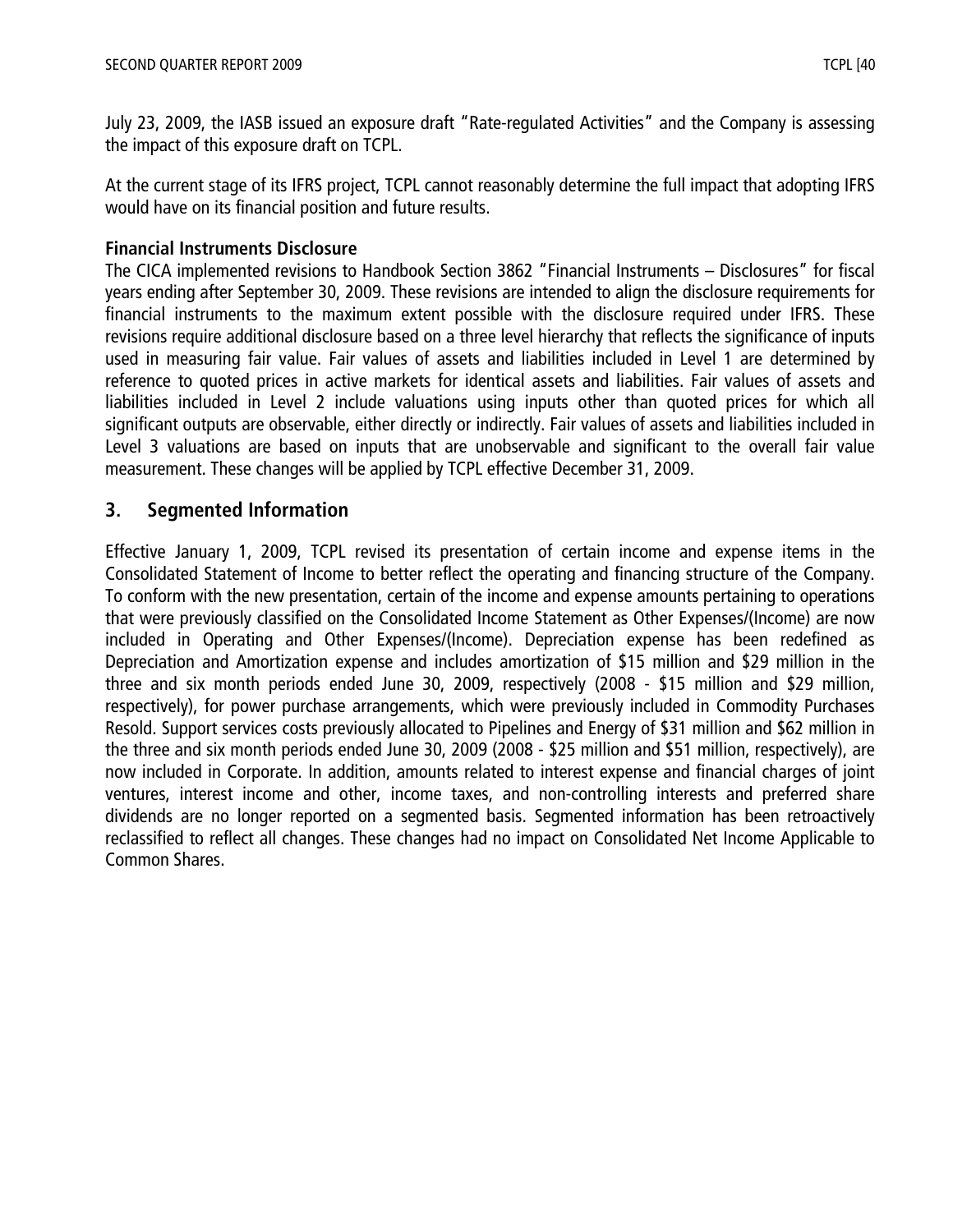July 23, 2009, the IASB issued an exposure draft "Rate-regulated Activities" and the Company is assessing the impact of this exposure draft on TCPL.

At the current stage of its IFRS project, TCPL cannot reasonably determine the full impact that adopting IFRS would have on its financial position and future results.

**Financial Instruments Disclosure**

The CICA implemented revisions to Handbook Section 3862 "Financial Instruments – Disclosures" for fiscal years ending after September 30, 2009. These revisions are intended to align the disclosure requirements for financial instruments to the maximum extent possible with the disclosure required under IFRS. These revisions require additional disclosure based on a three level hierarchy that reflects the significance of inputs used in measuring fair value. Fair values of assets and liabilities included in Level 1 are determined by reference to quoted prices in active markets for identical assets and liabilities. Fair values of assets and liabilities included in Level 2 include valuations using inputs other than quoted prices for which all significant outputs are observable, either directly or indirectly. Fair values of assets and liabilities included in Level 3 valuations are based on inputs that are unobservable and significant to the overall fair value measurement. These changes will be applied by TCPL effective December 31, 2009.

## 3. Segmented Information

Effective January 1, 2009, TCPL revised its presentation of certain income and expense items in the Consolidated Statement of Income to better reflect the operating and financing structure of the Company. To conform with the new presentation, certain of the income and expense amounts pertaining to operations that were previously classified on the Consolidated Income Statement as Other Expenses/(Income) are now included in Operating and Other Expenses/(Income). Depreciation expense has been redefined as Depreciation and Amortization expense and includes amortization of $15 million and $29 million in the three and six month periods ended June 30, 2009, respectively (2008 - $15 million and $29 million, respectively), for power purchase arrangements, which were previously included in Commodity Purchases Resold. Support services costs previously allocated to Pipelines and Energy of $31 million and $62 million in the three and six month periods ended June 30, 2009 (2008 - $25 million and $51 million, respectively), are now included in Corporate. In addition, amounts related to interest expense and financial charges of joint ventures, interest income and other, income taxes, and non-controlling interests and preferred share dividends are no longer reported on a segmented basis. Segmented information has been retroactively reclassified to reflect all changes. These changes had no impact on Consolidated Net Income Applicable to Common Shares.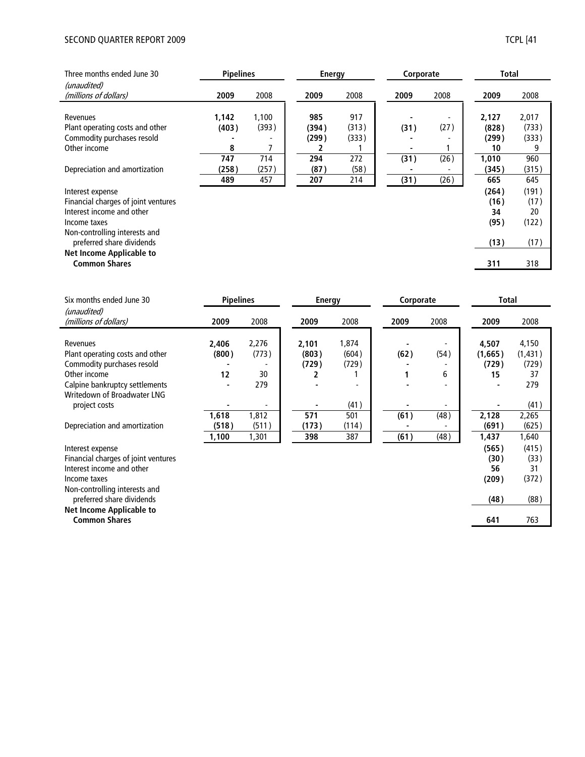| Three months ended June 30 | Pipelines | | Energy | | Corporate | | Total | |
|---|---|---|---|---|---|---|---|---|
| *(unaudited)* *(millions of dollars)* | **2009** | 2008 | **2009** | 2008 | **2009** | 2008 | **2009** | 2008 |
| Revenues | **1,142** | 1,100 | **985** | 917 | **-** | - | **2,127** | 2,017 |
| Plant operating costs and other | **(403)** | (393) | **(394)** | (313) | **(31)** | (27) | **(828)** | (733) |
| Commodity purchases resold | **-** | - | **(299)** | (333) | **-** | - | **(299)** | (333) |
| Other income | **8** | 7 | **2** | 1 | **-** | 1 | **10** | 9 |
| | **747** | 714 | **294** | 272 | **(31)** | (26) | **1,010** | 960 |
| Depreciation and amortization | **(258)** | (257) | **(87)** | (58) | **-** | - | **(345)** | (315) |
| | **489** | 457 | **207** | 214 | **(31)** | (26) | **665** | 645 |
| Interest expense | | | | | | | **(264)** | (191) |
| Financial charges of joint ventures | | | | | | | **(16)** | (17) |
| Interest income and other | | | | | | | **34** | 20 |
| Income taxes | | | | | | | **(95)** | (122) |
| Non-controlling interests and preferred share dividends | | | | | | | **(13)** | (17) |
| **Net Income Applicable to Common Shares** | | | | | | | **311** | 318 |

| Six months ended June 30 | Pipelines | | Energy | | Corporate | | Total | |
|---|---|---|---|---|---|---|---|---|
| *(unaudited)* *(millions of dollars)* | **2009** | 2008 | **2009** | 2008 | **2009** | 2008 | **2009** | 2008 |
| Revenues | **2,406** | 2,276 | **2,101** | 1,874 | **-** | - | **4,507** | 4,150 |
| Plant operating costs and other | **(800)** | (773) | **(803)** | (604) | **(62)** | (54) | **(1,665)** | (1,431) |
| Commodity purchases resold | **-** | - | **(729)** | (729) | **-** | - | **(729)** | (729) |
| Other income | **12** | 30 | **2** | 1 | **1** | 6 | **15** | 37 |
| Calpine bankruptcy settlements | **-** | 279 | **-** | - | **-** | - | **-** | 279 |
| Writedown of Broadwater LNG project costs | **-** | - | **-** | (41) | **-** | - | **-** | (41) |
| | **1,618** | 1,812 | **571** | 501 | **(61)** | (48) | **2,128** | 2,265 |
| Depreciation and amortization | **(518)** | (511) | **(173)** | (114) | **-** | - | **(691)** | (625) |
| | **1,100** | 1,301 | **398** | 387 | **(61)** | (48) | **1,437** | 1,640 |
| Interest expense | | | | | | | **(565)** | (415) |
| Financial charges of joint ventures | | | | | | | **(30)** | (33) |
| Interest income and other | | | | | | | **56** | 31 |
| Income taxes | | | | | | | **(209)** | (372) |
| Non-controlling interests and preferred share dividends | | | | | | | **(48)** | (88) |
| **Net Income Applicable to Common Shares** | | | | | | | **641** | 763 |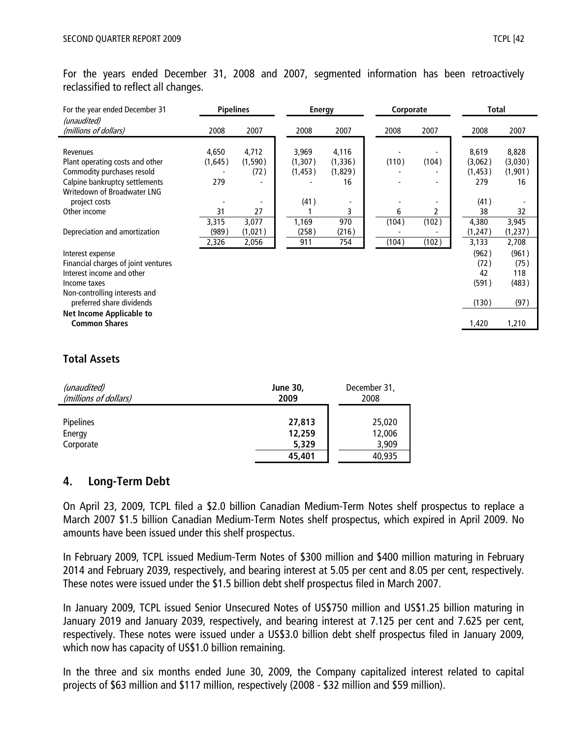For the years ended December 31, 2008 and 2007, segmented information has been retroactively reclassified to reflect all changes.

| For the year ended December 31 | Pipelines | | Energy | | Corporate | | Total | |
|---|---|---|---|---|---|---|---|---|
| *(unaudited)* *(millions of dollars)* | 2008 | 2007 | 2008 | 2007 | 2008 | 2007 | 2008 | 2007 |
| Revenues | 4,650 | 4,712 | 3,969 | 4,116 | - | - | 8,619 | 8,828 |
| Plant operating costs and other | (1,645) | (1,590) | (1,307) | (1,336) | (110) | (104) | (3,062) | (3,030) |
| Commodity purchases resold | - | (72) | (1,453) | (1,829) | - | - | (1,453) | (1,901) |
| Calpine bankruptcy settlements | 279 | - | - | 16 | - | - | 279 | 16 |
| Writedown of Broadwater LNG project costs | - | - | (41) | - | - | - | (41) | - |
| Other income | 31 | 27 | 1 | 3 | 6 | 2 | 38 | 32 |
| | 3,315 | 3,077 | 1,169 | 970 | (104) | (102) | 4,380 | 3,945 |
| Depreciation and amortization | (989) | (1,021) | (258) | (216) | - | - | (1,247) | (1,237) |
| | 2,326 | 2,056 | 911 | 754 | (104) | (102) | 3,133 | 2,708 |
| Interest expense | | | | | | | (962) | (961) |
| Financial charges of joint ventures | | | | | | | (72) | (75) |
| Interest income and other | | | | | | | 42 | 118 |
| Income taxes | | | | | | | (591) | (483) |
| Non-controlling interests and preferred share dividends | | | | | | | (130) | (97) |
| **Net Income Applicable to Common Shares** | | | | | | | 1,420 | 1,210 |

## Total Assets

| *(unaudited)* *(millions of dollars)* | **June 30, 2009** | December 31, 2008 |
|---|---|---|
| Pipelines | **27,813** | 25,020 |
| Energy | **12,259** | 12,006 |
| Corporate | **5,329** | 3,909 |
| | **45,401** | 40,935 |

## 4. Long-Term Debt

On April 23, 2009, TCPL filed a \$2.0 billion Canadian Medium-Term Notes shelf prospectus to replace a March 2007 \$1.5 billion Canadian Medium-Term Notes shelf prospectus, which expired in April 2009. No amounts have been issued under this shelf prospectus.

In February 2009, TCPL issued Medium-Term Notes of \$300 million and \$400 million maturing in February 2014 and February 2039, respectively, and bearing interest at 5.05 per cent and 8.05 per cent, respectively. These notes were issued under the \$1.5 billion debt shelf prospectus filed in March 2007.

In January 2009, TCPL issued Senior Unsecured Notes of US\$750 million and US\$1.25 billion maturing in January 2019 and January 2039, respectively, and bearing interest at 7.125 per cent and 7.625 per cent, respectively. These notes were issued under a US\$3.0 billion debt shelf prospectus filed in January 2009, which now has capacity of US\$1.0 billion remaining.

In the three and six months ended June 30, 2009, the Company capitalized interest related to capital projects of \$63 million and \$117 million, respectively (2008 - \$32 million and \$59 million).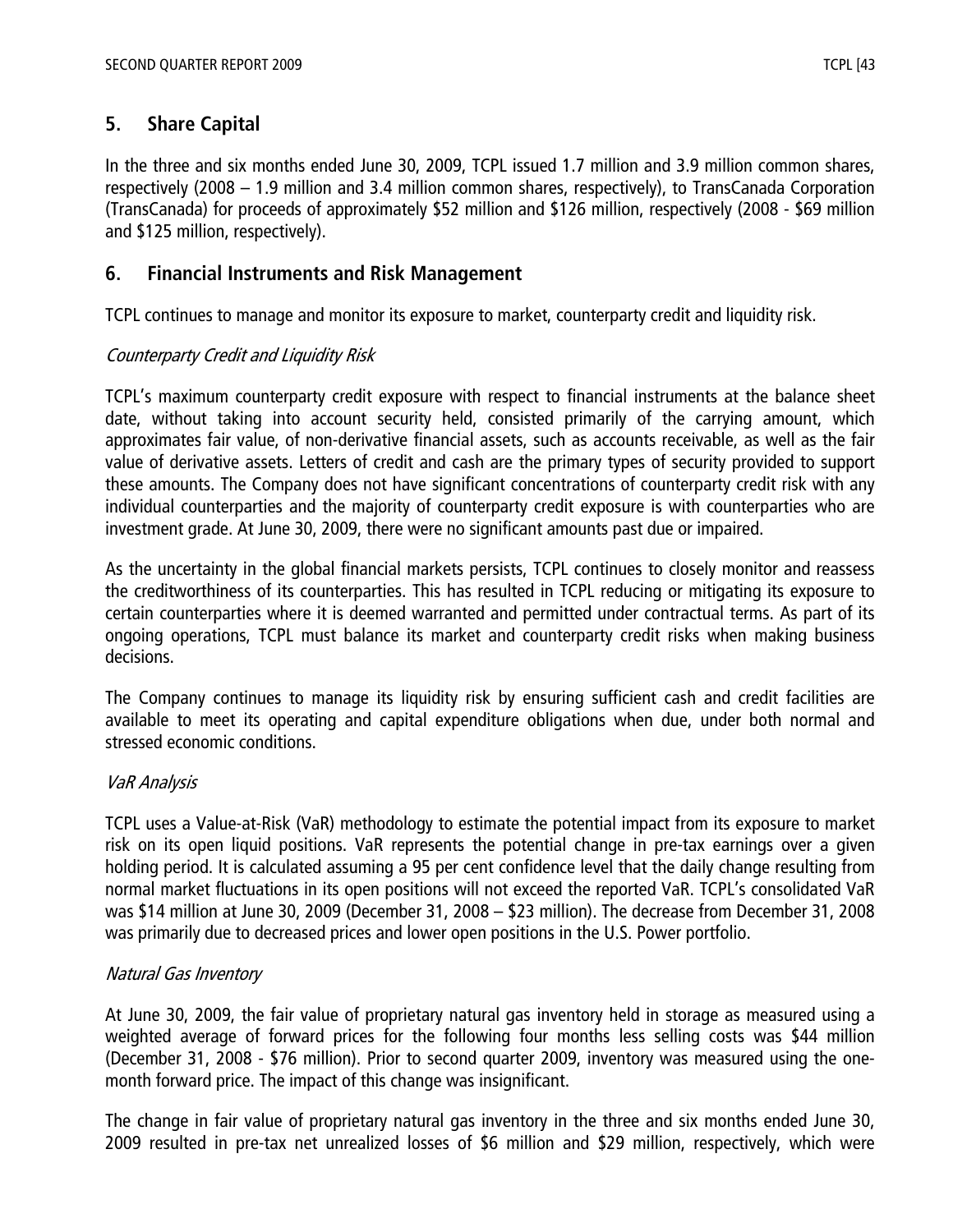## 5. Share Capital

In the three and six months ended June 30, 2009, TCPL issued 1.7 million and 3.9 million common shares, respectively (2008 – 1.9 million and 3.4 million common shares, respectively), to TransCanada Corporation (TransCanada) for proceeds of approximately $52 million and $126 million, respectively (2008 - $69 million and $125 million, respectively).

## 6. Financial Instruments and Risk Management

TCPL continues to manage and monitor its exposure to market, counterparty credit and liquidity risk.

*Counterparty Credit and Liquidity Risk*

TCPL's maximum counterparty credit exposure with respect to financial instruments at the balance sheet date, without taking into account security held, consisted primarily of the carrying amount, which approximates fair value, of non-derivative financial assets, such as accounts receivable, as well as the fair value of derivative assets. Letters of credit and cash are the primary types of security provided to support these amounts. The Company does not have significant concentrations of counterparty credit risk with any individual counterparties and the majority of counterparty credit exposure is with counterparties who are investment grade. At June 30, 2009, there were no significant amounts past due or impaired.

As the uncertainty in the global financial markets persists, TCPL continues to closely monitor and reassess the creditworthiness of its counterparties. This has resulted in TCPL reducing or mitigating its exposure to certain counterparties where it is deemed warranted and permitted under contractual terms. As part of its ongoing operations, TCPL must balance its market and counterparty credit risks when making business decisions.

The Company continues to manage its liquidity risk by ensuring sufficient cash and credit facilities are available to meet its operating and capital expenditure obligations when due, under both normal and stressed economic conditions.

*VaR Analysis*

TCPL uses a Value-at-Risk (VaR) methodology to estimate the potential impact from its exposure to market risk on its open liquid positions. VaR represents the potential change in pre-tax earnings over a given holding period. It is calculated assuming a 95 per cent confidence level that the daily change resulting from normal market fluctuations in its open positions will not exceed the reported VaR. TCPL's consolidated VaR was $14 million at June 30, 2009 (December 31, 2008 – $23 million). The decrease from December 31, 2008 was primarily due to decreased prices and lower open positions in the U.S. Power portfolio.

*Natural Gas Inventory*

At June 30, 2009, the fair value of proprietary natural gas inventory held in storage as measured using a weighted average of forward prices for the following four months less selling costs was $44 million (December 31, 2008 - $76 million). Prior to second quarter 2009, inventory was measured using the one-month forward price. The impact of this change was insignificant.

The change in fair value of proprietary natural gas inventory in the three and six months ended June 30, 2009 resulted in pre-tax net unrealized losses of $6 million and $29 million, respectively, which were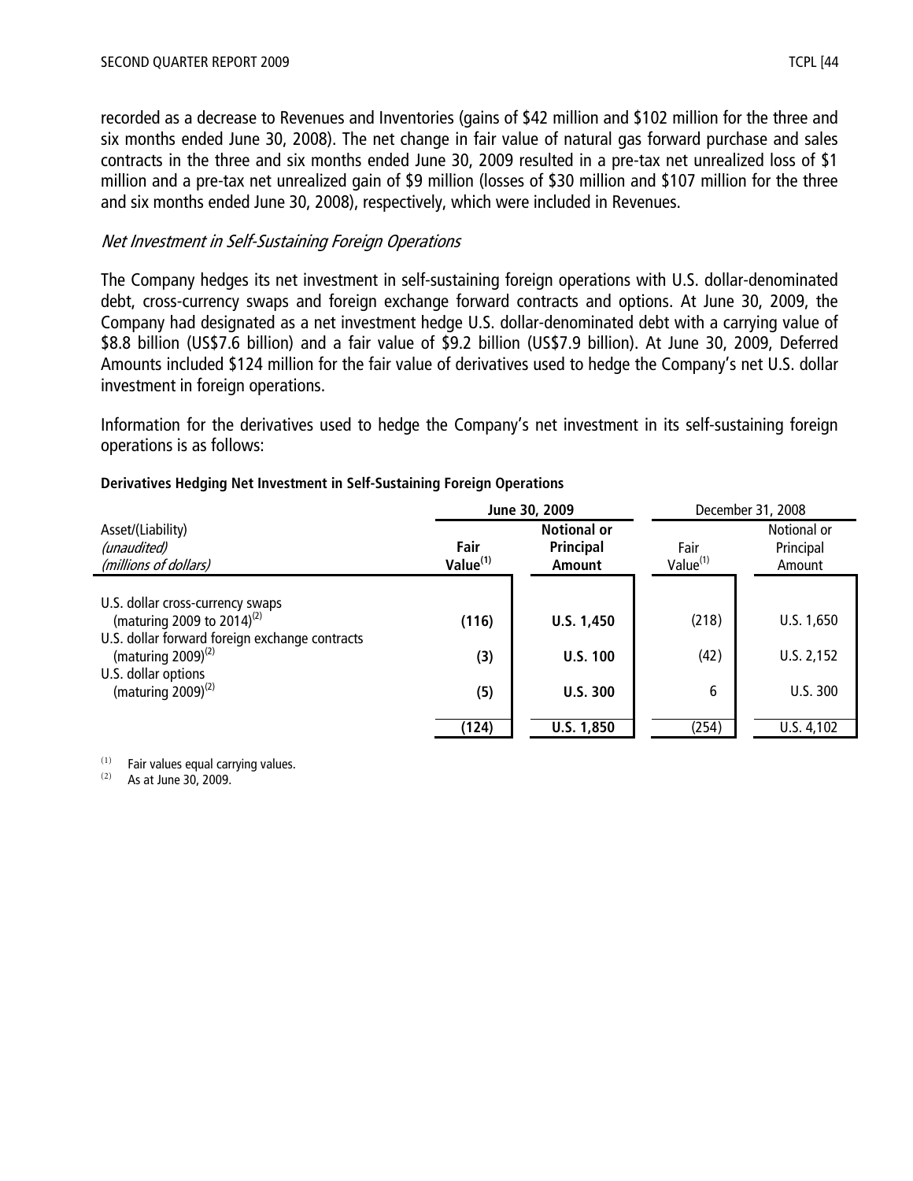recorded as a decrease to Revenues and Inventories (gains of $42 million and $102 million for the three and six months ended June 30, 2008). The net change in fair value of natural gas forward purchase and sales contracts in the three and six months ended June 30, 2009 resulted in a pre-tax net unrealized loss of $1 million and a pre-tax net unrealized gain of $9 million (losses of $30 million and $107 million for the three and six months ended June 30, 2008), respectively, which were included in Revenues.

*Net Investment in Self-Sustaining Foreign Operations*

The Company hedges its net investment in self-sustaining foreign operations with U.S. dollar-denominated debt, cross-currency swaps and foreign exchange forward contracts and options. At June 30, 2009, the Company had designated as a net investment hedge U.S. dollar-denominated debt with a carrying value of $8.8 billion (US$7.6 billion) and a fair value of $9.2 billion (US$7.9 billion). At June 30, 2009, Deferred Amounts included $124 million for the fair value of derivatives used to hedge the Company's net U.S. dollar investment in foreign operations.

Information for the derivatives used to hedge the Company's net investment in its self-sustaining foreign operations is as follows:

**Derivatives Hedging Net Investment in Self-Sustaining Foreign Operations**

| Asset/(Liability) *(unaudited)* *(millions of dollars)* | **June 30, 2009** | | December 31, 2008 | |
|---|---|---|---|---|
| | **Fair Value[1]** | **Notional or Principal Amount** | Fair Value[1] | Notional or Principal Amount |
| U.S. dollar cross-currency swaps (maturing 2009 to 2014)[2] | **(116)** | **U.S. 1,450** | (218) | U.S. 1,650 |
| U.S. dollar forward foreign exchange contracts (maturing 2009)[2] | **(3)** | **U.S. 100** | (42) | U.S. 2,152 |
| U.S. dollar options (maturing 2009)[2] | **(5)** | **U.S. 300** | 6 | U.S. 300 |
| | **(124)** | **U.S. 1,850** | (254) | U.S. 4,102 |

(1) Fair values equal carrying values.
(2) As at June 30, 2009.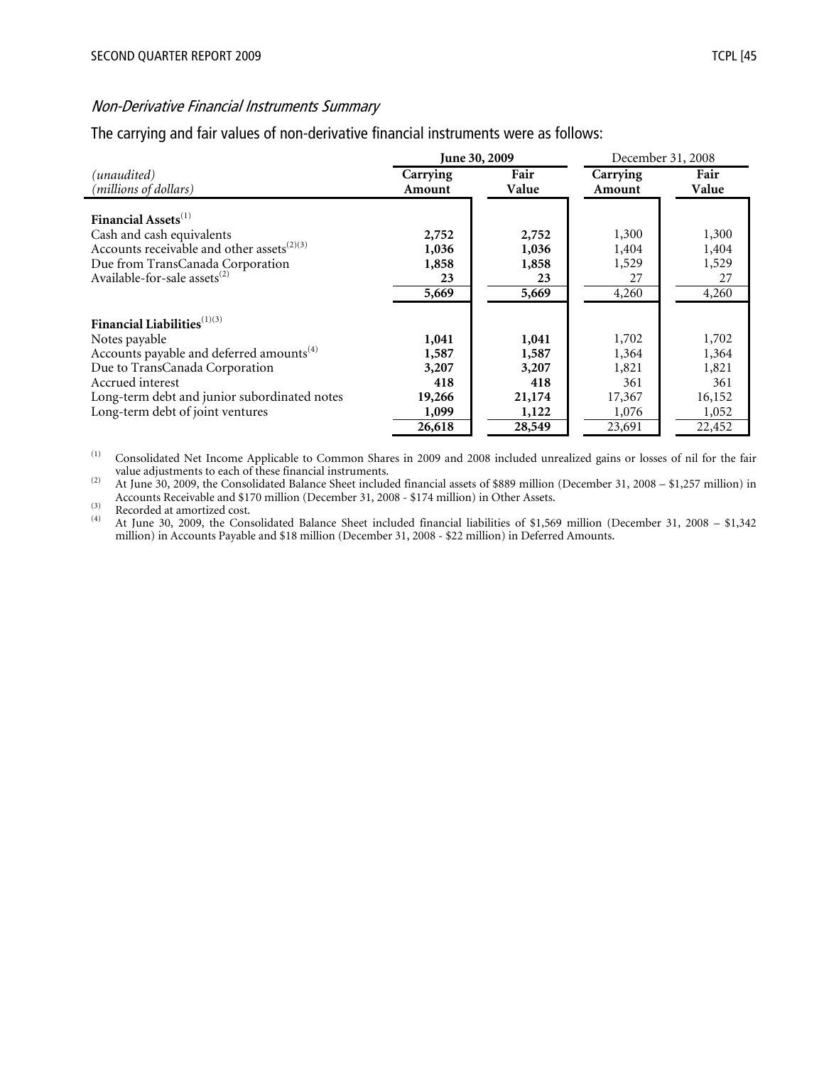### *Non-Derivative Financial Instruments Summary*

The carrying and fair values of non-derivative financial instruments were as follows:

| *(unaudited)* *(millions of dollars)* | **June 30, 2009** | | December 31, 2008 | |
|---|---|---|---|---|
| | **Carrying Amount** | **Fair Value** | **Carrying Amount** | **Fair Value** |
| **Financial Assets**[(1)] | | | | |
| Cash and cash equivalents | **2,752** | **2,752** | 1,300 | 1,300 |
| Accounts receivable and other assets[(2)(3)] | **1,036** | **1,036** | 1,404 | 1,404 |
| Due from TransCanada Corporation | **1,858** | **1,858** | 1,529 | 1,529 |
| Available-for-sale assets[(2)] | **23** | **23** | 27 | 27 |
| | **5,669** | **5,669** | 4,260 | 4,260 |
| **Financial Liabilities**[(1)(3)] | | | | |
| Notes payable | **1,041** | **1,041** | 1,702 | 1,702 |
| Accounts payable and deferred amounts[(4)] | **1,587** | **1,587** | 1,364 | 1,364 |
| Due to TransCanada Corporation | **3,207** | **3,207** | 1,821 | 1,821 |
| Accrued interest | **418** | **418** | 361 | 361 |
| Long-term debt and junior subordinated notes | **19,266** | **21,174** | 17,367 | 16,152 |
| Long-term debt of joint ventures | **1,099** | **1,122** | 1,076 | 1,052 |
| | **26,618** | **28,549** | 23,691 | 22,452 |

(1) Consolidated Net Income Applicable to Common Shares in 2009 and 2008 included unrealized gains or losses of nil for the fair value adjustments to each of these financial instruments.

(2) At June 30, 2009, the Consolidated Balance Sheet included financial assets of $889 million (December 31, 2008 – $1,257 million) in Accounts Receivable and $170 million (December 31, 2008 - $174 million) in Other Assets.

(3) Recorded at amortized cost.

(4) At June 30, 2009, the Consolidated Balance Sheet included financial liabilities of $1,569 million (December 31, 2008 – $1,342 million) in Accounts Payable and $18 million (December 31, 2008 - $22 million) in Deferred Amounts.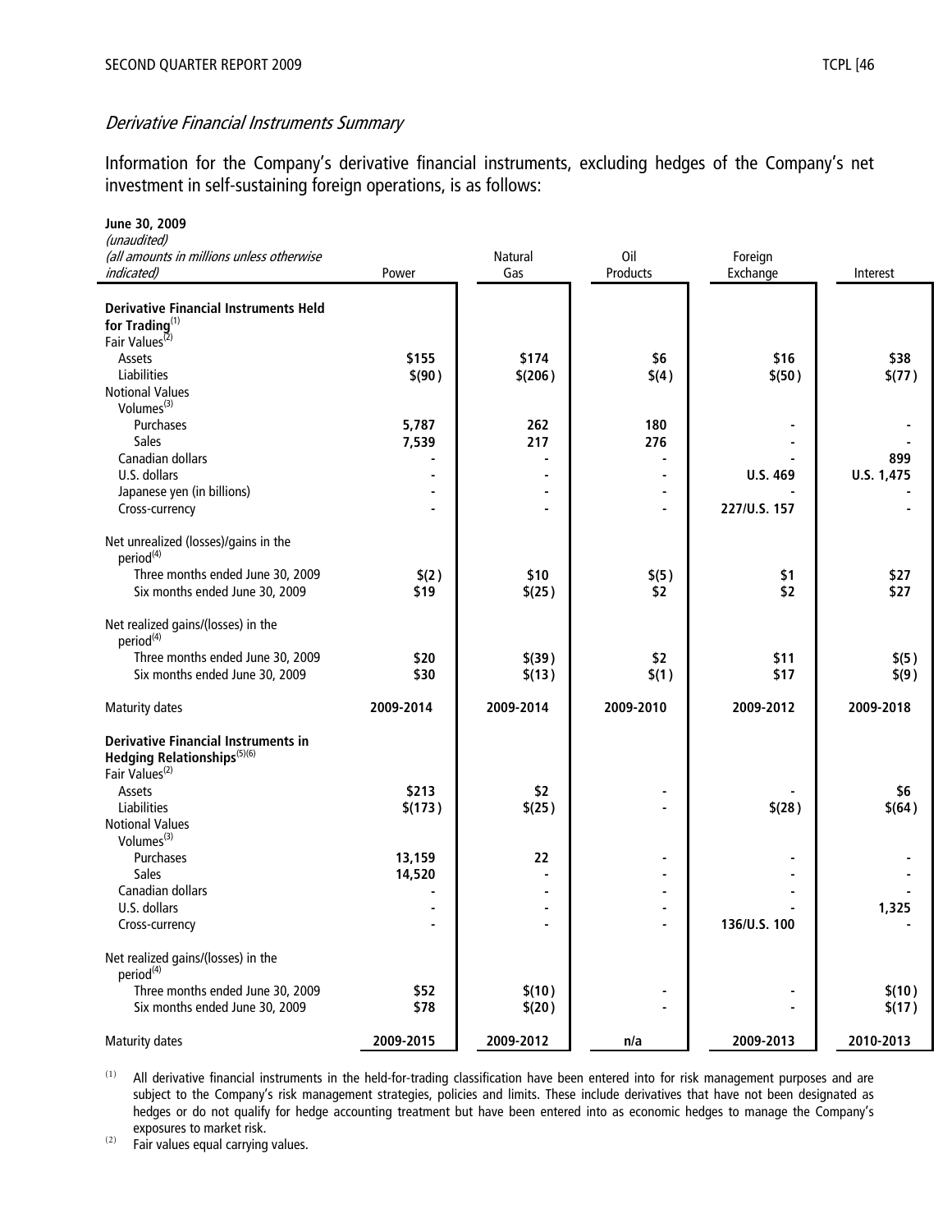### *Derivative Financial Instruments Summary*

Information for the Company's derivative financial instruments, excluding hedges of the Company's net investment in self-sustaining foreign operations, is as follows:

| **June 30, 2009**<br>*(unaudited)*<br>*(all amounts in millions unless otherwise indicated)* | Power | Natural Gas | Oil Products | Foreign Exchange | Interest |
|---|---|---|---|---|---|
| **Derivative Financial Instruments Held for Trading**[1] | | | | | |
| Fair Values[2] | | | | | |
| Assets | **$155** | **$174** | **$6** | **$16** | **$38** |
| Liabilities | **$(90)** | **$(206)** | **$(4)** | **$(50)** | **$(77)** |
| Notional Values | | | | | |
| Volumes[3] | | | | | |
| Purchases | **5,787** | **262** | **180** | **-** | **-** |
| Sales | **7,539** | **217** | **276** | **-** | **-** |
| Canadian dollars | **-** | **-** | **-** | **-** | **899** |
| U.S. dollars | **-** | **-** | **-** | **U.S. 469** | **U.S. 1,475** |
| Japanese yen (in billions) | **-** | **-** | **-** | **-** | **-** |
| Cross-currency | **-** | **-** | **-** | **227/U.S. 157** | **-** |
| Net unrealized (losses)/gains in the period[4] | | | | | |
| Three months ended June 30, 2009 | **$(2)** | **$10** | **$(5)** | **$1** | **$27** |
| Six months ended June 30, 2009 | **$19** | **$(25)** | **$2** | **$2** | **$27** |
| Net realized gains/(losses) in the period[4] | | | | | |
| Three months ended June 30, 2009 | **$20** | **$(39)** | **$2** | **$11** | **$(5)** |
| Six months ended June 30, 2009 | **$30** | **$(13)** | **$(1)** | **$17** | **$(9)** |
| Maturity dates | **2009-2014** | **2009-2014** | **2009-2010** | **2009-2012** | **2009-2018** |
| **Derivative Financial Instruments in Hedging Relationships**[5][6] | | | | | |
| Fair Values[2] | | | | | |
| Assets | **$213** | **$2** | **-** | **-** | **$6** |
| Liabilities | **$(173)** | **$(25)** | **-** | **$(28)** | **$(64)** |
| Notional Values | | | | | |
| Volumes[3] | | | | | |
| Purchases | **13,159** | **22** | **-** | **-** | **-** |
| Sales | **14,520** | **-** | **-** | **-** | **-** |
| Canadian dollars | **-** | **-** | **-** | **-** | **-** |
| U.S. dollars | **-** | **-** | **-** | **-** | **1,325** |
| Cross-currency | **-** | **-** | **-** | **136/U.S. 100** | **-** |
| Net realized gains/(losses) in the period[4] | | | | | |
| Three months ended June 30, 2009 | **$52** | **$(10)** | **-** | **-** | **$(10)** |
| Six months ended June 30, 2009 | **$78** | **$(20)** | **-** | **-** | **$(17)** |
| Maturity dates | **2009-2015** | **2009-2012** | **n/a** | **2009-2013** | **2010-2013** |

(1) All derivative financial instruments in the held-for-trading classification have been entered into for risk management purposes and are subject to the Company's risk management strategies, policies and limits. These include derivatives that have not been designated as hedges or do not qualify for hedge accounting treatment but have been entered into as economic hedges to manage the Company's exposures to market risk.

(2) Fair values equal carrying values.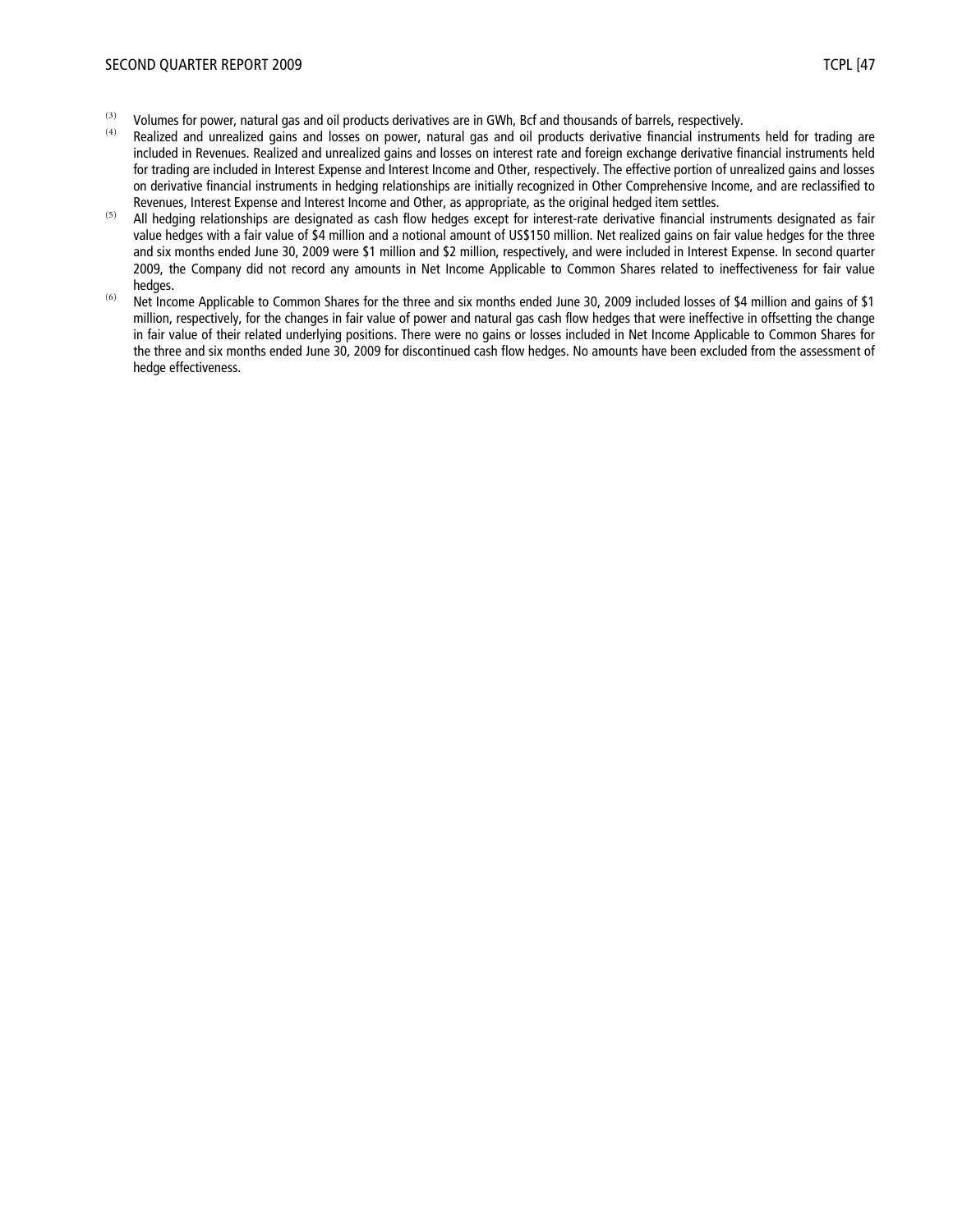(3) Volumes for power, natural gas and oil products derivatives are in GWh, Bcf and thousands of barrels, respectively.

(4) Realized and unrealized gains and losses on power, natural gas and oil products derivative financial instruments held for trading are included in Revenues. Realized and unrealized gains and losses on interest rate and foreign exchange derivative financial instruments held for trading are included in Interest Expense and Interest Income and Other, respectively. The effective portion of unrealized gains and losses on derivative financial instruments in hedging relationships are initially recognized in Other Comprehensive Income, and are reclassified to Revenues, Interest Expense and Interest Income and Other, as appropriate, as the original hedged item settles.

(5) All hedging relationships are designated as cash flow hedges except for interest-rate derivative financial instruments designated as fair value hedges with a fair value of $4 million and a notional amount of US$150 million. Net realized gains on fair value hedges for the three and six months ended June 30, 2009 were $1 million and $2 million, respectively, and were included in Interest Expense. In second quarter 2009, the Company did not record any amounts in Net Income Applicable to Common Shares related to ineffectiveness for fair value hedges.

(6) Net Income Applicable to Common Shares for the three and six months ended June 30, 2009 included losses of $4 million and gains of $1 million, respectively, for the changes in fair value of power and natural gas cash flow hedges that were ineffective in offsetting the change in fair value of their related underlying positions. There were no gains or losses included in Net Income Applicable to Common Shares for the three and six months ended June 30, 2009 for discontinued cash flow hedges. No amounts have been excluded from the assessment of hedge effectiveness.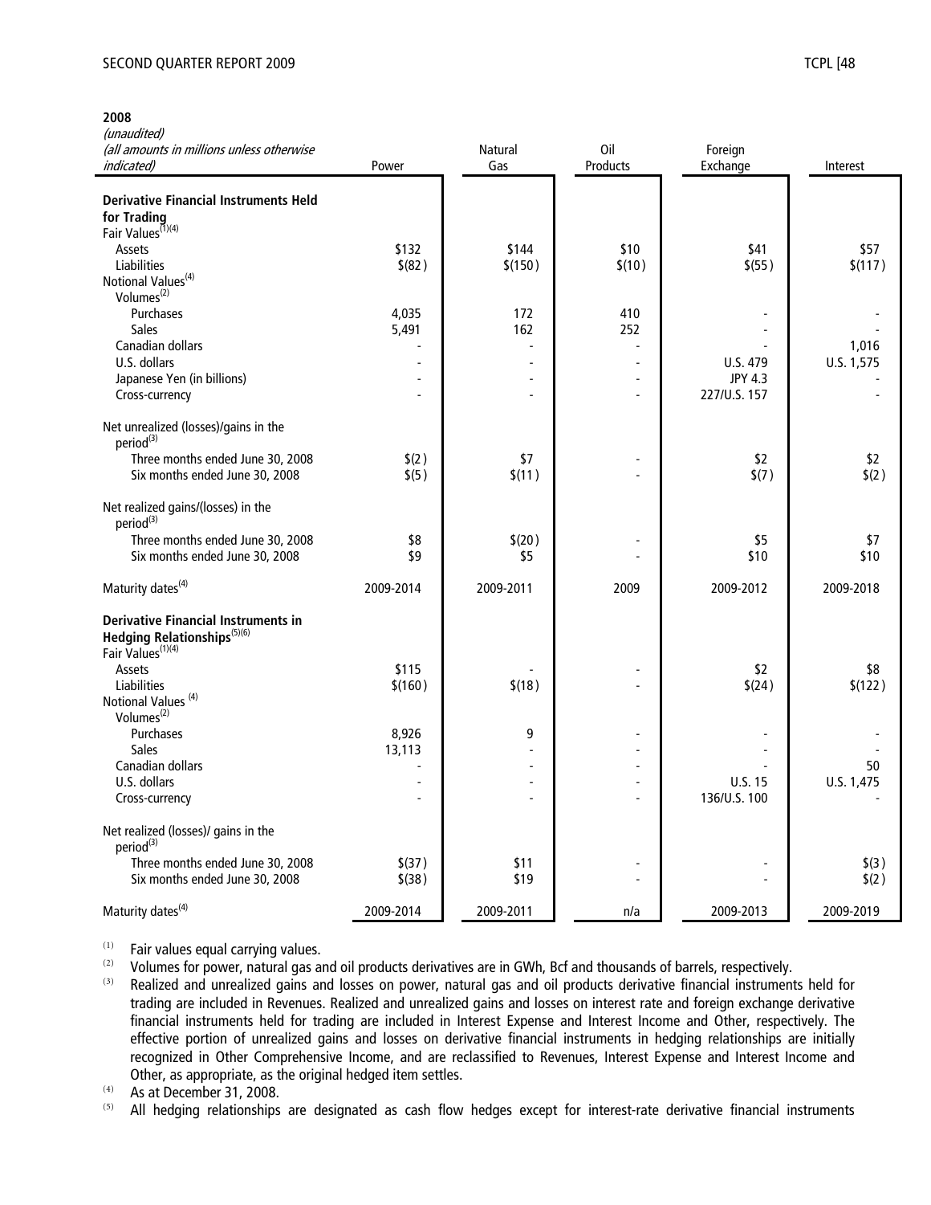**2008**

| *(unaudited)* *(all amounts in millions unless otherwise indicated)* | Power | Natural Gas | Oil Products | Foreign Exchange | Interest |
|---|---|---|---|---|---|
| **Derivative Financial Instruments Held for Trading** | | | | | |
| Fair Values[(1)(4)] | | | | | |
| Assets | $132 | $144 | $10 | $41 | $57 |
| Liabilities | $(82) | $(150) | $(10) | $(55) | $(117) |
| Notional Values[(4)] | | | | | |
| Volumes[(2)] | | | | | |
| Purchases | 4,035 | 172 | 410 | - | - |
| Sales | 5,491 | 162 | 252 | - | - |
| Canadian dollars | - | - | - | - | 1,016 |
| U.S. dollars | - | - | - | U.S. 479 | U.S. 1,575 |
| Japanese Yen (in billions) | - | - | - | JPY 4.3 | - |
| Cross-currency | - | - | - | 227/U.S. 157 | - |
| Net unrealized (losses)/gains in the period[(3)] | | | | | |
| Three months ended June 30, 2008 | $(2) | $7 | - | $2 | $2 |
| Six months ended June 30, 2008 | $(5) | $(11) | - | $(7) | $(2) |
| Net realized gains/(losses) in the period[(3)] | | | | | |
| Three months ended June 30, 2008 | $8 | $(20) | - | $5 | $7 |
| Six months ended June 30, 2008 | $9 | $5 | - | $10 | $10 |
| Maturity dates[(4)] | 2009-2014 | 2009-2011 | 2009 | 2009-2012 | 2009-2018 |
| **Derivative Financial Instruments in Hedging Relationships[(5)(6)]** | | | | | |
| Fair Values[(1)(4)] | | | | | |
| Assets | $115 | - | - | $2 | $8 |
| Liabilities | $(160) | $(18) | - | $(24) | $(122) |
| Notional Values [(4)] | | | | | |
| Volumes[(2)] | | | | | |
| Purchases | 8,926 | 9 | - | - | - |
| Sales | 13,113 | - | - | - | - |
| Canadian dollars | - | - | - | - | 50 |
| U.S. dollars | - | - | - | U.S. 15 | U.S. 1,475 |
| Cross-currency | - | - | - | 136/U.S. 100 | - |
| Net realized (losses)/ gains in the period[(3)] | | | | | |
| Three months ended June 30, 2008 | $(37) | $11 | - | - | $(3) |
| Six months ended June 30, 2008 | $(38) | $19 | - | - | $(2) |
| Maturity dates[(4)] | 2009-2014 | 2009-2011 | n/a | 2009-2013 | 2009-2019 |

(1) Fair values equal carrying values.

(2) Volumes for power, natural gas and oil products derivatives are in GWh, Bcf and thousands of barrels, respectively.

(3) Realized and unrealized gains and losses on power, natural gas and oil products derivative financial instruments held for trading are included in Revenues. Realized and unrealized gains and losses on interest rate and foreign exchange derivative financial instruments held for trading are included in Interest Expense and Interest Income and Other, respectively. The effective portion of unrealized gains and losses on derivative financial instruments in hedging relationships are initially recognized in Other Comprehensive Income, and are reclassified to Revenues, Interest Expense and Interest Income and Other, as appropriate, as the original hedged item settles.

(4) As at December 31, 2008.

(5) All hedging relationships are designated as cash flow hedges except for interest-rate derivative financial instruments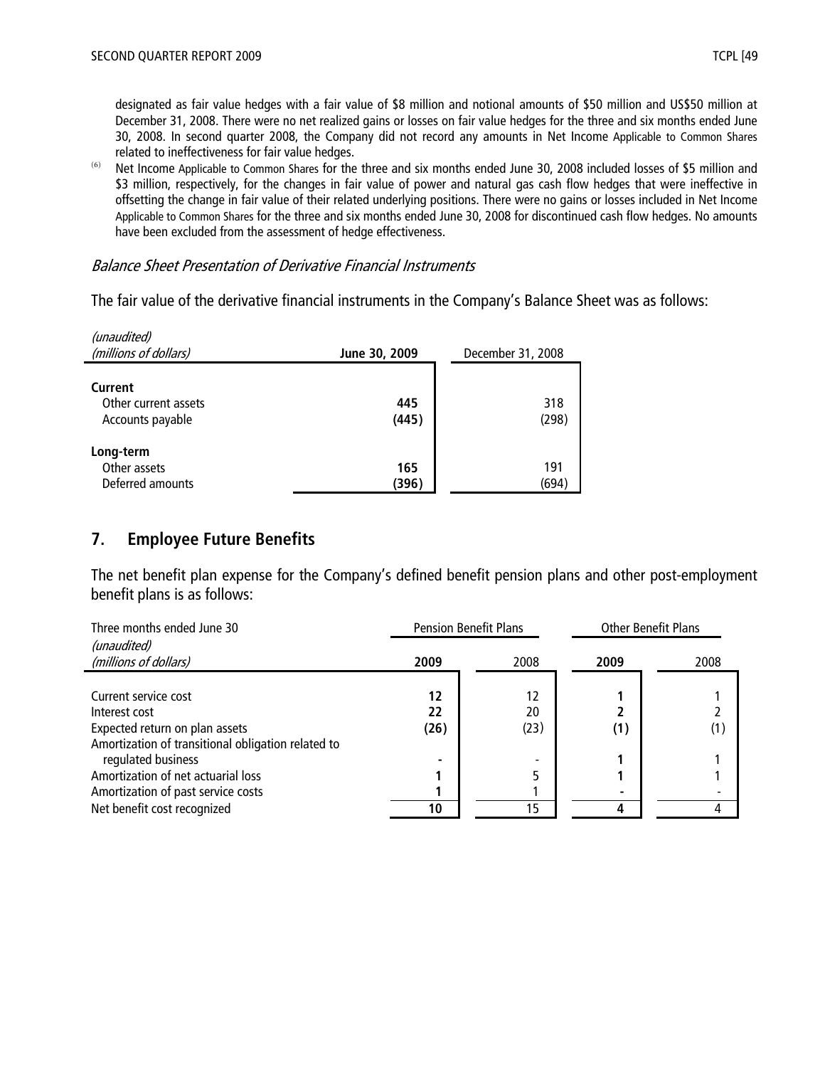designated as fair value hedges with a fair value of $8 million and notional amounts of $50 million and US$50 million at December 31, 2008. There were no net realized gains or losses on fair value hedges for the three and six months ended June 30, 2008. In second quarter 2008, the Company did not record any amounts in Net Income Applicable to Common Shares related to ineffectiveness for fair value hedges.

(6) Net Income Applicable to Common Shares for the three and six months ended June 30, 2008 included losses of $5 million and $3 million, respectively, for the changes in fair value of power and natural gas cash flow hedges that were ineffective in offsetting the change in fair value of their related underlying positions. There were no gains or losses included in Net Income Applicable to Common Shares for the three and six months ended June 30, 2008 for discontinued cash flow hedges. No amounts have been excluded from the assessment of hedge effectiveness.

*Balance Sheet Presentation of Derivative Financial Instruments*

The fair value of the derivative financial instruments in the Company's Balance Sheet was as follows:

| *(unaudited)* *(millions of dollars)* | June 30, 2009 | December 31, 2008 |
|---|---|---|
| **Current** | | |
| Other current assets | **445** | 318 |
| Accounts payable | **(445)** | (298) |
| **Long-term** | | |
| Other assets | **165** | 191 |
| Deferred amounts | **(396)** | (694) |

## 7. Employee Future Benefits

The net benefit plan expense for the Company's defined benefit pension plans and other post-employment benefit plans is as follows:

| Three months ended June 30 | Pension Benefit Plans | | Other Benefit Plans | |
|---|---|---|---|---|
| *(unaudited)* *(millions of dollars)* | **2009** | 2008 | **2009** | 2008 |
| Current service cost | **12** | 12 | **1** | 1 |
| Interest cost | **22** | 20 | **2** | 2 |
| Expected return on plan assets | **(26)** | (23) | **(1)** | (1) |
| Amortization of transitional obligation related to regulated business | **-** | - | **1** | 1 |
| Amortization of net actuarial loss | **1** | 5 | **1** | 1 |
| Amortization of past service costs | **1** | 1 | **-** | - |
| Net benefit cost recognized | **10** | 15 | **4** | 4 |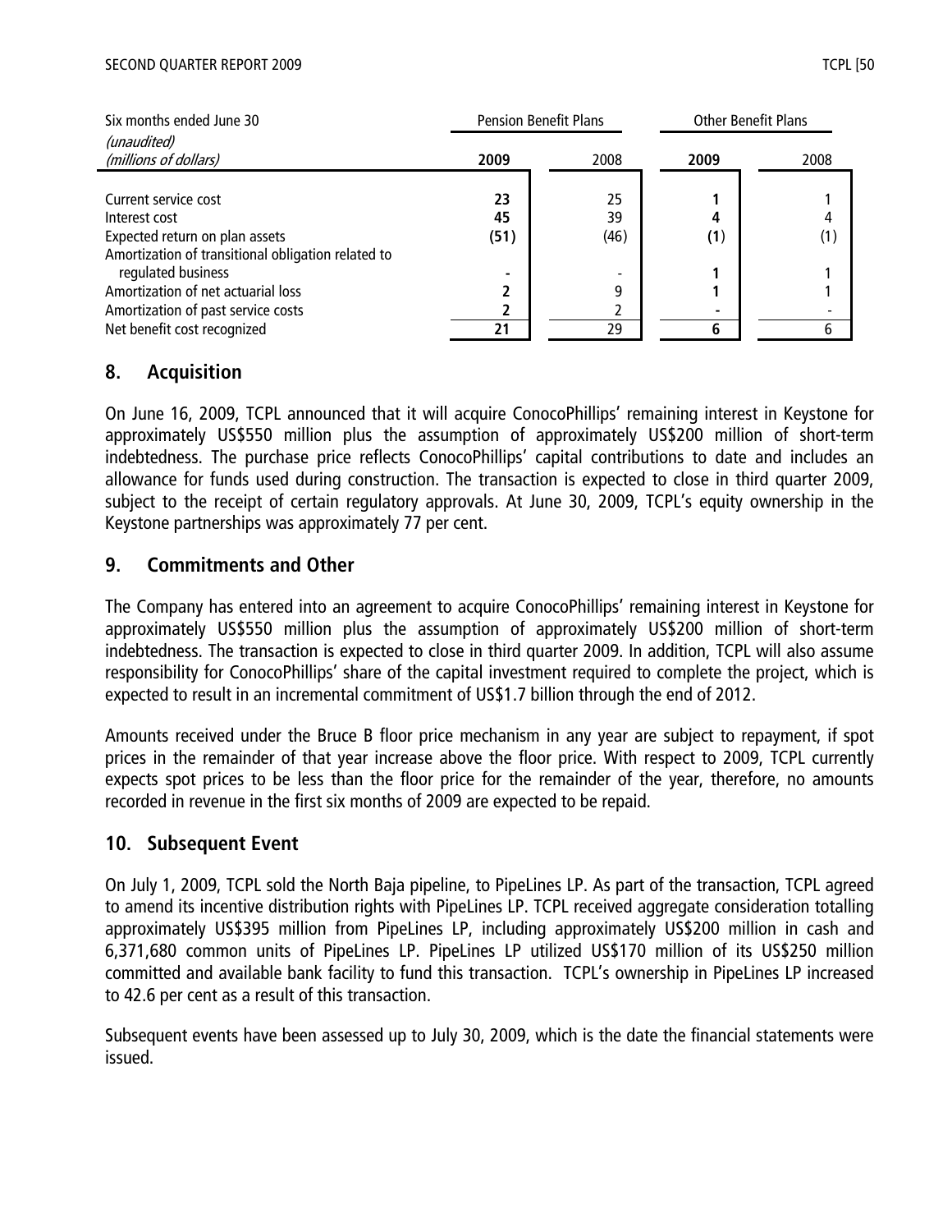| Six months ended June 30 | Pension Benefit Plans | | Other Benefit Plans | |
|---|---|---|---|---|
| *(unaudited)*<br>*(millions of dollars)* | **2009** | 2008 | **2009** | 2008 |
| Current service cost | **23** | 25 | **1** | 1 |
| Interest cost | **45** | 39 | **4** | 4 |
| Expected return on plan assets | **(51)** | (46) | **(1)** | (1) |
| Amortization of transitional obligation related to regulated business | **-** | - | **1** | 1 |
| Amortization of net actuarial loss | **2** | 9 | **1** | 1 |
| Amortization of past service costs | **2** | 2 | **-** | - |
| Net benefit cost recognized | **21** | 29 | **6** | 6 |

## 8. Acquisition

On June 16, 2009, TCPL announced that it will acquire ConocoPhillips' remaining interest in Keystone for approximately US$550 million plus the assumption of approximately US$200 million of short-term indebtedness. The purchase price reflects ConocoPhillips' capital contributions to date and includes an allowance for funds used during construction. The transaction is expected to close in third quarter 2009, subject to the receipt of certain regulatory approvals. At June 30, 2009, TCPL's equity ownership in the Keystone partnerships was approximately 77 per cent.

## 9. Commitments and Other

The Company has entered into an agreement to acquire ConocoPhillips' remaining interest in Keystone for approximately US$550 million plus the assumption of approximately US$200 million of short-term indebtedness. The transaction is expected to close in third quarter 2009. In addition, TCPL will also assume responsibility for ConocoPhillips' share of the capital investment required to complete the project, which is expected to result in an incremental commitment of US$1.7 billion through the end of 2012.

Amounts received under the Bruce B floor price mechanism in any year are subject to repayment, if spot prices in the remainder of that year increase above the floor price. With respect to 2009, TCPL currently expects spot prices to be less than the floor price for the remainder of the year, therefore, no amounts recorded in revenue in the first six months of 2009 are expected to be repaid.

## 10. Subsequent Event

On July 1, 2009, TCPL sold the North Baja pipeline, to PipeLines LP. As part of the transaction, TCPL agreed to amend its incentive distribution rights with PipeLines LP. TCPL received aggregate consideration totalling approximately US$395 million from PipeLines LP, including approximately US$200 million in cash and 6,371,680 common units of PipeLines LP. PipeLines LP utilized US$170 million of its US$250 million committed and available bank facility to fund this transaction. TCPL's ownership in PipeLines LP increased to 42.6 per cent as a result of this transaction.

Subsequent events have been assessed up to July 30, 2009, which is the date the financial statements were issued.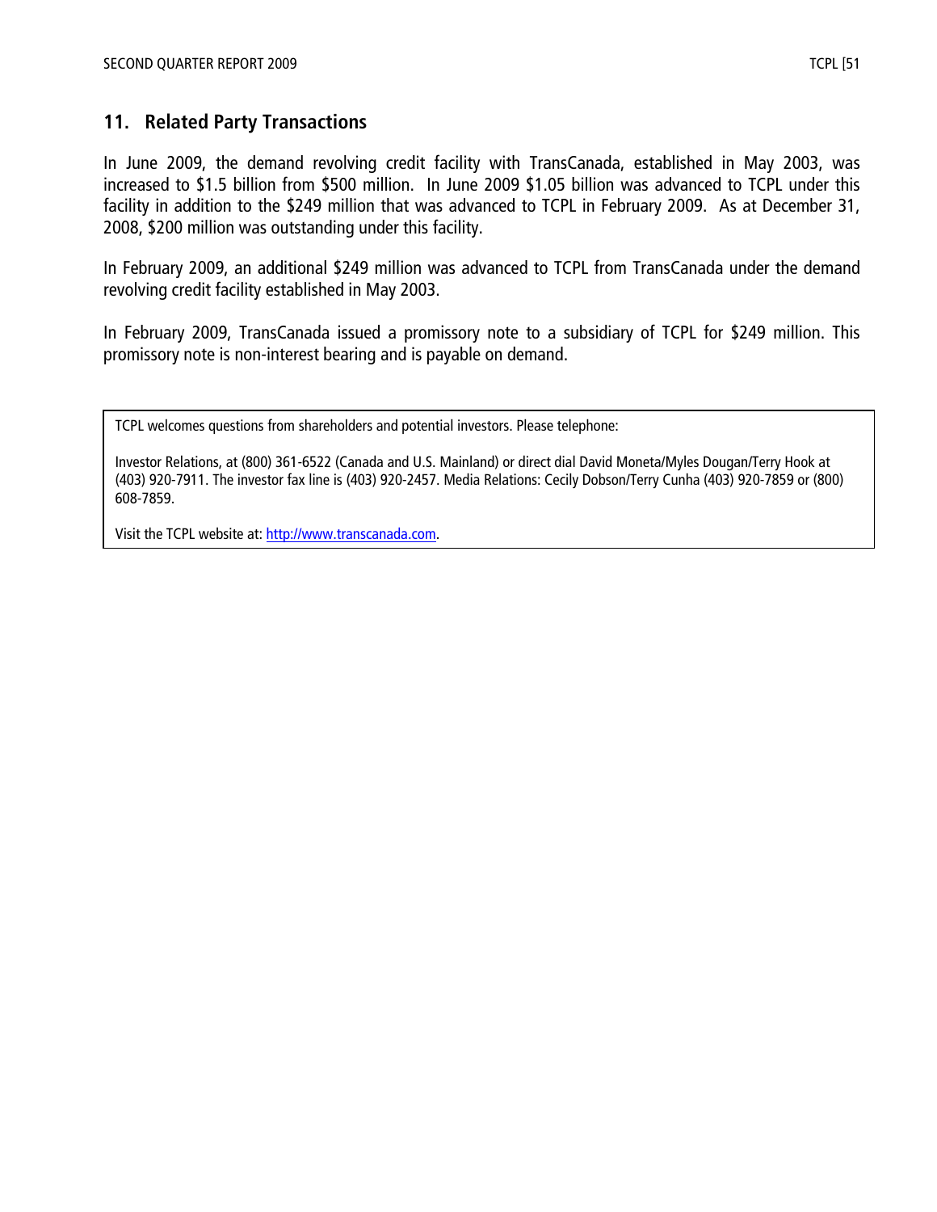## 11. Related Party Transactions

In June 2009, the demand revolving credit facility with TransCanada, established in May 2003, was increased to $1.5 billion from $500 million. In June 2009 $1.05 billion was advanced to TCPL under this facility in addition to the $249 million that was advanced to TCPL in February 2009. As at December 31, 2008, $200 million was outstanding under this facility.

In February 2009, an additional $249 million was advanced to TCPL from TransCanada under the demand revolving credit facility established in May 2003.

In February 2009, TransCanada issued a promissory note to a subsidiary of TCPL for $249 million. This promissory note is non-interest bearing and is payable on demand.

TCPL welcomes questions from shareholders and potential investors. Please telephone:

Investor Relations, at (800) 361-6522 (Canada and U.S. Mainland) or direct dial David Moneta/Myles Dougan/Terry Hook at (403) 920-7911. The investor fax line is (403) 920-2457. Media Relations: Cecily Dobson/Terry Cunha (403) 920-7859 or (800) 608-7859.

Visit the TCPL website at: http://www.transcanada.com.